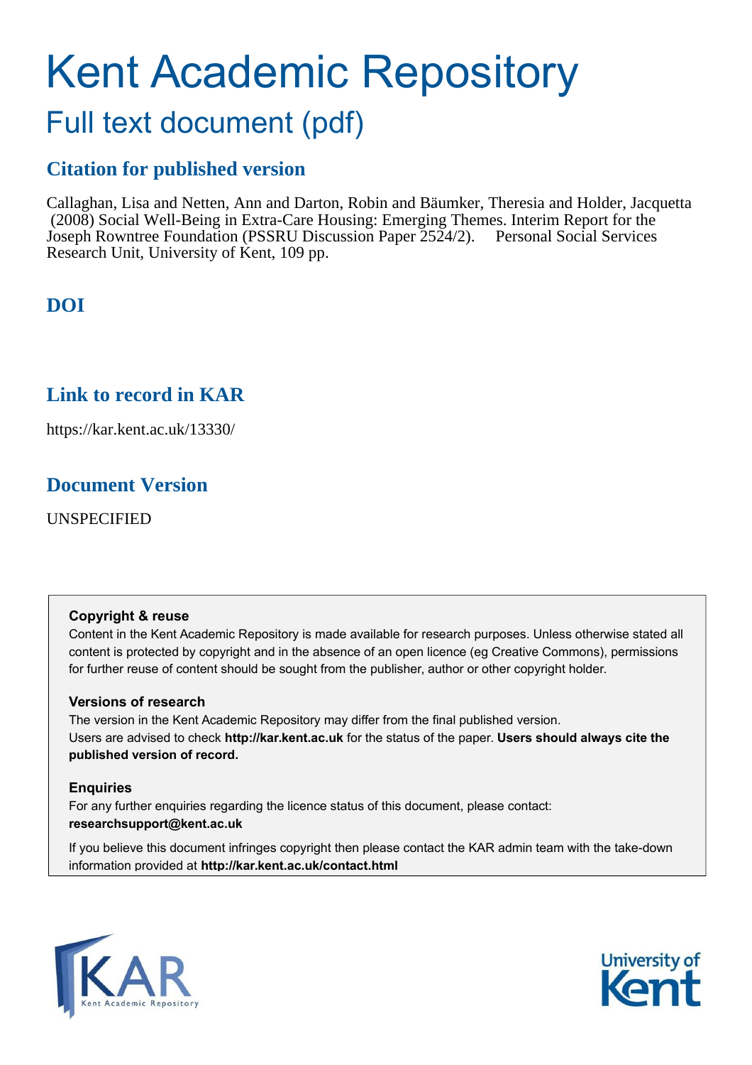# Kent Academic Repository

## Full text document (pdf)

### Citation for published version

Callaghan, Lisa and Netten, Ann and Darton, Robin and Bäumker, Theresia and Holder, Jacquetta (2008) Social Well-Being in Extra-Care Housing: Emerging Themes. Interim Report for the Joseph Rowntree Foundation (PSSRU Discussion Paper 2524/2). Personal Social Services Research Unit, University of Kent, 109 pp.

### DOI

### Link to record in KAR

https://kar.kent.ac.uk/13330/

### Document Version

UNSPECIFIED

**Copyright & reuse**

Content in the Kent Academic Repository is made available for research purposes. Unless otherwise stated all content is protected by copyright and in the absence of an open licence (eg Creative Commons), permissions for further reuse of content should be sought from the publisher, author or other copyright holder.

**Versions of research**

The version in the Kent Academic Repository may differ from the final published version. Users are advised to check **http://kar.kent.ac.uk** for the status of the paper. **Users should always cite the published version of record.**

**Enquiries**

For any further enquiries regarding the licence status of this document, please contact: **researchsupport@kent.ac.uk**

If you believe this document infringes copyright then please contact the KAR admin team with the take-down information provided at **http://kar.kent.ac.uk/contact.html**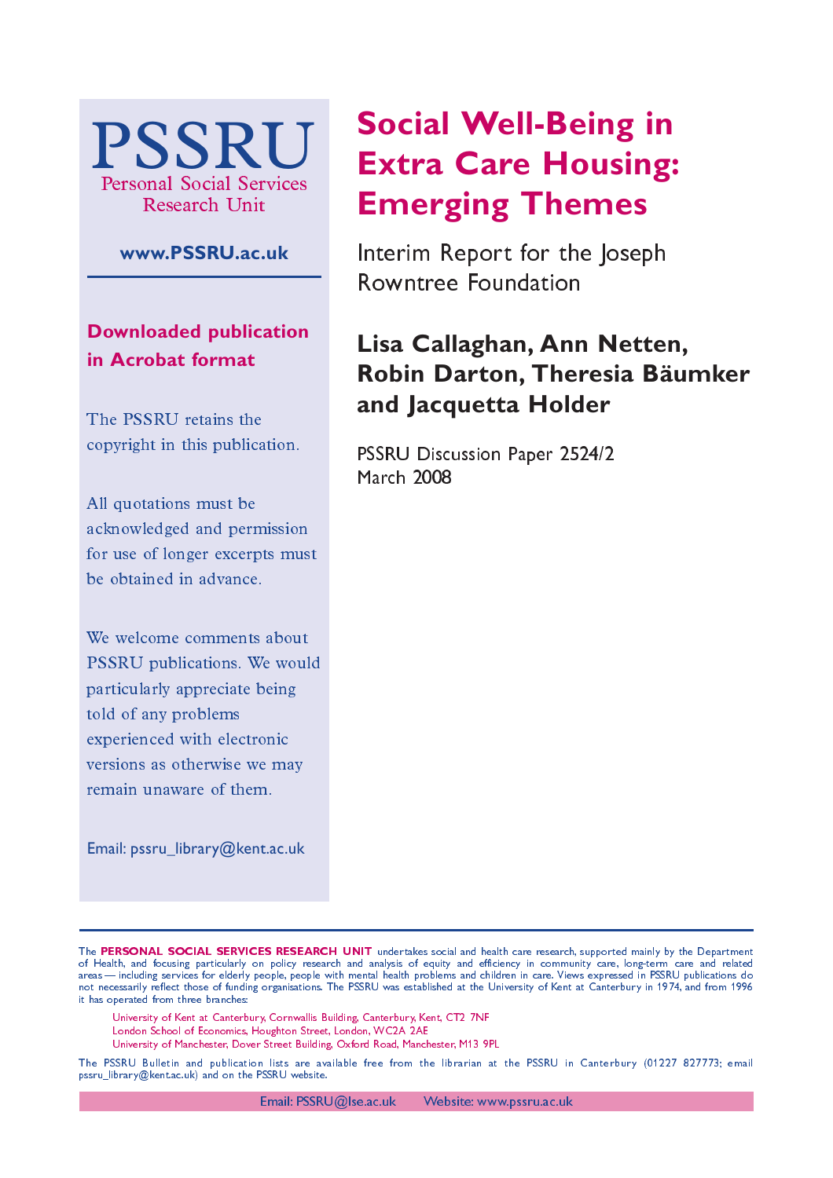# Social Well-Being in Extra Care Housing: Emerging Themes

Interim Report for the Joseph Rowntree Foundation

**Lisa Callaghan, Ann Netten, Robin Darton, Theresia Bäumker and Jacquetta Holder**

PSSRU Discussion Paper 2524/2
March 2008

PSSRU
Personal Social Services Research Unit

www.PSSRU.ac.uk

**Downloaded publication in Acrobat format**

The PSSRU retains the copyright in this publication.

All quotations must be acknowledged and permission for use of longer excerpts must be obtained in advance.

We welcome comments about PSSRU publications. We would particularly appreciate being told of any problems experienced with electronic versions as otherwise we may remain unaware of them.

Email: pssru_library@kent.ac.uk

The **PERSONAL SOCIAL SERVICES RESEARCH UNIT** undertakes social and health care research, supported mainly by the Department of Health, and focusing particularly on policy research and analysis of equity and efficiency in community care, long-term care and related areas — including services for elderly people, people with mental health problems and children in care. Views expressed in PSSRU publications do not necessarily reflect those of funding organisations. The PSSRU was established at the University of Kent at Canterbury in 1974, and from 1996 it has operated from three branches:

University of Kent at Canterbury, Cornwallis Building, Canterbury, Kent, CT2 7NF
London School of Economics, Houghton Street, London, WC2A 2AE
University of Manchester, Dover Street Building, Oxford Road, Manchester, M13 9PL

The PSSRU Bulletin and publication lists are available free from the librarian at the PSSRU in Canterbury (01227 827773; email pssru_library@kent.ac.uk) and on the PSSRU website.

Email: PSSRU@lse.ac.uk Website: www.pssru.ac.uk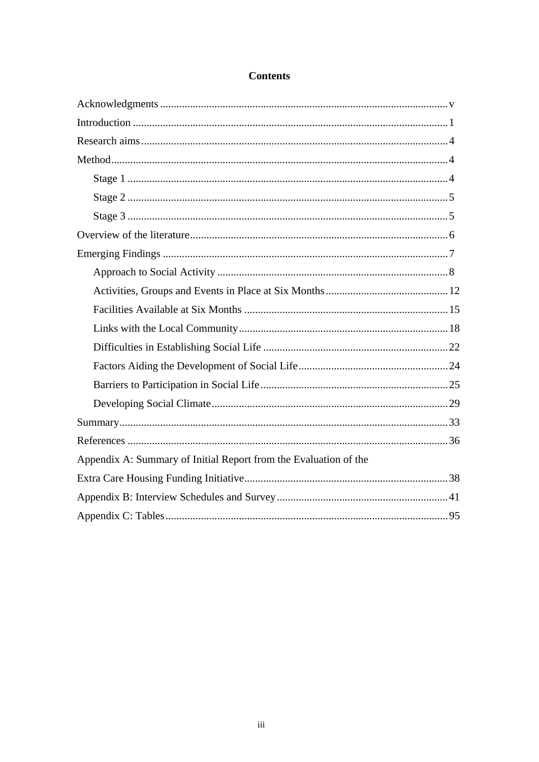# Contents

Acknowledgments .......................................................................................................... v

Introduction .................................................................................................................... 1

Research aims ................................................................................................................ 4

Method ........................................................................................................................... 4

- Stage 1 ...................................................................................................................... 4
- Stage 2 ...................................................................................................................... 5
- Stage 3 ...................................................................................................................... 5

Overview of the literature .............................................................................................. 6

Emerging Findings ......................................................................................................... 7

- Approach to Social Activity ..................................................................................... 8
- Activities, Groups and Events in Place at Six Months ............................................ 12
- Facilities Available at Six Months .......................................................................... 15
- Links with the Local Community ............................................................................ 18
- Difficulties in Establishing Social Life ................................................................... 22
- Factors Aiding the Development of Social Life ....................................................... 24
- Barriers to Participation in Social Life .................................................................... 25
- Developing Social Climate ...................................................................................... 29

Summary ....................................................................................................................... 33

References ..................................................................................................................... 36

Appendix A: Summary of Initial Report from the Evaluation of the Extra Care Housing Funding Initiative .......................................................................... 38

Appendix B: Interview Schedules and Survey .............................................................. 41

Appendix C: Tables ....................................................................................................... 95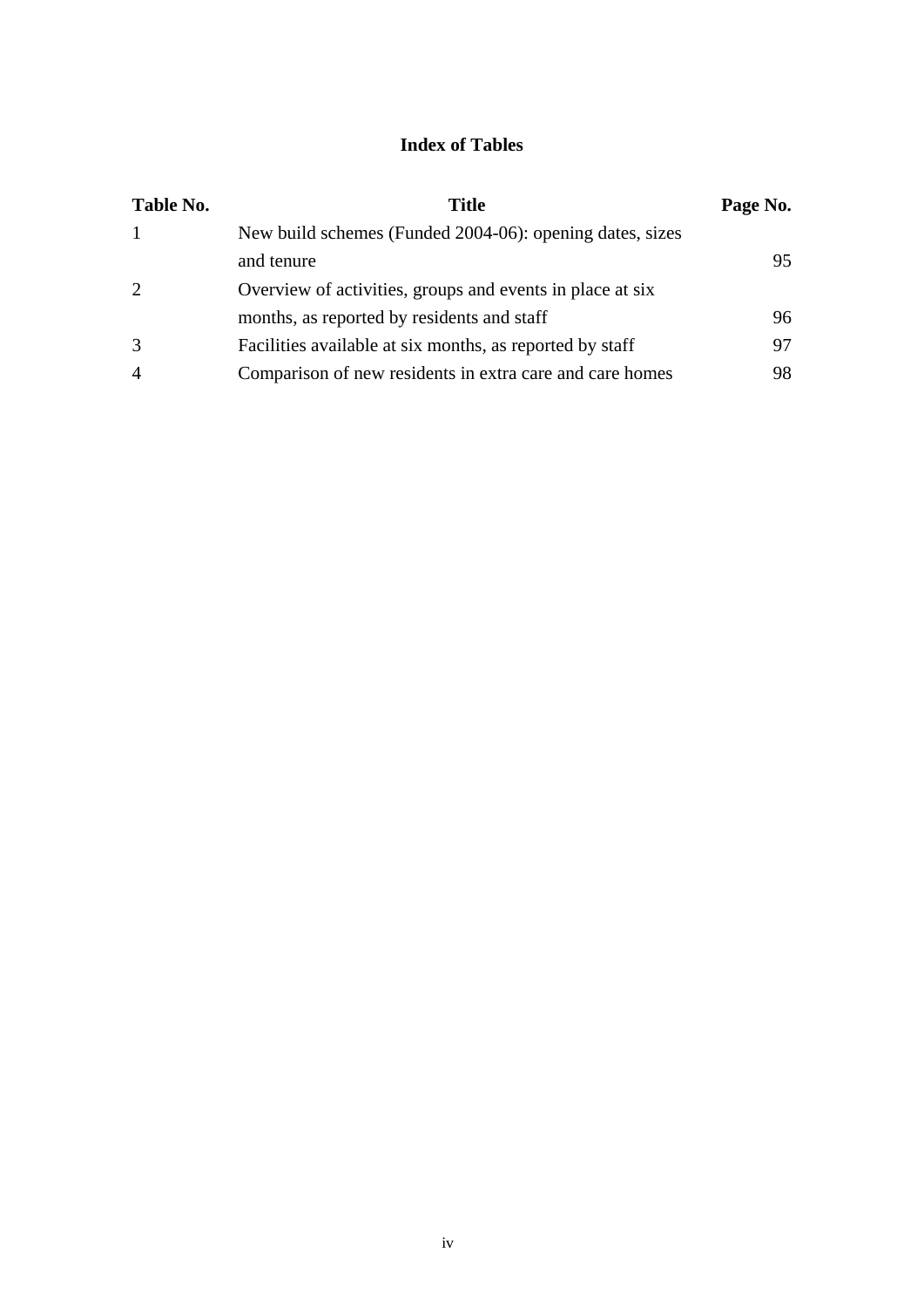# Index of Tables

| Table No. | Title | Page No. |
|---|---|---|
| 1 | New build schemes (Funded 2004-06): opening dates, sizes and tenure | 95 |
| 2 | Overview of activities, groups and events in place at six months, as reported by residents and staff | 96 |
| 3 | Facilities available at six months, as reported by staff | 97 |
| 4 | Comparison of new residents in extra care and care homes | 98 |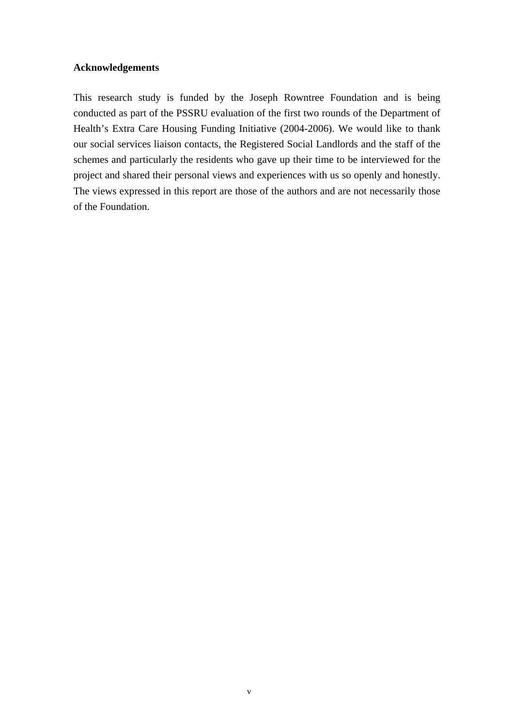**Acknowledgements**

This research study is funded by the Joseph Rowntree Foundation and is being conducted as part of the PSSRU evaluation of the first two rounds of the Department of Health's Extra Care Housing Funding Initiative (2004-2006). We would like to thank our social services liaison contacts, the Registered Social Landlords and the staff of the schemes and particularly the residents who gave up their time to be interviewed for the project and shared their personal views and experiences with us so openly and honestly. The views expressed in this report are those of the authors and are not necessarily those of the Foundation.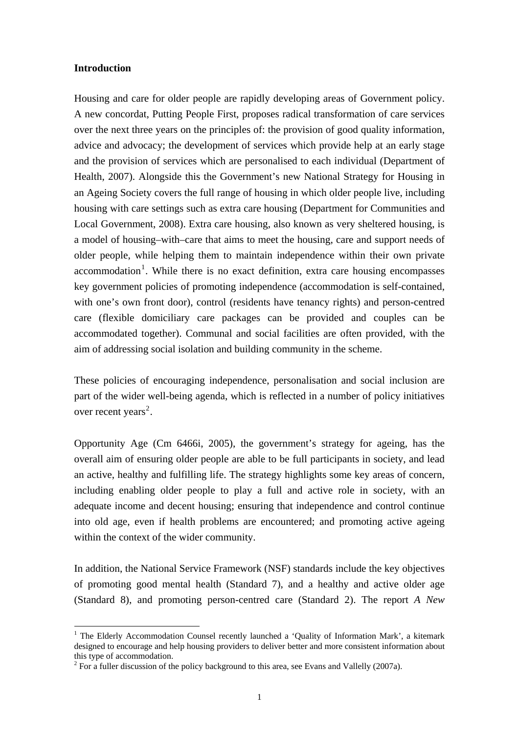**Introduction**

Housing and care for older people are rapidly developing areas of Government policy. A new concordat, Putting People First, proposes radical transformation of care services over the next three years on the principles of: the provision of good quality information, advice and advocacy; the development of services which provide help at an early stage and the provision of services which are personalised to each individual (Department of Health, 2007). Alongside this the Government's new National Strategy for Housing in an Ageing Society covers the full range of housing in which older people live, including housing with care settings such as extra care housing (Department for Communities and Local Government, 2008). Extra care housing, also known as very sheltered housing, is a model of housing–with–care that aims to meet the housing, care and support needs of older people, while helping them to maintain independence within their own private accommodation[1]. While there is no exact definition, extra care housing encompasses key government policies of promoting independence (accommodation is self-contained, with one's own front door), control (residents have tenancy rights) and person-centred care (flexible domiciliary care packages can be provided and couples can be accommodated together). Communal and social facilities are often provided, with the aim of addressing social isolation and building community in the scheme.

These policies of encouraging independence, personalisation and social inclusion are part of the wider well-being agenda, which is reflected in a number of policy initiatives over recent years[2].

Opportunity Age (Cm 6466i, 2005), the government's strategy for ageing, has the overall aim of ensuring older people are able to be full participants in society, and lead an active, healthy and fulfilling life. The strategy highlights some key areas of concern, including enabling older people to play a full and active role in society, with an adequate income and decent housing; ensuring that independence and control continue into old age, even if health problems are encountered; and promoting active ageing within the context of the wider community.

In addition, the National Service Framework (NSF) standards include the key objectives of promoting good mental health (Standard 7), and a healthy and active older age (Standard 8), and promoting person-centred care (Standard 2). The report *A New*

---

[1] The Elderly Accommodation Counsel recently launched a 'Quality of Information Mark', a kitemark designed to encourage and help housing providers to deliver better and more consistent information about this type of accommodation.

[2] For a fuller discussion of the policy background to this area, see Evans and Vallelly (2007a).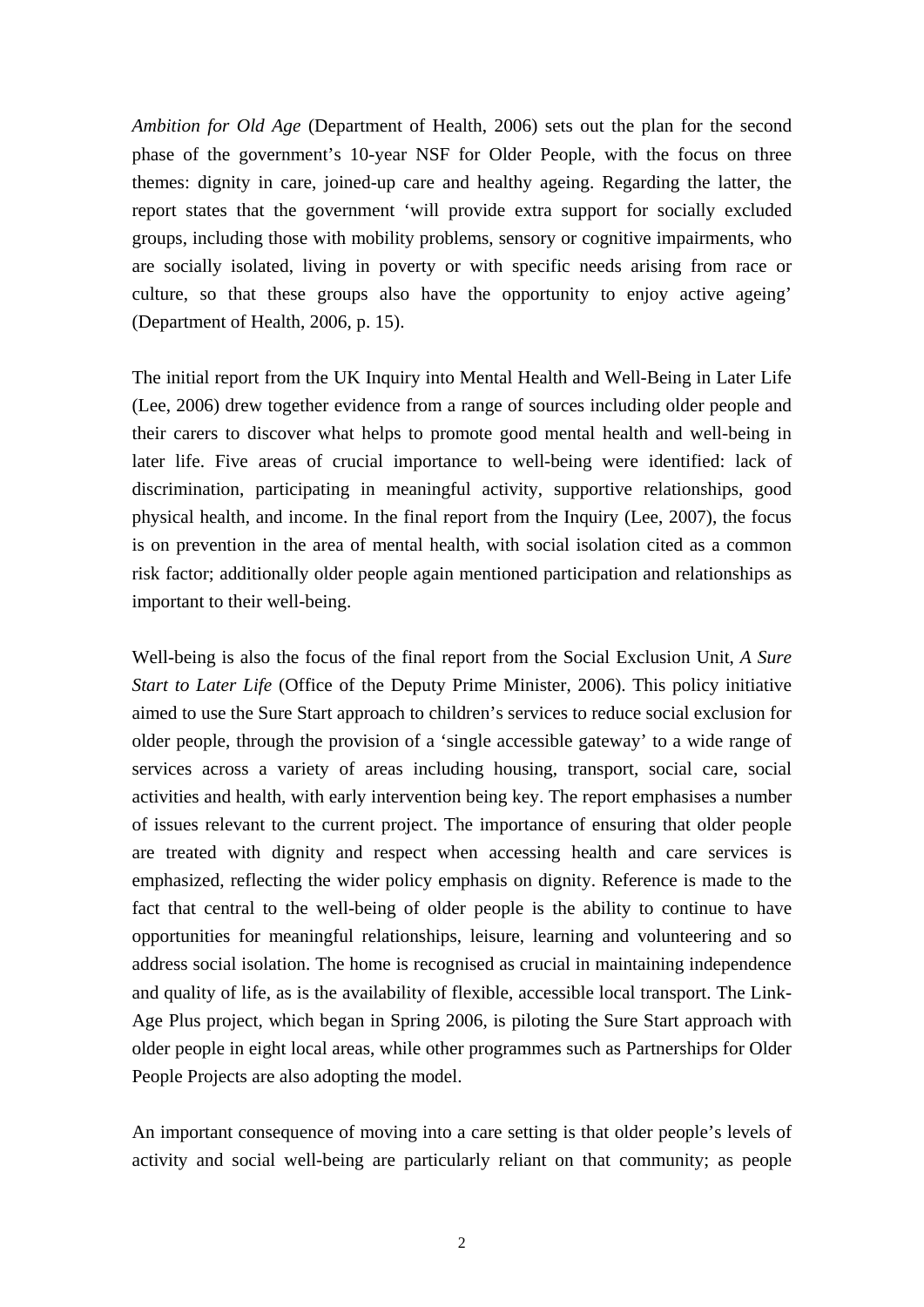*Ambition for Old Age* (Department of Health, 2006) sets out the plan for the second phase of the government's 10-year NSF for Older People, with the focus on three themes: dignity in care, joined-up care and healthy ageing. Regarding the latter, the report states that the government 'will provide extra support for socially excluded groups, including those with mobility problems, sensory or cognitive impairments, who are socially isolated, living in poverty or with specific needs arising from race or culture, so that these groups also have the opportunity to enjoy active ageing' (Department of Health, 2006, p. 15).

The initial report from the UK Inquiry into Mental Health and Well-Being in Later Life (Lee, 2006) drew together evidence from a range of sources including older people and their carers to discover what helps to promote good mental health and well-being in later life. Five areas of crucial importance to well-being were identified: lack of discrimination, participating in meaningful activity, supportive relationships, good physical health, and income. In the final report from the Inquiry (Lee, 2007), the focus is on prevention in the area of mental health, with social isolation cited as a common risk factor; additionally older people again mentioned participation and relationships as important to their well-being.

Well-being is also the focus of the final report from the Social Exclusion Unit, *A Sure Start to Later Life* (Office of the Deputy Prime Minister, 2006). This policy initiative aimed to use the Sure Start approach to children's services to reduce social exclusion for older people, through the provision of a 'single accessible gateway' to a wide range of services across a variety of areas including housing, transport, social care, social activities and health, with early intervention being key. The report emphasises a number of issues relevant to the current project. The importance of ensuring that older people are treated with dignity and respect when accessing health and care services is emphasized, reflecting the wider policy emphasis on dignity. Reference is made to the fact that central to the well-being of older people is the ability to continue to have opportunities for meaningful relationships, leisure, learning and volunteering and so address social isolation. The home is recognised as crucial in maintaining independence and quality of life, as is the availability of flexible, accessible local transport. The Link-Age Plus project, which began in Spring 2006, is piloting the Sure Start approach with older people in eight local areas, while other programmes such as Partnerships for Older People Projects are also adopting the model.

An important consequence of moving into a care setting is that older people's levels of activity and social well-being are particularly reliant on that community; as people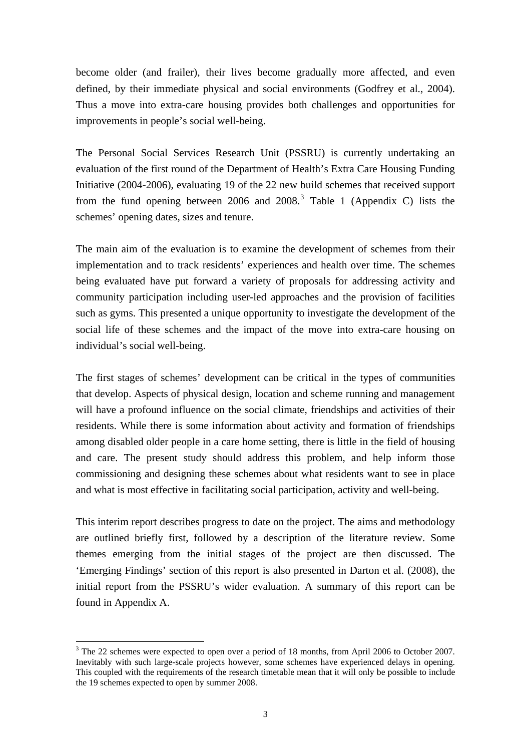become older (and frailer), their lives become gradually more affected, and even defined, by their immediate physical and social environments (Godfrey et al., 2004). Thus a move into extra-care housing provides both challenges and opportunities for improvements in people's social well-being.

The Personal Social Services Research Unit (PSSRU) is currently undertaking an evaluation of the first round of the Department of Health's Extra Care Housing Funding Initiative (2004-2006), evaluating 19 of the 22 new build schemes that received support from the fund opening between 2006 and 2008.[3] Table 1 (Appendix C) lists the schemes' opening dates, sizes and tenure.

The main aim of the evaluation is to examine the development of schemes from their implementation and to track residents' experiences and health over time. The schemes being evaluated have put forward a variety of proposals for addressing activity and community participation including user-led approaches and the provision of facilities such as gyms. This presented a unique opportunity to investigate the development of the social life of these schemes and the impact of the move into extra-care housing on individual's social well-being.

The first stages of schemes' development can be critical in the types of communities that develop. Aspects of physical design, location and scheme running and management will have a profound influence on the social climate, friendships and activities of their residents. While there is some information about activity and formation of friendships among disabled older people in a care home setting, there is little in the field of housing and care. The present study should address this problem, and help inform those commissioning and designing these schemes about what residents want to see in place and what is most effective in facilitating social participation, activity and well-being.

This interim report describes progress to date on the project. The aims and methodology are outlined briefly first, followed by a description of the literature review. Some themes emerging from the initial stages of the project are then discussed. The 'Emerging Findings' section of this report is also presented in Darton et al. (2008), the initial report from the PSSRU's wider evaluation. A summary of this report can be found in Appendix A.

[3] The 22 schemes were expected to open over a period of 18 months, from April 2006 to October 2007. Inevitably with such large-scale projects however, some schemes have experienced delays in opening. This coupled with the requirements of the research timetable mean that it will only be possible to include the 19 schemes expected to open by summer 2008.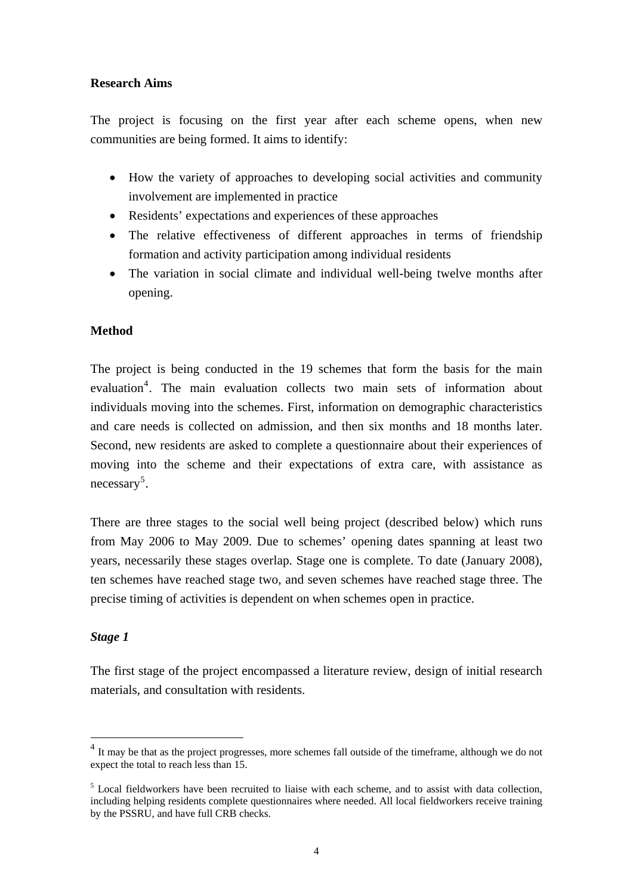**Research Aims**

The project is focusing on the first year after each scheme opens, when new communities are being formed. It aims to identify:

- How the variety of approaches to developing social activities and community involvement are implemented in practice
- Residents' expectations and experiences of these approaches
- The relative effectiveness of different approaches in terms of friendship formation and activity participation among individual residents
- The variation in social climate and individual well-being twelve months after opening.

**Method**

The project is being conducted in the 19 schemes that form the basis for the main evaluation[4]. The main evaluation collects two main sets of information about individuals moving into the schemes. First, information on demographic characteristics and care needs is collected on admission, and then six months and 18 months later. Second, new residents are asked to complete a questionnaire about their experiences of moving into the scheme and their expectations of extra care, with assistance as necessary[5].

There are three stages to the social well being project (described below) which runs from May 2006 to May 2009. Due to schemes' opening dates spanning at least two years, necessarily these stages overlap. Stage one is complete. To date (January 2008), ten schemes have reached stage two, and seven schemes have reached stage three. The precise timing of activities is dependent on when schemes open in practice.

***Stage 1***

The first stage of the project encompassed a literature review, design of initial research materials, and consultation with residents.

---

[4] It may be that as the project progresses, more schemes fall outside of the timeframe, although we do not expect the total to reach less than 15.

[5] Local fieldworkers have been recruited to liaise with each scheme, and to assist with data collection, including helping residents complete questionnaires where needed. All local fieldworkers receive training by the PSSRU, and have full CRB checks.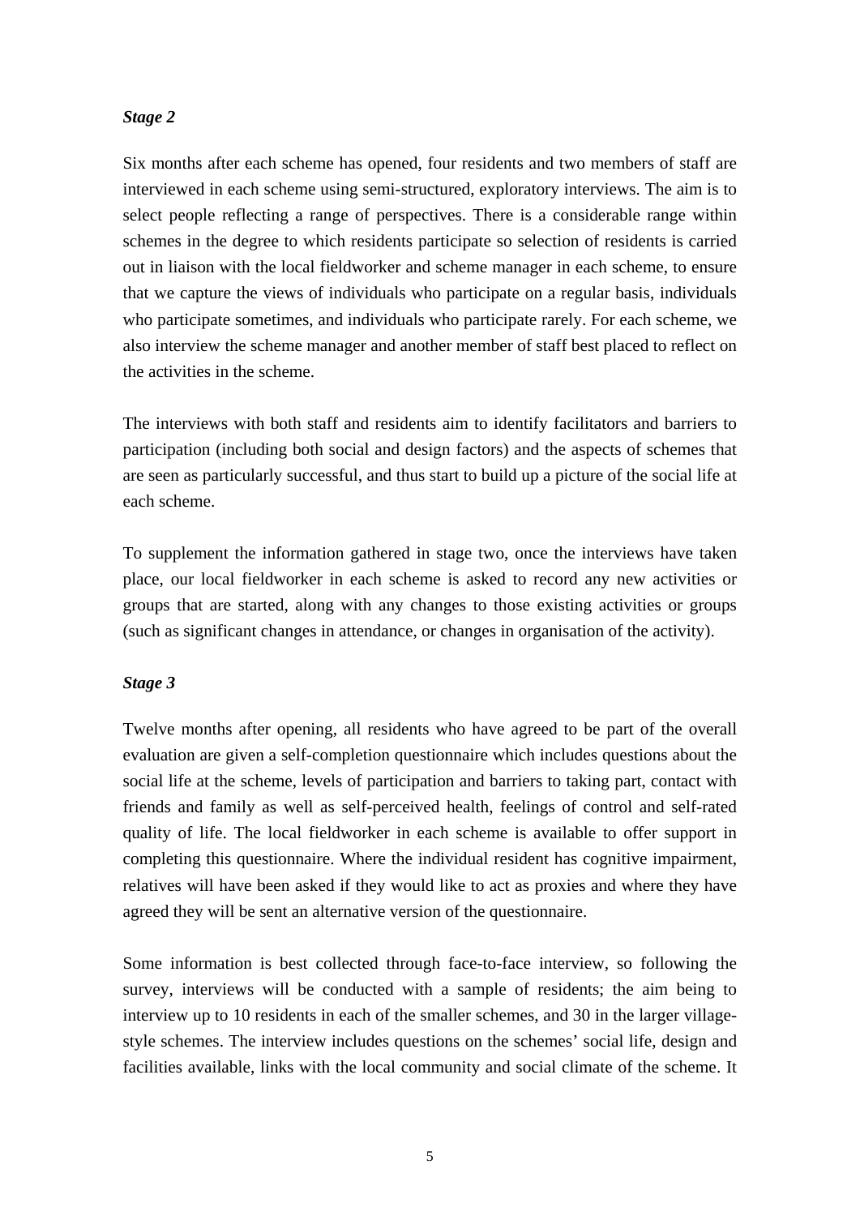***Stage 2***

Six months after each scheme has opened, four residents and two members of staff are interviewed in each scheme using semi-structured, exploratory interviews. The aim is to select people reflecting a range of perspectives. There is a considerable range within schemes in the degree to which residents participate so selection of residents is carried out in liaison with the local fieldworker and scheme manager in each scheme, to ensure that we capture the views of individuals who participate on a regular basis, individuals who participate sometimes, and individuals who participate rarely. For each scheme, we also interview the scheme manager and another member of staff best placed to reflect on the activities in the scheme.

The interviews with both staff and residents aim to identify facilitators and barriers to participation (including both social and design factors) and the aspects of schemes that are seen as particularly successful, and thus start to build up a picture of the social life at each scheme.

To supplement the information gathered in stage two, once the interviews have taken place, our local fieldworker in each scheme is asked to record any new activities or groups that are started, along with any changes to those existing activities or groups (such as significant changes in attendance, or changes in organisation of the activity).

***Stage 3***

Twelve months after opening, all residents who have agreed to be part of the overall evaluation are given a self-completion questionnaire which includes questions about the social life at the scheme, levels of participation and barriers to taking part, contact with friends and family as well as self-perceived health, feelings of control and self-rated quality of life. The local fieldworker in each scheme is available to offer support in completing this questionnaire. Where the individual resident has cognitive impairment, relatives will have been asked if they would like to act as proxies and where they have agreed they will be sent an alternative version of the questionnaire.

Some information is best collected through face-to-face interview, so following the survey, interviews will be conducted with a sample of residents; the aim being to interview up to 10 residents in each of the smaller schemes, and 30 in the larger village-style schemes. The interview includes questions on the schemes' social life, design and facilities available, links with the local community and social climate of the scheme. It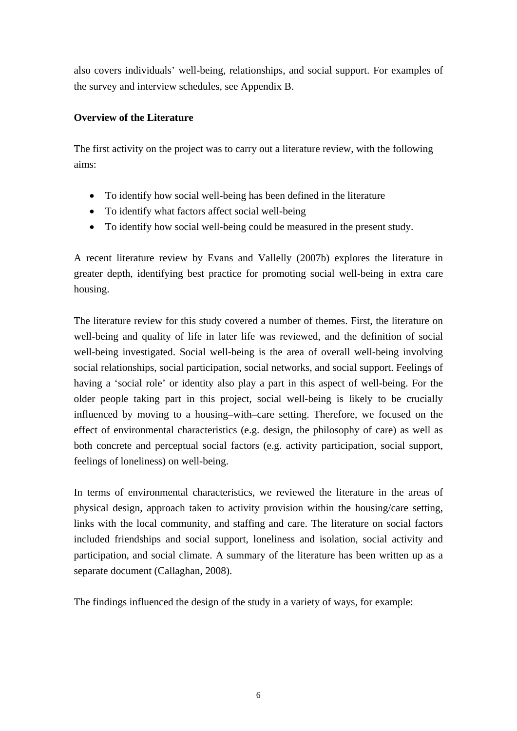also covers individuals' well-being, relationships, and social support. For examples of the survey and interview schedules, see Appendix B.

**Overview of the Literature**

The first activity on the project was to carry out a literature review, with the following aims:

- To identify how social well-being has been defined in the literature
- To identify what factors affect social well-being
- To identify how social well-being could be measured in the present study.

A recent literature review by Evans and Vallelly (2007b) explores the literature in greater depth, identifying best practice for promoting social well-being in extra care housing.

The literature review for this study covered a number of themes. First, the literature on well-being and quality of life in later life was reviewed, and the definition of social well-being investigated. Social well-being is the area of overall well-being involving social relationships, social participation, social networks, and social support. Feelings of having a 'social role' or identity also play a part in this aspect of well-being. For the older people taking part in this project, social well-being is likely to be crucially influenced by moving to a housing–with–care setting. Therefore, we focused on the effect of environmental characteristics (e.g. design, the philosophy of care) as well as both concrete and perceptual social factors (e.g. activity participation, social support, feelings of loneliness) on well-being.

In terms of environmental characteristics, we reviewed the literature in the areas of physical design, approach taken to activity provision within the housing/care setting, links with the local community, and staffing and care. The literature on social factors included friendships and social support, loneliness and isolation, social activity and participation, and social climate. A summary of the literature has been written up as a separate document (Callaghan, 2008).

The findings influenced the design of the study in a variety of ways, for example: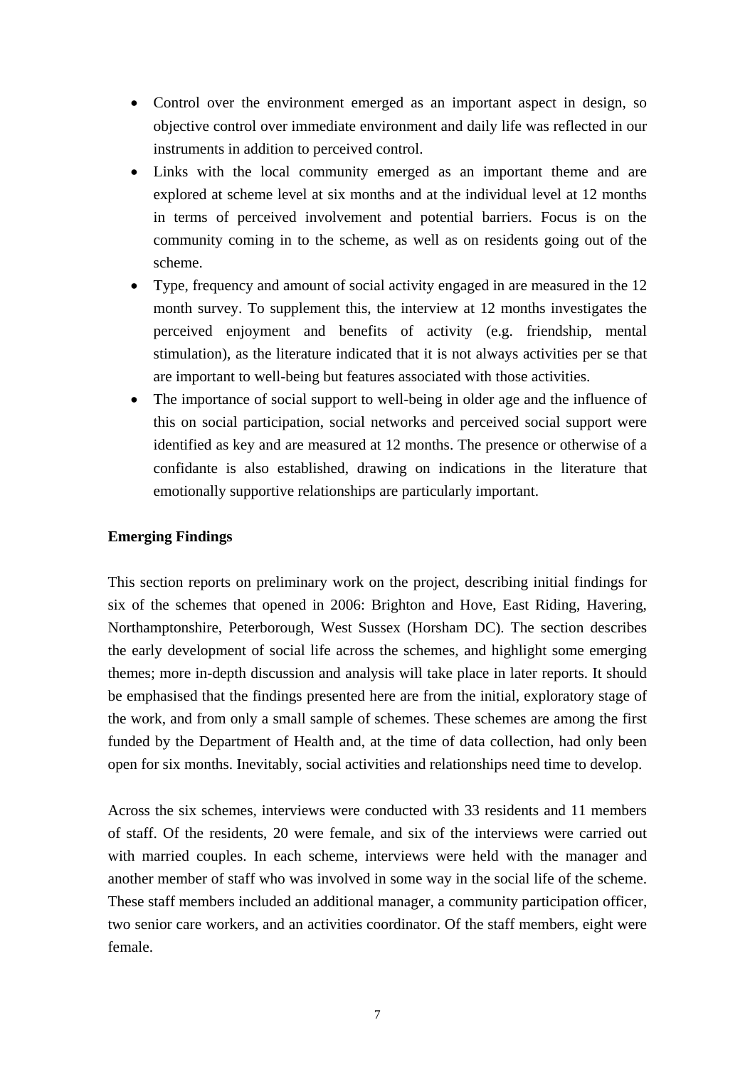- Control over the environment emerged as an important aspect in design, so objective control over immediate environment and daily life was reflected in our instruments in addition to perceived control.
- Links with the local community emerged as an important theme and are explored at scheme level at six months and at the individual level at 12 months in terms of perceived involvement and potential barriers. Focus is on the community coming in to the scheme, as well as on residents going out of the scheme.
- Type, frequency and amount of social activity engaged in are measured in the 12 month survey. To supplement this, the interview at 12 months investigates the perceived enjoyment and benefits of activity (e.g. friendship, mental stimulation), as the literature indicated that it is not always activities per se that are important to well-being but features associated with those activities.
- The importance of social support to well-being in older age and the influence of this on social participation, social networks and perceived social support were identified as key and are measured at 12 months. The presence or otherwise of a confidante is also established, drawing on indications in the literature that emotionally supportive relationships are particularly important.

**Emerging Findings**

This section reports on preliminary work on the project, describing initial findings for six of the schemes that opened in 2006: Brighton and Hove, East Riding, Havering, Northamptonshire, Peterborough, West Sussex (Horsham DC). The section describes the early development of social life across the schemes, and highlight some emerging themes; more in-depth discussion and analysis will take place in later reports. It should be emphasised that the findings presented here are from the initial, exploratory stage of the work, and from only a small sample of schemes. These schemes are among the first funded by the Department of Health and, at the time of data collection, had only been open for six months. Inevitably, social activities and relationships need time to develop.

Across the six schemes, interviews were conducted with 33 residents and 11 members of staff. Of the residents, 20 were female, and six of the interviews were carried out with married couples. In each scheme, interviews were held with the manager and another member of staff who was involved in some way in the social life of the scheme. These staff members included an additional manager, a community participation officer, two senior care workers, and an activities coordinator. Of the staff members, eight were female.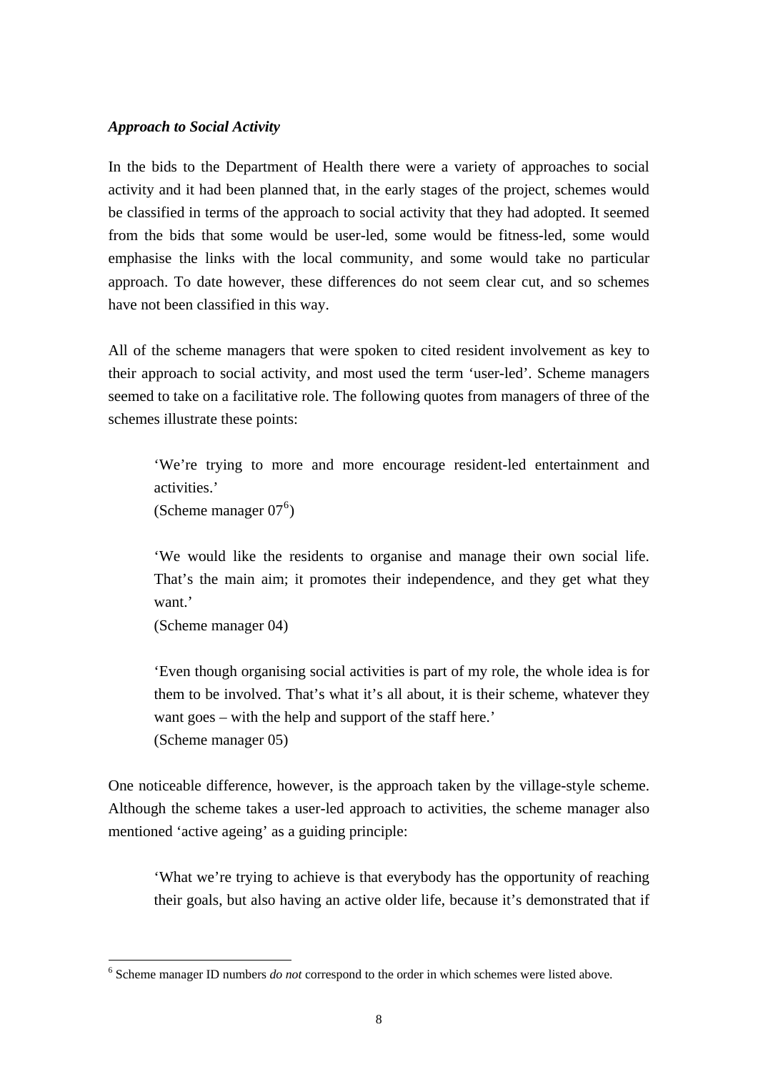***Approach to Social Activity***

In the bids to the Department of Health there were a variety of approaches to social activity and it had been planned that, in the early stages of the project, schemes would be classified in terms of the approach to social activity that they had adopted. It seemed from the bids that some would be user-led, some would be fitness-led, some would emphasise the links with the local community, and some would take no particular approach. To date however, these differences do not seem clear cut, and so schemes have not been classified in this way.

All of the scheme managers that were spoken to cited resident involvement as key to their approach to social activity, and most used the term 'user-led'. Scheme managers seemed to take on a facilitative role. The following quotes from managers of three of the schemes illustrate these points:

> 'We're trying to more and more encourage resident-led entertainment and activities.'
> (Scheme manager 07[6])

> 'We would like the residents to organise and manage their own social life. That's the main aim; it promotes their independence, and they get what they want.'
> (Scheme manager 04)

> 'Even though organising social activities is part of my role, the whole idea is for them to be involved. That's what it's all about, it is their scheme, whatever they want goes – with the help and support of the staff here.'
> (Scheme manager 05)

One noticeable difference, however, is the approach taken by the village-style scheme. Although the scheme takes a user-led approach to activities, the scheme manager also mentioned 'active ageing' as a guiding principle:

> 'What we're trying to achieve is that everybody has the opportunity of reaching their goals, but also having an active older life, because it's demonstrated that if

---

[6] Scheme manager ID numbers *do not* correspond to the order in which schemes were listed above.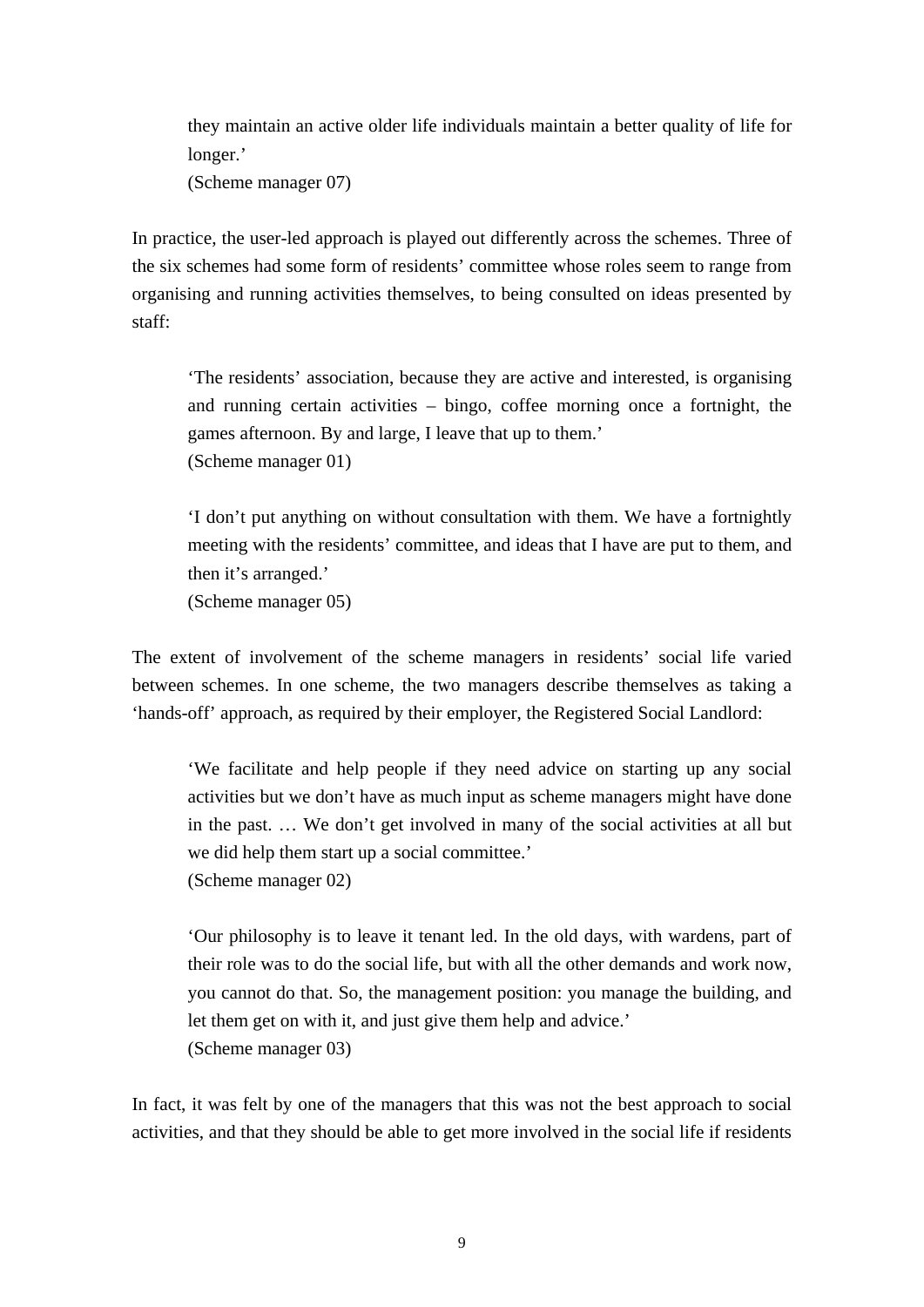> they maintain an active older life individuals maintain a better quality of life for longer.'
> (Scheme manager 07)

In practice, the user-led approach is played out differently across the schemes. Three of the six schemes had some form of residents' committee whose roles seem to range from organising and running activities themselves, to being consulted on ideas presented by staff:

> 'The residents' association, because they are active and interested, is organising and running certain activities – bingo, coffee morning once a fortnight, the games afternoon. By and large, I leave that up to them.'
> (Scheme manager 01)

> 'I don't put anything on without consultation with them. We have a fortnightly meeting with the residents' committee, and ideas that I have are put to them, and then it's arranged.'
> (Scheme manager 05)

The extent of involvement of the scheme managers in residents' social life varied between schemes. In one scheme, the two managers describe themselves as taking a 'hands-off' approach, as required by their employer, the Registered Social Landlord:

> 'We facilitate and help people if they need advice on starting up any social activities but we don't have as much input as scheme managers might have done in the past. … We don't get involved in many of the social activities at all but we did help them start up a social committee.'
> (Scheme manager 02)

> 'Our philosophy is to leave it tenant led. In the old days, with wardens, part of their role was to do the social life, but with all the other demands and work now, you cannot do that. So, the management position: you manage the building, and let them get on with it, and just give them help and advice.'
> (Scheme manager 03)

In fact, it was felt by one of the managers that this was not the best approach to social activities, and that they should be able to get more involved in the social life if residents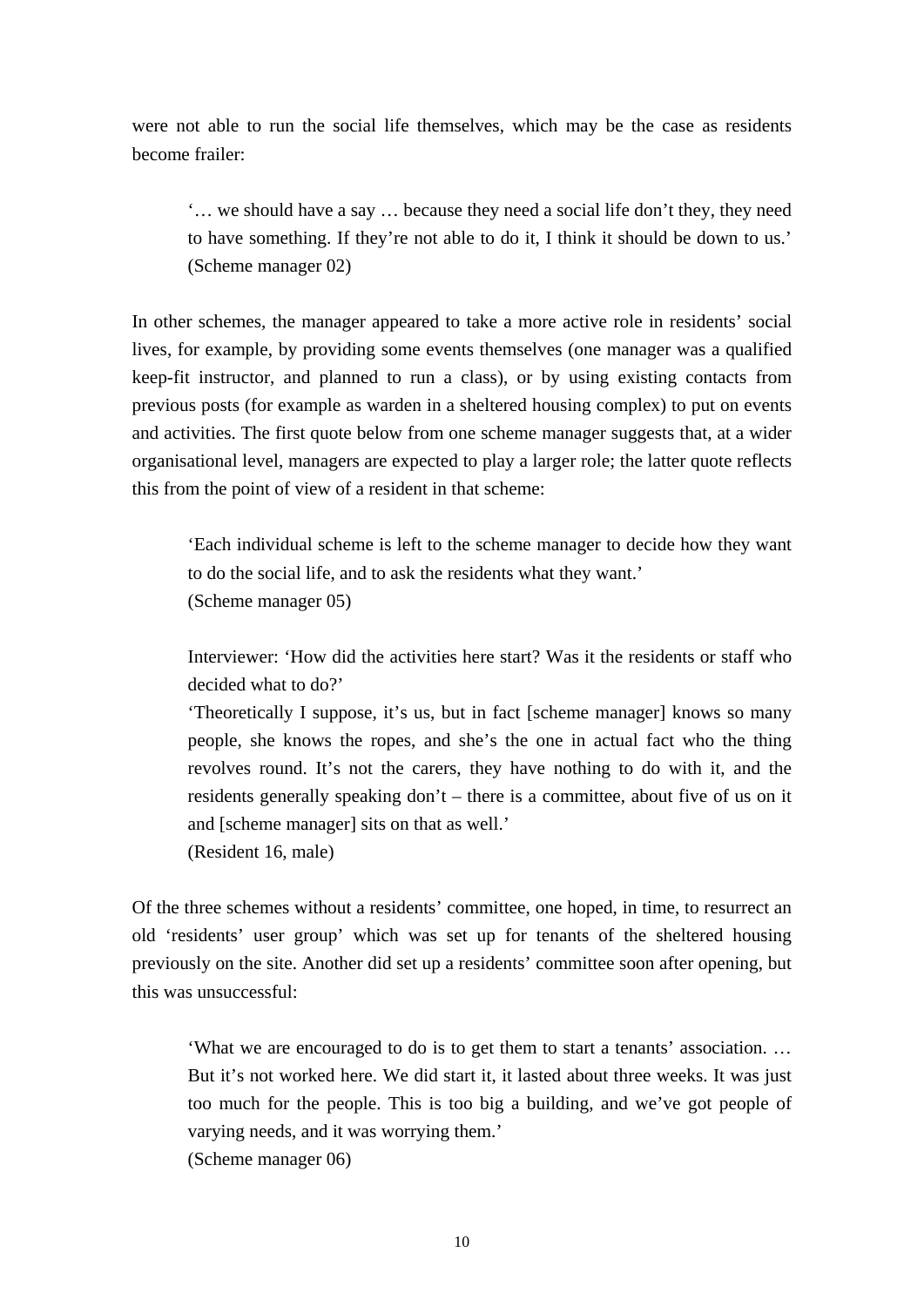were not able to run the social life themselves, which may be the case as residents become frailer:

> '… we should have a say … because they need a social life don't they, they need to have something. If they're not able to do it, I think it should be down to us.'
> (Scheme manager 02)

In other schemes, the manager appeared to take a more active role in residents' social lives, for example, by providing some events themselves (one manager was a qualified keep-fit instructor, and planned to run a class), or by using existing contacts from previous posts (for example as warden in a sheltered housing complex) to put on events and activities. The first quote below from one scheme manager suggests that, at a wider organisational level, managers are expected to play a larger role; the latter quote reflects this from the point of view of a resident in that scheme:

> 'Each individual scheme is left to the scheme manager to decide how they want to do the social life, and to ask the residents what they want.'
> (Scheme manager 05)

> Interviewer: 'How did the activities here start? Was it the residents or staff who decided what to do?'
> 'Theoretically I suppose, it's us, but in fact [scheme manager] knows so many people, she knows the ropes, and she's the one in actual fact who the thing revolves round. It's not the carers, they have nothing to do with it, and the residents generally speaking don't – there is a committee, about five of us on it and [scheme manager] sits on that as well.'
> (Resident 16, male)

Of the three schemes without a residents' committee, one hoped, in time, to resurrect an old 'residents' user group' which was set up for tenants of the sheltered housing previously on the site. Another did set up a residents' committee soon after opening, but this was unsuccessful:

> 'What we are encouraged to do is to get them to start a tenants' association. … But it's not worked here. We did start it, it lasted about three weeks. It was just too much for the people. This is too big a building, and we've got people of varying needs, and it was worrying them.'
> (Scheme manager 06)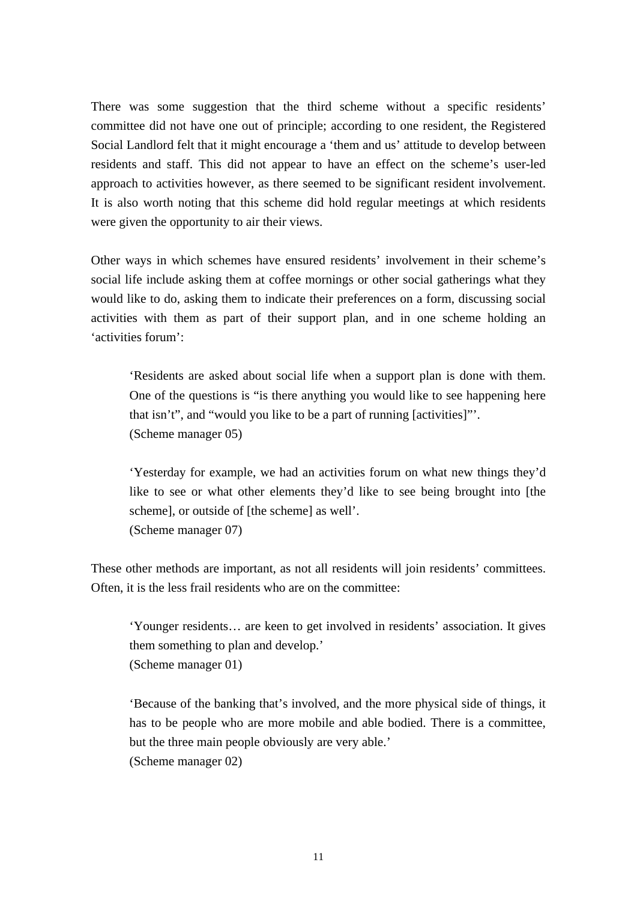There was some suggestion that the third scheme without a specific residents' committee did not have one out of principle; according to one resident, the Registered Social Landlord felt that it might encourage a 'them and us' attitude to develop between residents and staff. This did not appear to have an effect on the scheme's user-led approach to activities however, as there seemed to be significant resident involvement. It is also worth noting that this scheme did hold regular meetings at which residents were given the opportunity to air their views.

Other ways in which schemes have ensured residents' involvement in their scheme's social life include asking them at coffee mornings or other social gatherings what they would like to do, asking them to indicate their preferences on a form, discussing social activities with them as part of their support plan, and in one scheme holding an 'activities forum':

> 'Residents are asked about social life when a support plan is done with them. One of the questions is "is there anything you would like to see happening here that isn't", and "would you like to be a part of running [activities]"'.
> (Scheme manager 05)

> 'Yesterday for example, we had an activities forum on what new things they'd like to see or what other elements they'd like to see being brought into [the scheme], or outside of [the scheme] as well'.
> (Scheme manager 07)

These other methods are important, as not all residents will join residents' committees. Often, it is the less frail residents who are on the committee:

> 'Younger residents… are keen to get involved in residents' association. It gives them something to plan and develop.'
> (Scheme manager 01)

> 'Because of the banking that's involved, and the more physical side of things, it has to be people who are more mobile and able bodied. There is a committee, but the three main people obviously are very able.'
> (Scheme manager 02)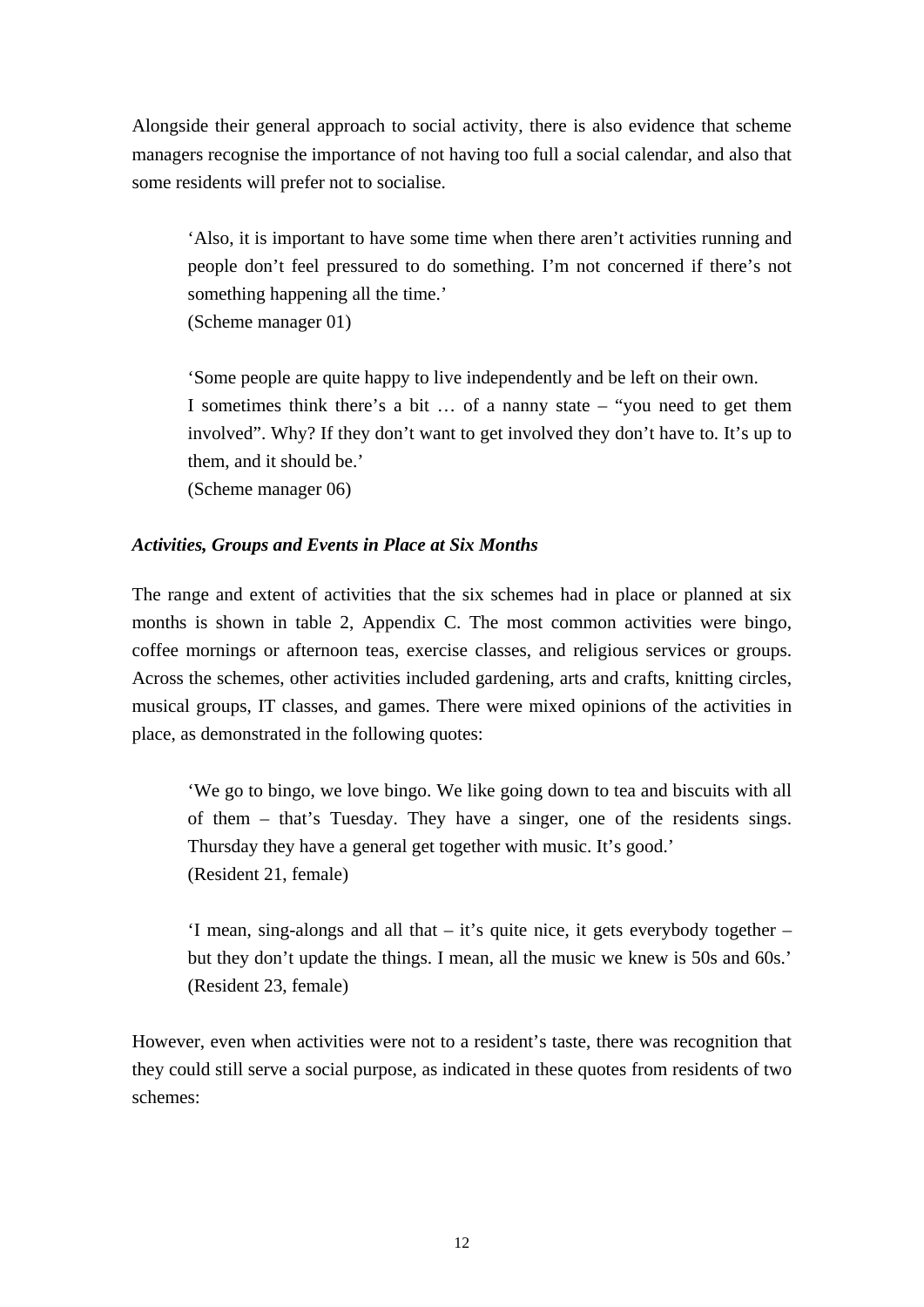Alongside their general approach to social activity, there is also evidence that scheme managers recognise the importance of not having too full a social calendar, and also that some residents will prefer not to socialise.

> 'Also, it is important to have some time when there aren't activities running and people don't feel pressured to do something. I'm not concerned if there's not something happening all the time.'
> (Scheme manager 01)

> 'Some people are quite happy to live independently and be left on their own. I sometimes think there's a bit … of a nanny state – "you need to get them involved". Why? If they don't want to get involved they don't have to. It's up to them, and it should be.'
> (Scheme manager 06)

### *Activities, Groups and Events in Place at Six Months*

The range and extent of activities that the six schemes had in place or planned at six months is shown in table 2, Appendix C. The most common activities were bingo, coffee mornings or afternoon teas, exercise classes, and religious services or groups. Across the schemes, other activities included gardening, arts and crafts, knitting circles, musical groups, IT classes, and games. There were mixed opinions of the activities in place, as demonstrated in the following quotes:

> 'We go to bingo, we love bingo. We like going down to tea and biscuits with all of them – that's Tuesday. They have a singer, one of the residents sings. Thursday they have a general get together with music. It's good.'
> (Resident 21, female)

> 'I mean, sing-alongs and all that – it's quite nice, it gets everybody together – but they don't update the things. I mean, all the music we knew is 50s and 60s.'
> (Resident 23, female)

However, even when activities were not to a resident's taste, there was recognition that they could still serve a social purpose, as indicated in these quotes from residents of two schemes: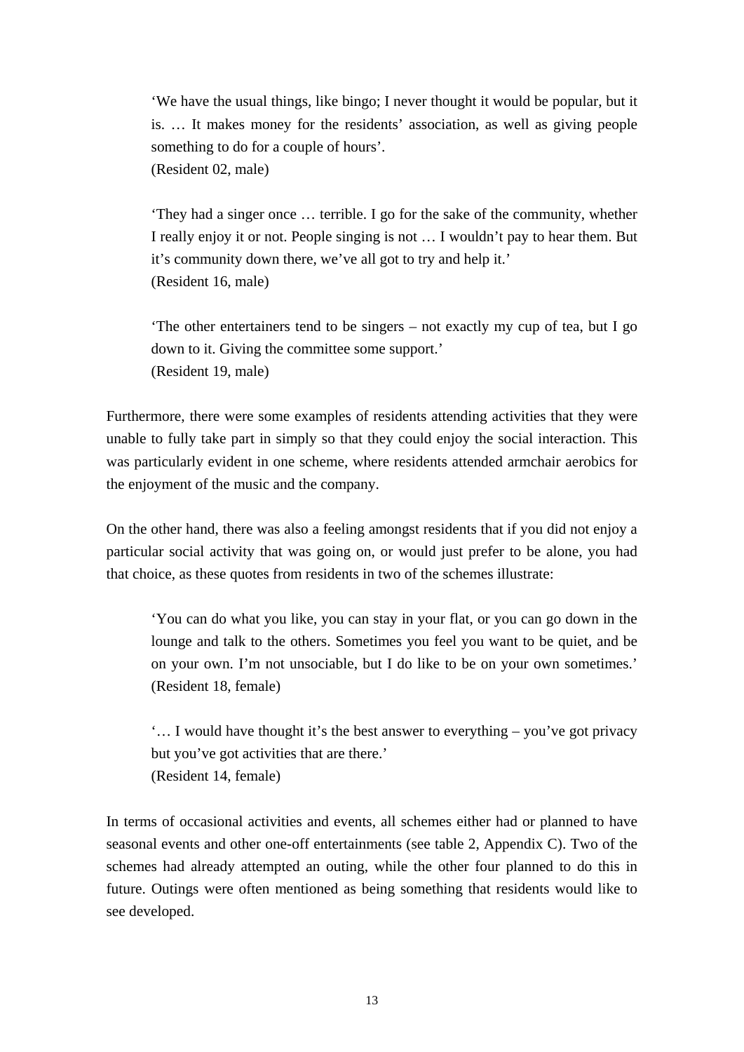> 'We have the usual things, like bingo; I never thought it would be popular, but it is. … It makes money for the residents' association, as well as giving people something to do for a couple of hours'.
> (Resident 02, male)

> 'They had a singer once … terrible. I go for the sake of the community, whether I really enjoy it or not. People singing is not … I wouldn't pay to hear them. But it's community down there, we've all got to try and help it.'
> (Resident 16, male)

> 'The other entertainers tend to be singers – not exactly my cup of tea, but I go down to it. Giving the committee some support.'
> (Resident 19, male)

Furthermore, there were some examples of residents attending activities that they were unable to fully take part in simply so that they could enjoy the social interaction. This was particularly evident in one scheme, where residents attended armchair aerobics for the enjoyment of the music and the company.

On the other hand, there was also a feeling amongst residents that if you did not enjoy a particular social activity that was going on, or would just prefer to be alone, you had that choice, as these quotes from residents in two of the schemes illustrate:

> 'You can do what you like, you can stay in your flat, or you can go down in the lounge and talk to the others. Sometimes you feel you want to be quiet, and be on your own. I'm not unsociable, but I do like to be on your own sometimes.'
> (Resident 18, female)

> '… I would have thought it's the best answer to everything – you've got privacy but you've got activities that are there.'
> (Resident 14, female)

In terms of occasional activities and events, all schemes either had or planned to have seasonal events and other one-off entertainments (see table 2, Appendix C). Two of the schemes had already attempted an outing, while the other four planned to do this in future. Outings were often mentioned as being something that residents would like to see developed.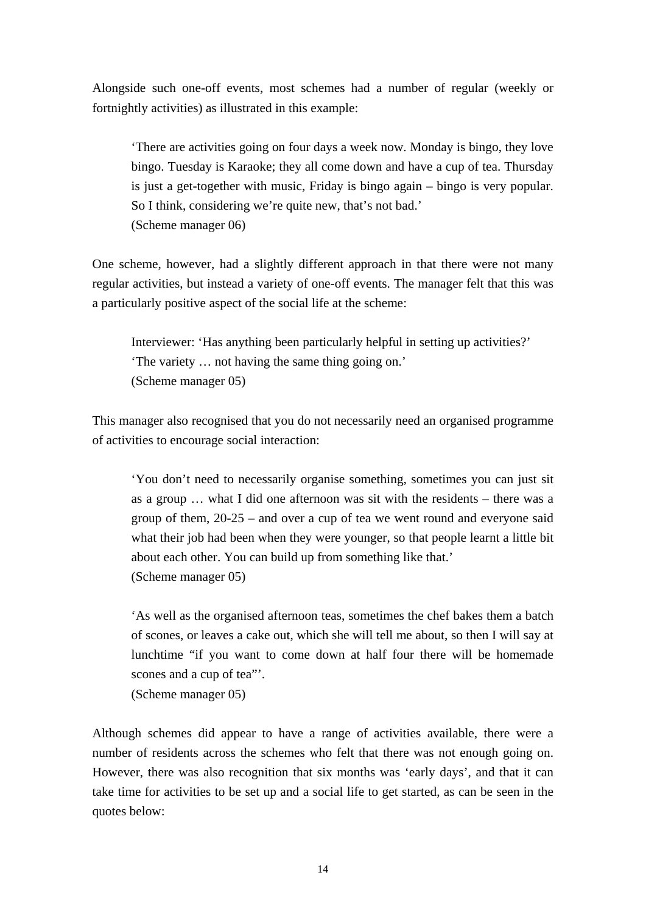Alongside such one-off events, most schemes had a number of regular (weekly or fortnightly activities) as illustrated in this example:

> 'There are activities going on four days a week now. Monday is bingo, they love bingo. Tuesday is Karaoke; they all come down and have a cup of tea. Thursday is just a get-together with music, Friday is bingo again – bingo is very popular. So I think, considering we're quite new, that's not bad.'
> (Scheme manager 06)

One scheme, however, had a slightly different approach in that there were not many regular activities, but instead a variety of one-off events. The manager felt that this was a particularly positive aspect of the social life at the scheme:

> Interviewer: 'Has anything been particularly helpful in setting up activities?'
> 'The variety … not having the same thing going on.'
> (Scheme manager 05)

This manager also recognised that you do not necessarily need an organised programme of activities to encourage social interaction:

> 'You don't need to necessarily organise something, sometimes you can just sit as a group … what I did one afternoon was sit with the residents – there was a group of them, 20-25 – and over a cup of tea we went round and everyone said what their job had been when they were younger, so that people learnt a little bit about each other. You can build up from something like that.'
> (Scheme manager 05)

> 'As well as the organised afternoon teas, sometimes the chef bakes them a batch of scones, or leaves a cake out, which she will tell me about, so then I will say at lunchtime "if you want to come down at half four there will be homemade scones and a cup of tea"'.
> (Scheme manager 05)

Although schemes did appear to have a range of activities available, there were a number of residents across the schemes who felt that there was not enough going on. However, there was also recognition that six months was 'early days', and that it can take time for activities to be set up and a social life to get started, as can be seen in the quotes below: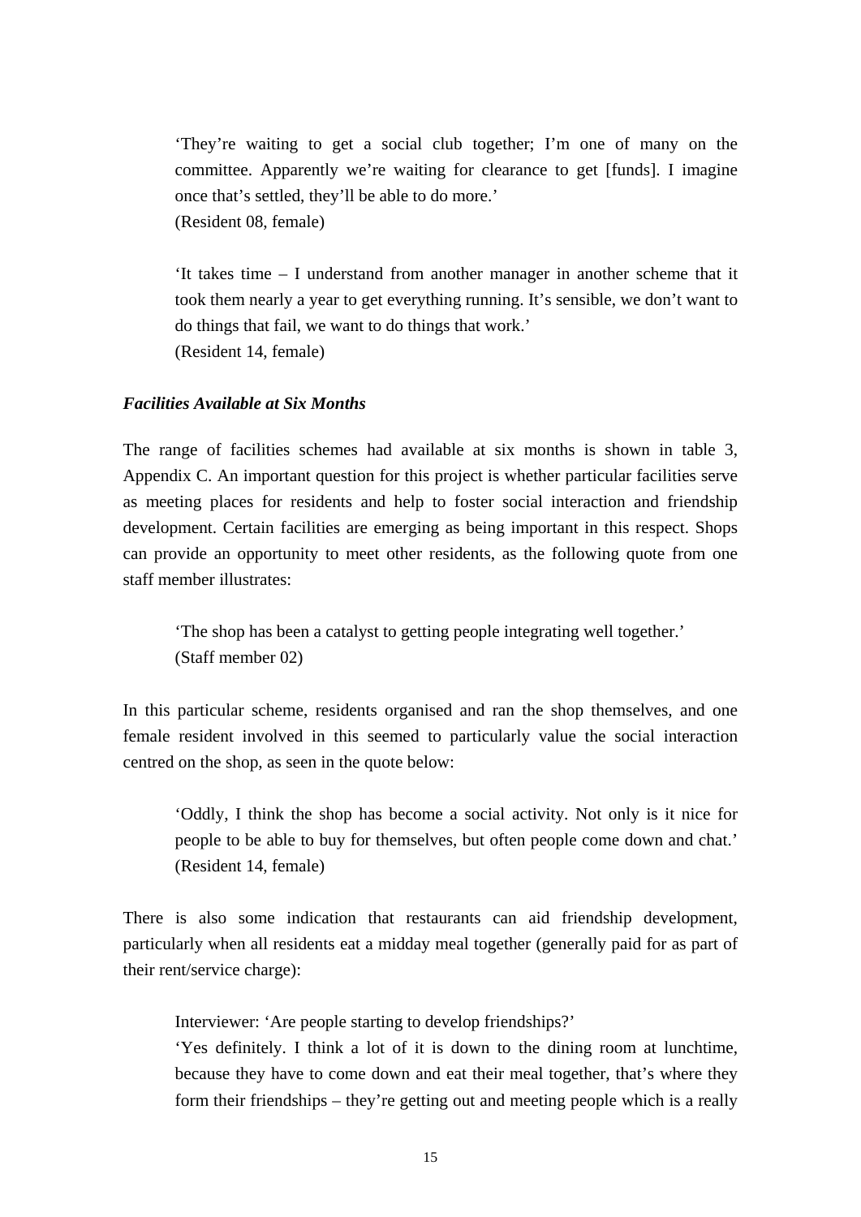> ‘They’re waiting to get a social club together; I’m one of many on the committee. Apparently we’re waiting for clearance to get [funds]. I imagine once that’s settled, they’ll be able to do more.’
> (Resident 08, female)

> ‘It takes time – I understand from another manager in another scheme that it took them nearly a year to get everything running. It’s sensible, we don’t want to do things that fail, we want to do things that work.’
> (Resident 14, female)

***Facilities Available at Six Months***

The range of facilities schemes had available at six months is shown in table 3, Appendix C. An important question for this project is whether particular facilities serve as meeting places for residents and help to foster social interaction and friendship development. Certain facilities are emerging as being important in this respect. Shops can provide an opportunity to meet other residents, as the following quote from one staff member illustrates:

> ‘The shop has been a catalyst to getting people integrating well together.’
> (Staff member 02)

In this particular scheme, residents organised and ran the shop themselves, and one female resident involved in this seemed to particularly value the social interaction centred on the shop, as seen in the quote below:

> ‘Oddly, I think the shop has become a social activity. Not only is it nice for people to be able to buy for themselves, but often people come down and chat.’
> (Resident 14, female)

There is also some indication that restaurants can aid friendship development, particularly when all residents eat a midday meal together (generally paid for as part of their rent/service charge):

> Interviewer: ‘Are people starting to develop friendships?’
> ‘Yes definitely. I think a lot of it is down to the dining room at lunchtime, because they have to come down and eat their meal together, that’s where they form their friendships – they’re getting out and meeting people which is a really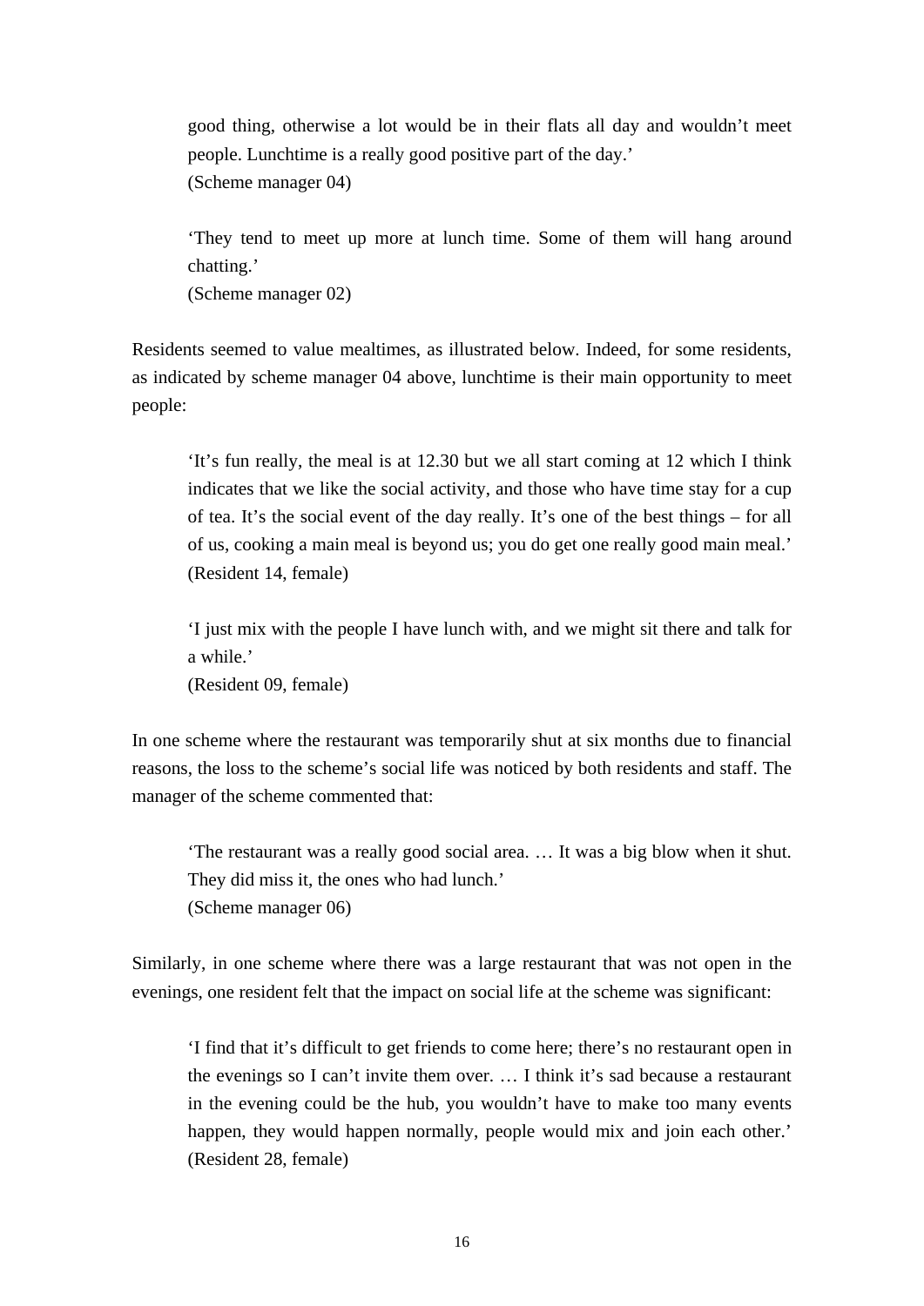> good thing, otherwise a lot would be in their flats all day and wouldn't meet people. Lunchtime is a really good positive part of the day.'
> (Scheme manager 04)

> 'They tend to meet up more at lunch time. Some of them will hang around chatting.'
> (Scheme manager 02)

Residents seemed to value mealtimes, as illustrated below. Indeed, for some residents, as indicated by scheme manager 04 above, lunchtime is their main opportunity to meet people:

> 'It's fun really, the meal is at 12.30 but we all start coming at 12 which I think indicates that we like the social activity, and those who have time stay for a cup of tea. It's the social event of the day really. It's one of the best things – for all of us, cooking a main meal is beyond us; you do get one really good main meal.'
> (Resident 14, female)

> 'I just mix with the people I have lunch with, and we might sit there and talk for a while.'
> (Resident 09, female)

In one scheme where the restaurant was temporarily shut at six months due to financial reasons, the loss to the scheme's social life was noticed by both residents and staff. The manager of the scheme commented that:

> 'The restaurant was a really good social area. … It was a big blow when it shut. They did miss it, the ones who had lunch.'
> (Scheme manager 06)

Similarly, in one scheme where there was a large restaurant that was not open in the evenings, one resident felt that the impact on social life at the scheme was significant:

> 'I find that it's difficult to get friends to come here; there's no restaurant open in the evenings so I can't invite them over. … I think it's sad because a restaurant in the evening could be the hub, you wouldn't have to make too many events happen, they would happen normally, people would mix and join each other.'
> (Resident 28, female)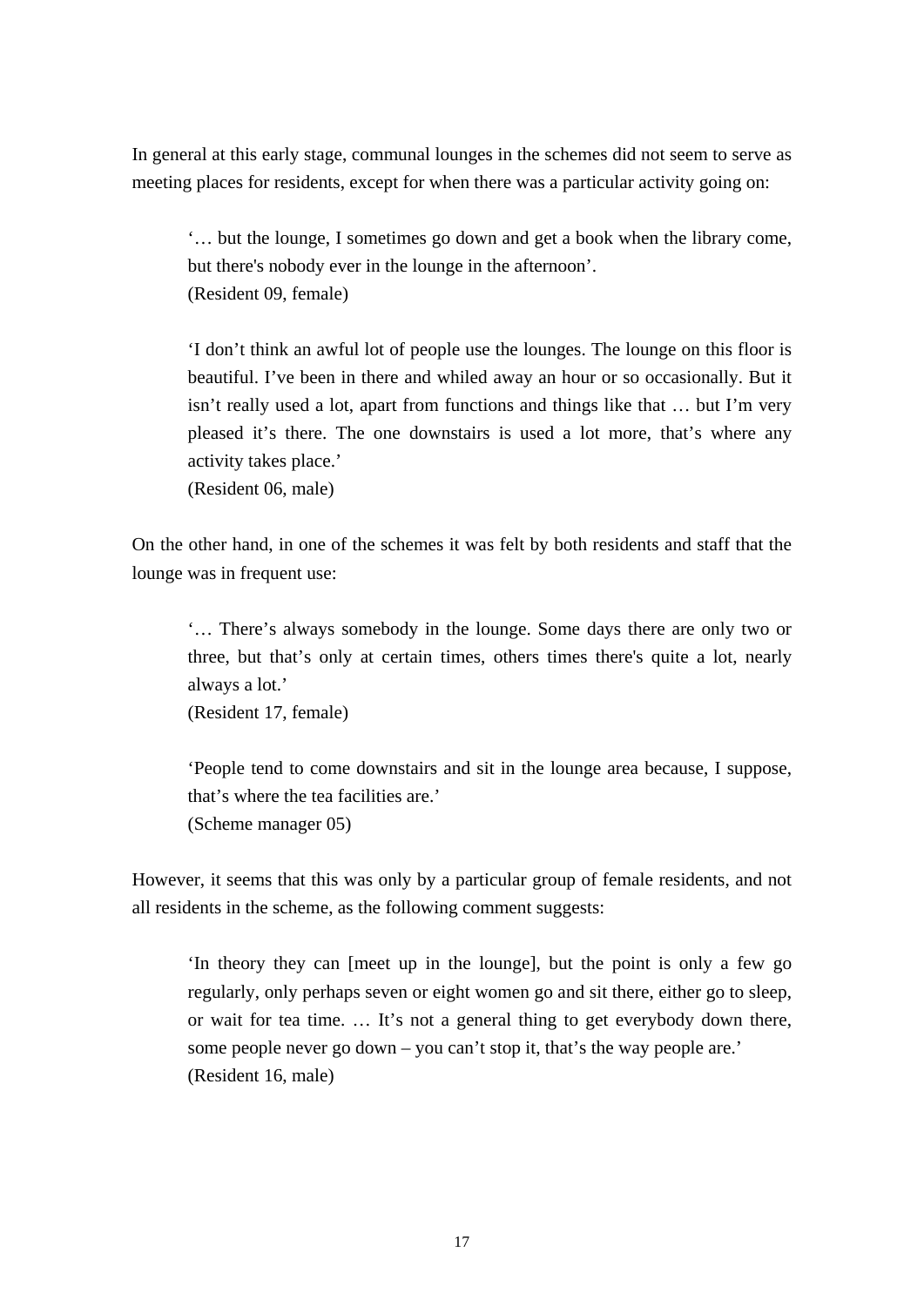In general at this early stage, communal lounges in the schemes did not seem to serve as meeting places for residents, except for when there was a particular activity going on:

> '… but the lounge, I sometimes go down and get a book when the library come, but there's nobody ever in the lounge in the afternoon'.
> (Resident 09, female)

> 'I don't think an awful lot of people use the lounges. The lounge on this floor is beautiful. I've been in there and whiled away an hour or so occasionally. But it isn't really used a lot, apart from functions and things like that … but I'm very pleased it's there. The one downstairs is used a lot more, that's where any activity takes place.'
> (Resident 06, male)

On the other hand, in one of the schemes it was felt by both residents and staff that the lounge was in frequent use:

> '… There's always somebody in the lounge. Some days there are only two or three, but that's only at certain times, others times there's quite a lot, nearly always a lot.'
> (Resident 17, female)

> 'People tend to come downstairs and sit in the lounge area because, I suppose, that's where the tea facilities are.'
> (Scheme manager 05)

However, it seems that this was only by a particular group of female residents, and not all residents in the scheme, as the following comment suggests:

> 'In theory they can [meet up in the lounge], but the point is only a few go regularly, only perhaps seven or eight women go and sit there, either go to sleep, or wait for tea time. … It's not a general thing to get everybody down there, some people never go down – you can't stop it, that's the way people are.'
> (Resident 16, male)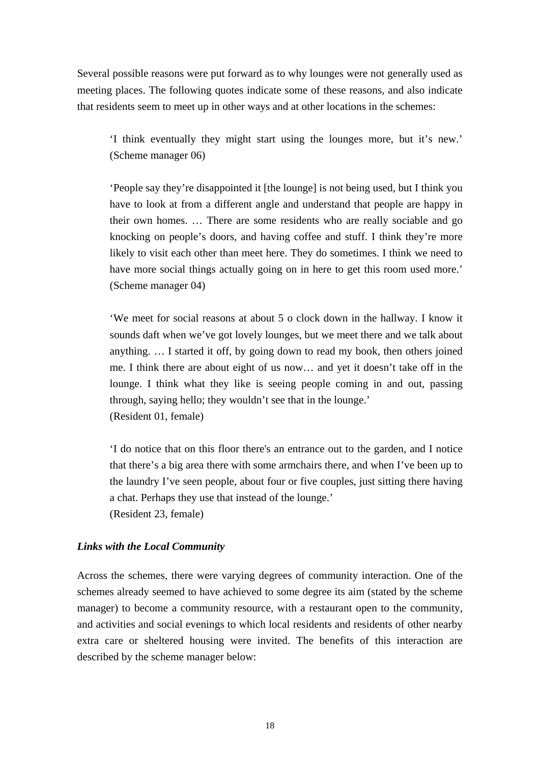Several possible reasons were put forward as to why lounges were not generally used as meeting places. The following quotes indicate some of these reasons, and also indicate that residents seem to meet up in other ways and at other locations in the schemes:

> 'I think eventually they might start using the lounges more, but it's new.' (Scheme manager 06)

> 'People say they're disappointed it [the lounge] is not being used, but I think you have to look at from a different angle and understand that people are happy in their own homes. … There are some residents who are really sociable and go knocking on people's doors, and having coffee and stuff. I think they're more likely to visit each other than meet here. They do sometimes. I think we need to have more social things actually going on in here to get this room used more.' (Scheme manager 04)

> 'We meet for social reasons at about 5 o clock down in the hallway. I know it sounds daft when we've got lovely lounges, but we meet there and we talk about anything. … I started it off, by going down to read my book, then others joined me. I think there are about eight of us now… and yet it doesn't take off in the lounge. I think what they like is seeing people coming in and out, passing through, saying hello; they wouldn't see that in the lounge.'
> (Resident 01, female)

> 'I do notice that on this floor there's an entrance out to the garden, and I notice that there's a big area there with some armchairs there, and when I've been up to the laundry I've seen people, about four or five couples, just sitting there having a chat. Perhaps they use that instead of the lounge.'
> (Resident 23, female)

***Links with the Local Community***

Across the schemes, there were varying degrees of community interaction. One of the schemes already seemed to have achieved to some degree its aim (stated by the scheme manager) to become a community resource, with a restaurant open to the community, and activities and social evenings to which local residents and residents of other nearby extra care or sheltered housing were invited. The benefits of this interaction are described by the scheme manager below: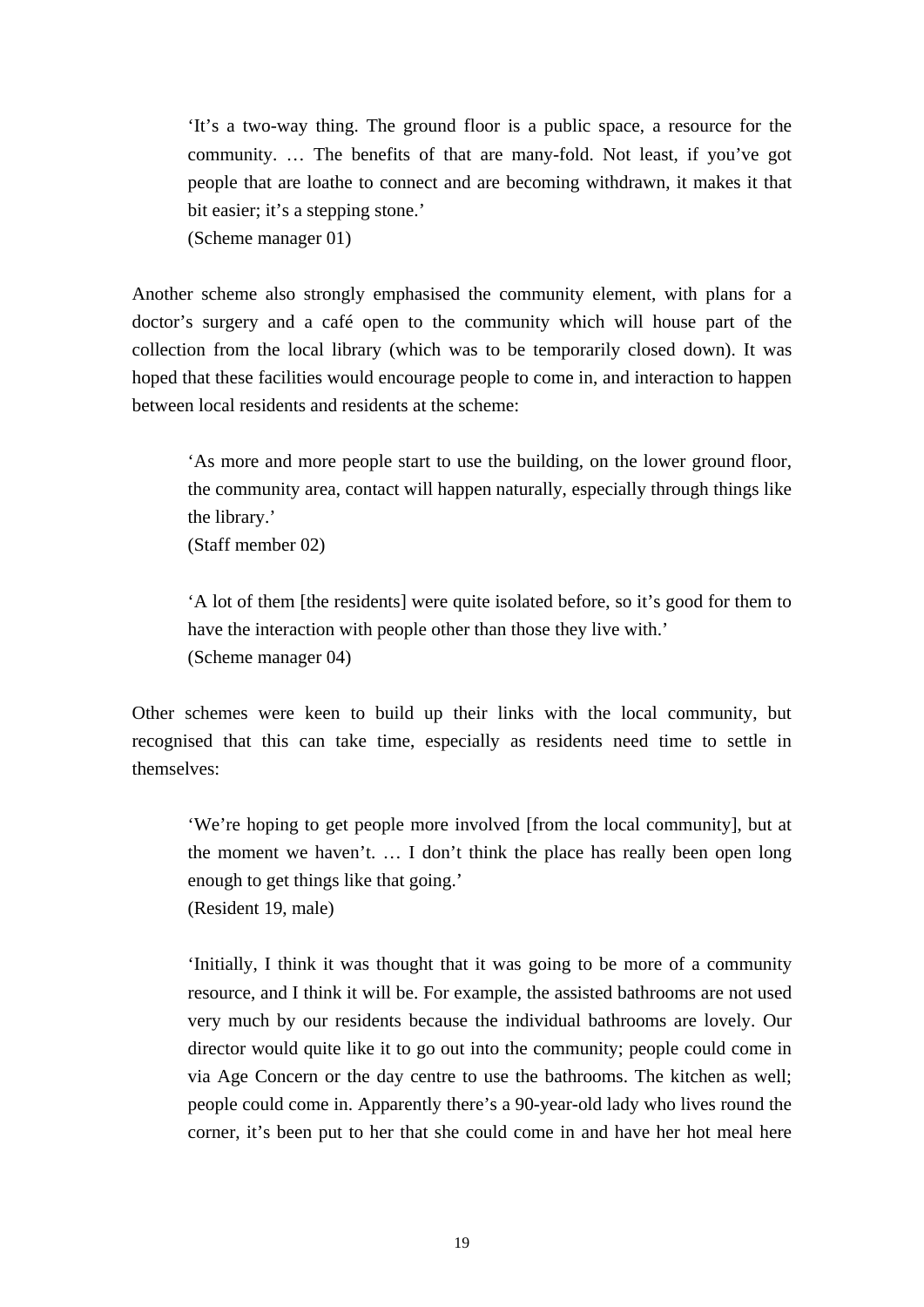> 'It's a two-way thing. The ground floor is a public space, a resource for the community. … The benefits of that are many-fold. Not least, if you've got people that are loathe to connect and are becoming withdrawn, it makes it that bit easier; it's a stepping stone.'
> (Scheme manager 01)

Another scheme also strongly emphasised the community element, with plans for a doctor's surgery and a café open to the community which will house part of the collection from the local library (which was to be temporarily closed down). It was hoped that these facilities would encourage people to come in, and interaction to happen between local residents and residents at the scheme:

> 'As more and more people start to use the building, on the lower ground floor, the community area, contact will happen naturally, especially through things like the library.'
> (Staff member 02)

> 'A lot of them [the residents] were quite isolated before, so it's good for them to have the interaction with people other than those they live with.'
> (Scheme manager 04)

Other schemes were keen to build up their links with the local community, but recognised that this can take time, especially as residents need time to settle in themselves:

> 'We're hoping to get people more involved [from the local community], but at the moment we haven't. … I don't think the place has really been open long enough to get things like that going.'
> (Resident 19, male)

> 'Initially, I think it was thought that it was going to be more of a community resource, and I think it will be. For example, the assisted bathrooms are not used very much by our residents because the individual bathrooms are lovely. Our director would quite like it to go out into the community; people could come in via Age Concern or the day centre to use the bathrooms. The kitchen as well; people could come in. Apparently there's a 90-year-old lady who lives round the corner, it's been put to her that she could come in and have her hot meal here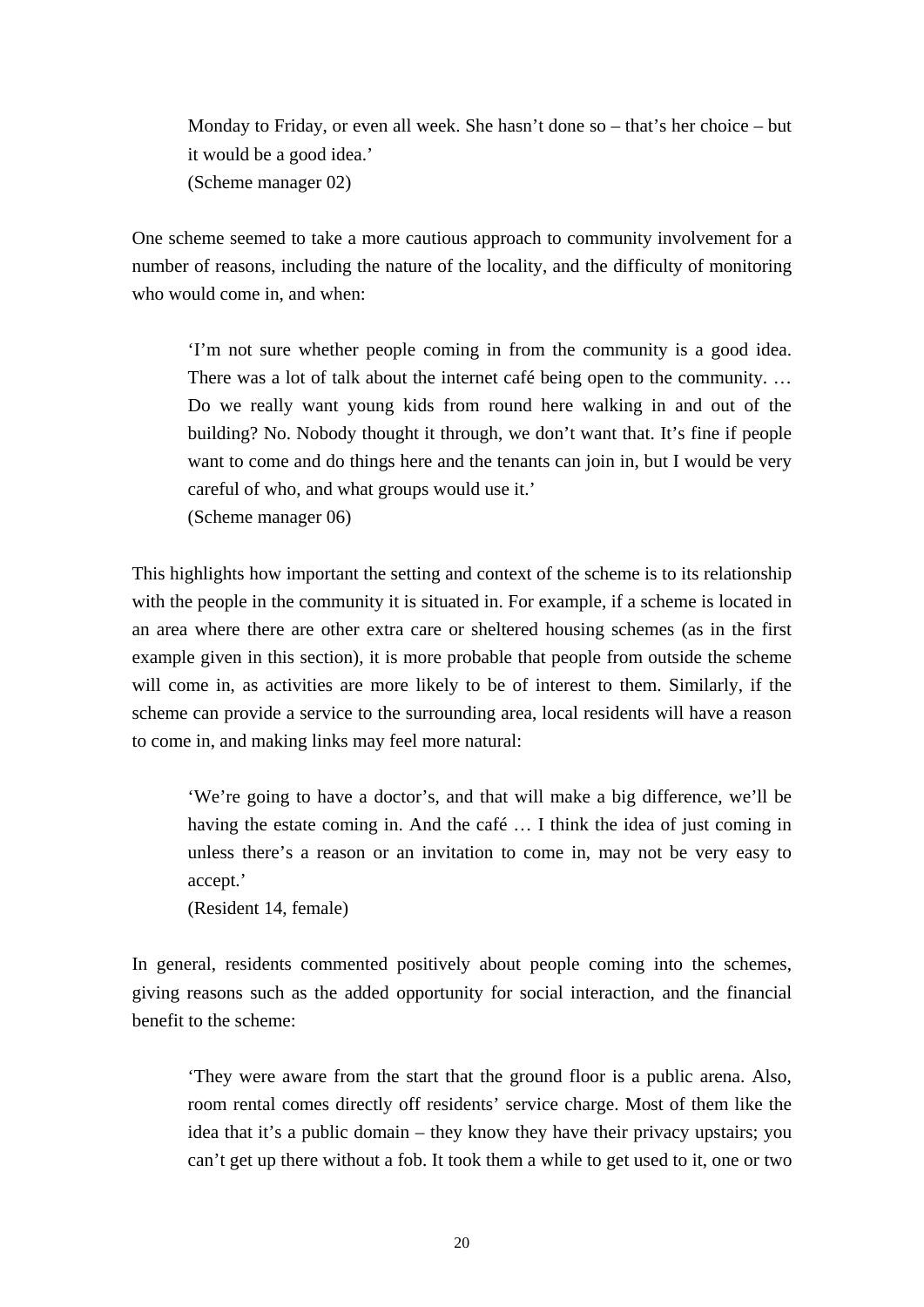> Monday to Friday, or even all week. She hasn't done so – that's her choice – but it would be a good idea.'
> (Scheme manager 02)

One scheme seemed to take a more cautious approach to community involvement for a number of reasons, including the nature of the locality, and the difficulty of monitoring who would come in, and when:

> 'I'm not sure whether people coming in from the community is a good idea. There was a lot of talk about the internet café being open to the community. … Do we really want young kids from round here walking in and out of the building? No. Nobody thought it through, we don't want that. It's fine if people want to come and do things here and the tenants can join in, but I would be very careful of who, and what groups would use it.'
> (Scheme manager 06)

This highlights how important the setting and context of the scheme is to its relationship with the people in the community it is situated in. For example, if a scheme is located in an area where there are other extra care or sheltered housing schemes (as in the first example given in this section), it is more probable that people from outside the scheme will come in, as activities are more likely to be of interest to them. Similarly, if the scheme can provide a service to the surrounding area, local residents will have a reason to come in, and making links may feel more natural:

> 'We're going to have a doctor's, and that will make a big difference, we'll be having the estate coming in. And the café … I think the idea of just coming in unless there's a reason or an invitation to come in, may not be very easy to accept.'
> (Resident 14, female)

In general, residents commented positively about people coming into the schemes, giving reasons such as the added opportunity for social interaction, and the financial benefit to the scheme:

> 'They were aware from the start that the ground floor is a public arena. Also, room rental comes directly off residents' service charge. Most of them like the idea that it's a public domain – they know they have their privacy upstairs; you can't get up there without a fob. It took them a while to get used to it, one or two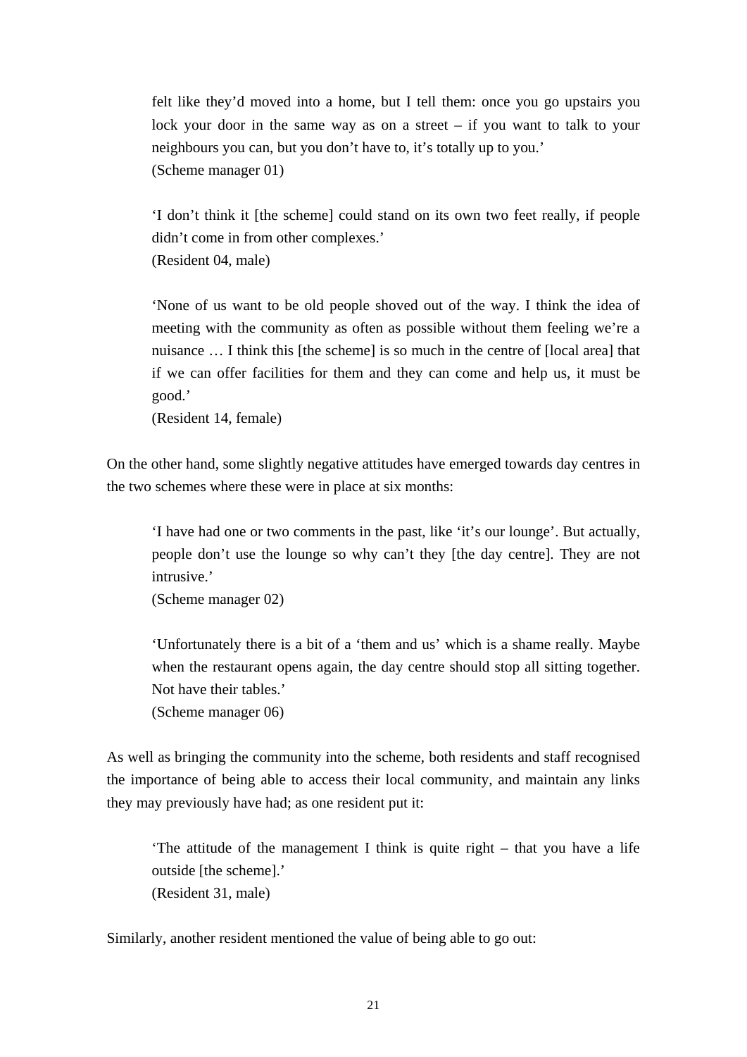> felt like they'd moved into a home, but I tell them: once you go upstairs you lock your door in the same way as on a street – if you want to talk to your neighbours you can, but you don't have to, it's totally up to you.'
> (Scheme manager 01)

> 'I don't think it [the scheme] could stand on its own two feet really, if people didn't come in from other complexes.'
> (Resident 04, male)

> 'None of us want to be old people shoved out of the way. I think the idea of meeting with the community as often as possible without them feeling we're a nuisance … I think this [the scheme] is so much in the centre of [local area] that if we can offer facilities for them and they can come and help us, it must be good.'
> (Resident 14, female)

On the other hand, some slightly negative attitudes have emerged towards day centres in the two schemes where these were in place at six months:

> 'I have had one or two comments in the past, like 'it's our lounge'. But actually, people don't use the lounge so why can't they [the day centre]. They are not intrusive.'
> (Scheme manager 02)

> 'Unfortunately there is a bit of a 'them and us' which is a shame really. Maybe when the restaurant opens again, the day centre should stop all sitting together. Not have their tables.'
> (Scheme manager 06)

As well as bringing the community into the scheme, both residents and staff recognised the importance of being able to access their local community, and maintain any links they may previously have had; as one resident put it:

> 'The attitude of the management I think is quite right – that you have a life outside [the scheme].'
> (Resident 31, male)

Similarly, another resident mentioned the value of being able to go out: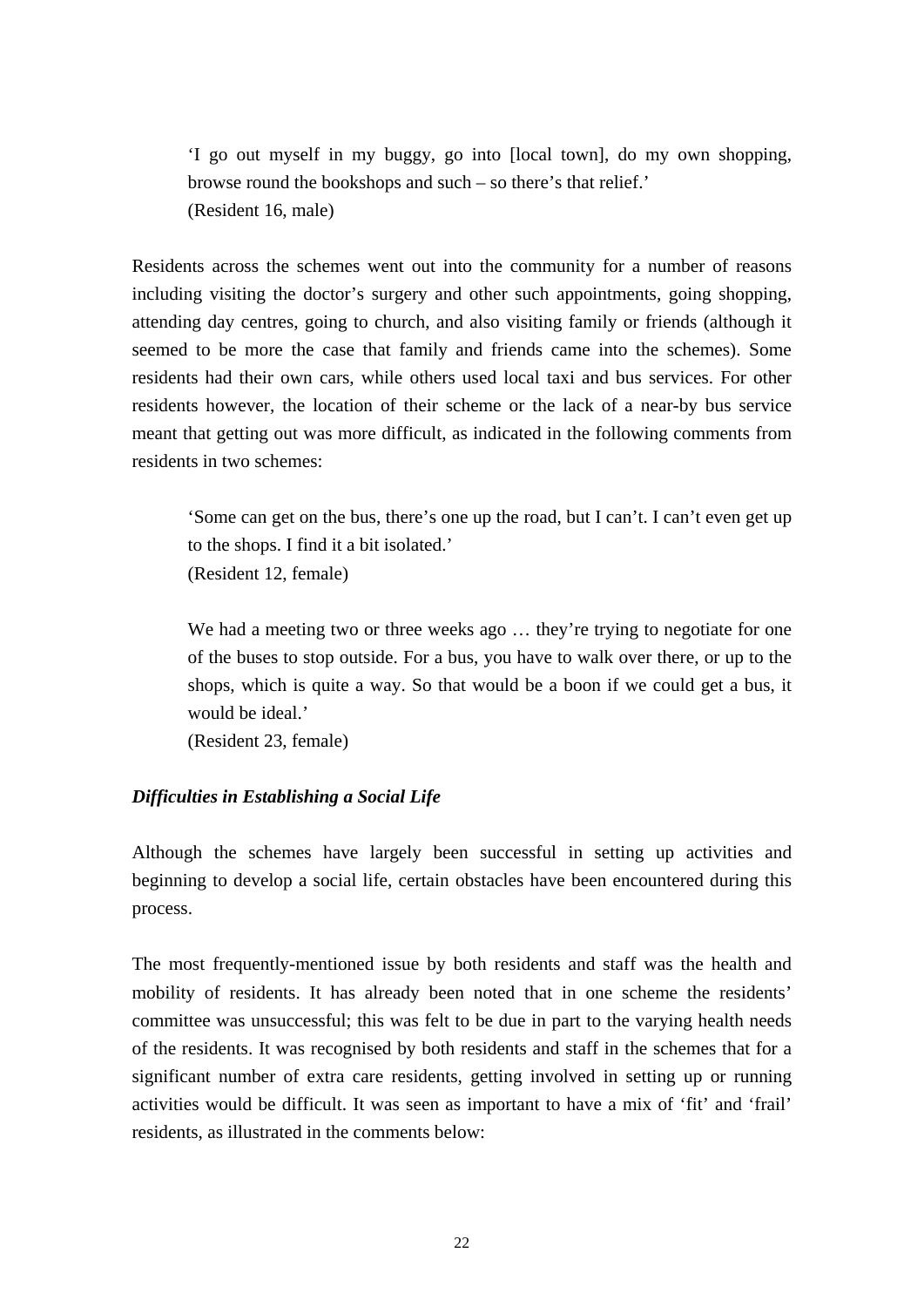> 'I go out myself in my buggy, go into [local town], do my own shopping, browse round the bookshops and such – so there's that relief.'
> (Resident 16, male)

Residents across the schemes went out into the community for a number of reasons including visiting the doctor's surgery and other such appointments, going shopping, attending day centres, going to church, and also visiting family or friends (although it seemed to be more the case that family and friends came into the schemes). Some residents had their own cars, while others used local taxi and bus services. For other residents however, the location of their scheme or the lack of a near-by bus service meant that getting out was more difficult, as indicated in the following comments from residents in two schemes:

> 'Some can get on the bus, there's one up the road, but I can't. I can't even get up to the shops. I find it a bit isolated.'
> (Resident 12, female)

> We had a meeting two or three weeks ago … they're trying to negotiate for one of the buses to stop outside. For a bus, you have to walk over there, or up to the shops, which is quite a way. So that would be a boon if we could get a bus, it would be ideal.'
> (Resident 23, female)

### *Difficulties in Establishing a Social Life*

Although the schemes have largely been successful in setting up activities and beginning to develop a social life, certain obstacles have been encountered during this process.

The most frequently-mentioned issue by both residents and staff was the health and mobility of residents. It has already been noted that in one scheme the residents' committee was unsuccessful; this was felt to be due in part to the varying health needs of the residents. It was recognised by both residents and staff in the schemes that for a significant number of extra care residents, getting involved in setting up or running activities would be difficult. It was seen as important to have a mix of 'fit' and 'frail' residents, as illustrated in the comments below: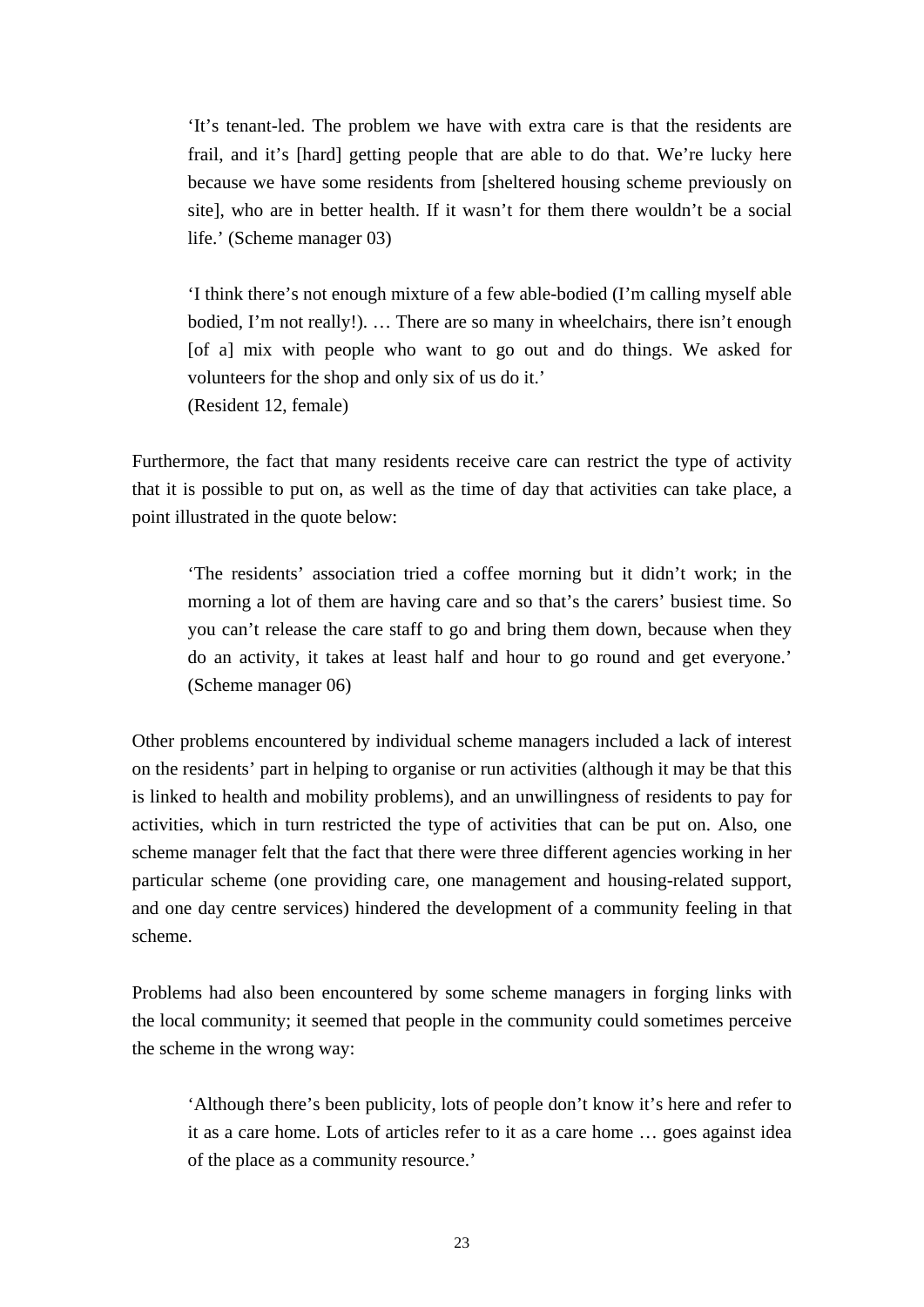> 'It's tenant-led. The problem we have with extra care is that the residents are frail, and it's [hard] getting people that are able to do that. We're lucky here because we have some residents from [sheltered housing scheme previously on site], who are in better health. If it wasn't for them there wouldn't be a social life.' (Scheme manager 03)

> 'I think there's not enough mixture of a few able-bodied (I'm calling myself able bodied, I'm not really!). … There are so many in wheelchairs, there isn't enough [of a] mix with people who want to go out and do things. We asked for volunteers for the shop and only six of us do it.'
> (Resident 12, female)

Furthermore, the fact that many residents receive care can restrict the type of activity that it is possible to put on, as well as the time of day that activities can take place, a point illustrated in the quote below:

> 'The residents' association tried a coffee morning but it didn't work; in the morning a lot of them are having care and so that's the carers' busiest time. So you can't release the care staff to go and bring them down, because when they do an activity, it takes at least half and hour to go round and get everyone.' (Scheme manager 06)

Other problems encountered by individual scheme managers included a lack of interest on the residents' part in helping to organise or run activities (although it may be that this is linked to health and mobility problems), and an unwillingness of residents to pay for activities, which in turn restricted the type of activities that can be put on. Also, one scheme manager felt that the fact that there were three different agencies working in her particular scheme (one providing care, one management and housing-related support, and one day centre services) hindered the development of a community feeling in that scheme.

Problems had also been encountered by some scheme managers in forging links with the local community; it seemed that people in the community could sometimes perceive the scheme in the wrong way:

> 'Although there's been publicity, lots of people don't know it's here and refer to it as a care home. Lots of articles refer to it as a care home … goes against idea of the place as a community resource.'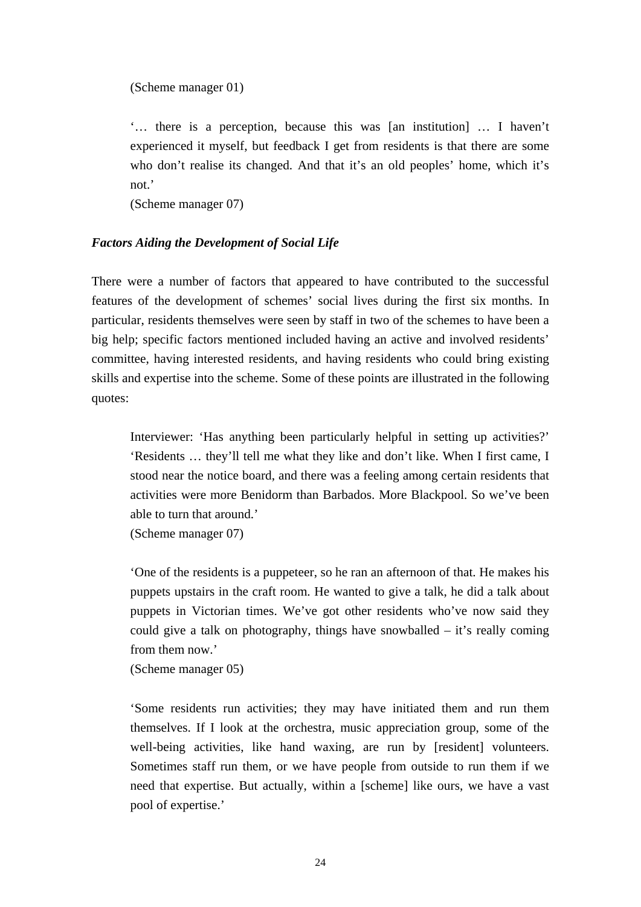(Scheme manager 01)

> '… there is a perception, because this was [an institution] … I haven't experienced it myself, but feedback I get from residents is that there are some who don't realise its changed. And that it's an old peoples' home, which it's not.'
>
> (Scheme manager 07)

***Factors Aiding the Development of Social Life***

There were a number of factors that appeared to have contributed to the successful features of the development of schemes' social lives during the first six months. In particular, residents themselves were seen by staff in two of the schemes to have been a big help; specific factors mentioned included having an active and involved residents' committee, having interested residents, and having residents who could bring existing skills and expertise into the scheme. Some of these points are illustrated in the following quotes:

> Interviewer: 'Has anything been particularly helpful in setting up activities?' 'Residents … they'll tell me what they like and don't like. When I first came, I stood near the notice board, and there was a feeling among certain residents that activities were more Benidorm than Barbados. More Blackpool. So we've been able to turn that around.'
>
> (Scheme manager 07)

> 'One of the residents is a puppeteer, so he ran an afternoon of that. He makes his puppets upstairs in the craft room. He wanted to give a talk, he did a talk about puppets in Victorian times. We've got other residents who've now said they could give a talk on photography, things have snowballed – it's really coming from them now.'
>
> (Scheme manager 05)

> 'Some residents run activities; they may have initiated them and run them themselves. If I look at the orchestra, music appreciation group, some of the well-being activities, like hand waxing, are run by [resident] volunteers. Sometimes staff run them, or we have people from outside to run them if we need that expertise. But actually, within a [scheme] like ours, we have a vast pool of expertise.'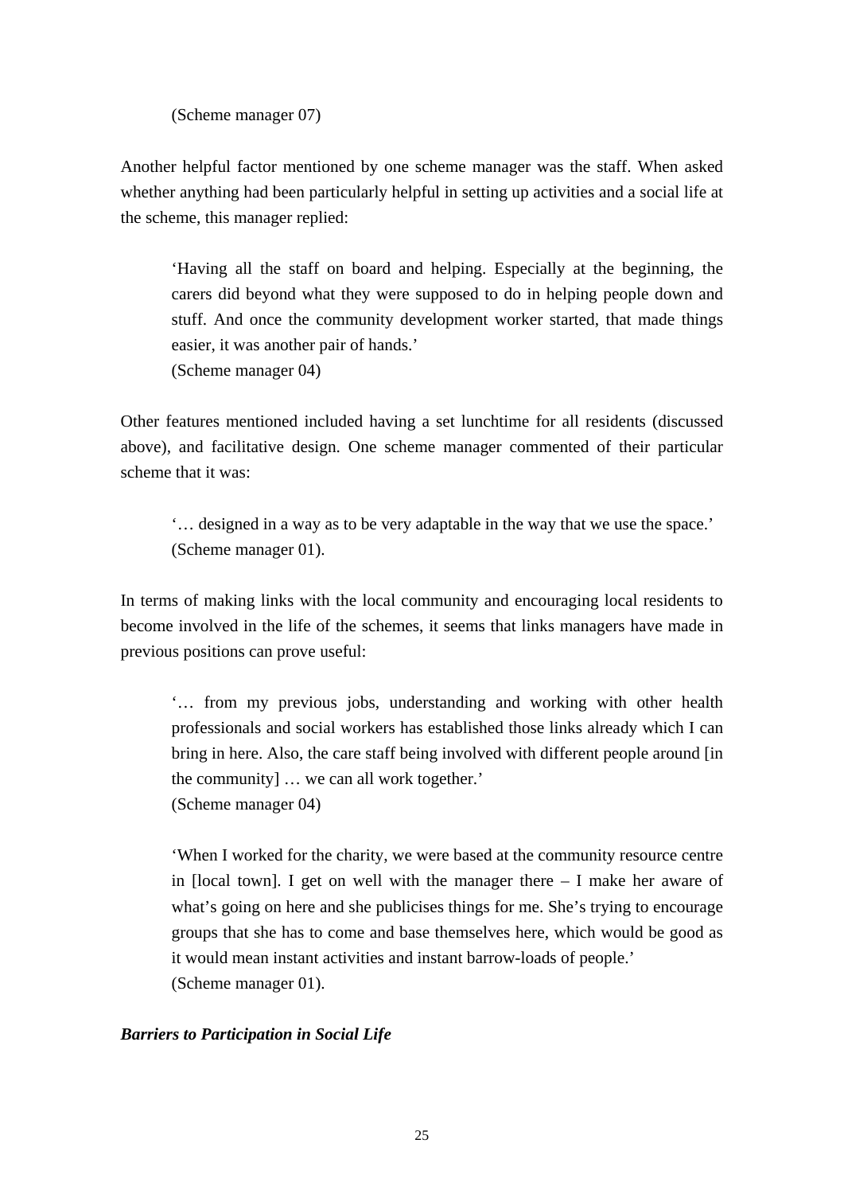(Scheme manager 07)

Another helpful factor mentioned by one scheme manager was the staff. When asked whether anything had been particularly helpful in setting up activities and a social life at the scheme, this manager replied:

> 'Having all the staff on board and helping. Especially at the beginning, the carers did beyond what they were supposed to do in helping people down and stuff. And once the community development worker started, that made things easier, it was another pair of hands.'
> (Scheme manager 04)

Other features mentioned included having a set lunchtime for all residents (discussed above), and facilitative design. One scheme manager commented of their particular scheme that it was:

> '… designed in a way as to be very adaptable in the way that we use the space.'
> (Scheme manager 01).

In terms of making links with the local community and encouraging local residents to become involved in the life of the schemes, it seems that links managers have made in previous positions can prove useful:

> '… from my previous jobs, understanding and working with other health professionals and social workers has established those links already which I can bring in here. Also, the care staff being involved with different people around [in the community] … we can all work together.'
> (Scheme manager 04)

> 'When I worked for the charity, we were based at the community resource centre in [local town]. I get on well with the manager there – I make her aware of what's going on here and she publicises things for me. She's trying to encourage groups that she has to come and base themselves here, which would be good as it would mean instant activities and instant barrow-loads of people.'
> (Scheme manager 01).

***Barriers to Participation in Social Life***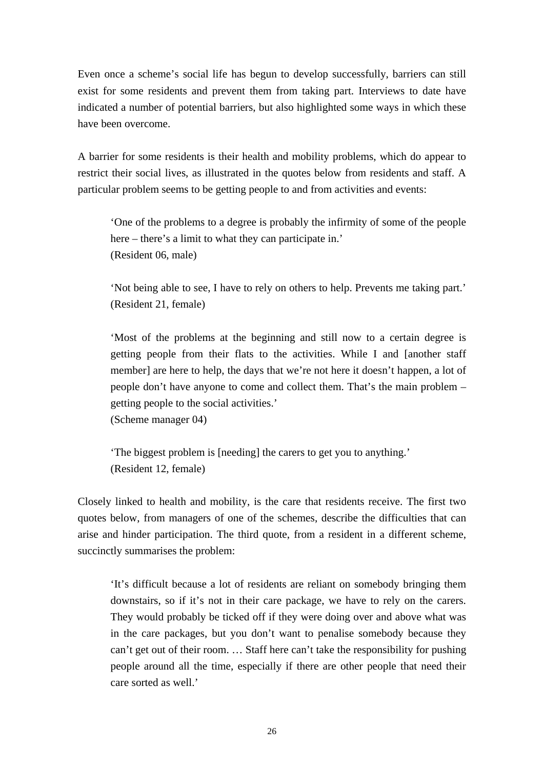Even once a scheme's social life has begun to develop successfully, barriers can still exist for some residents and prevent them from taking part. Interviews to date have indicated a number of potential barriers, but also highlighted some ways in which these have been overcome.

A barrier for some residents is their health and mobility problems, which do appear to restrict their social lives, as illustrated in the quotes below from residents and staff. A particular problem seems to be getting people to and from activities and events:

> 'One of the problems to a degree is probably the infirmity of some of the people here – there's a limit to what they can participate in.'
> (Resident 06, male)

> 'Not being able to see, I have to rely on others to help. Prevents me taking part.'
> (Resident 21, female)

> 'Most of the problems at the beginning and still now to a certain degree is getting people from their flats to the activities. While I and [another staff member] are here to help, the days that we're not here it doesn't happen, a lot of people don't have anyone to come and collect them. That's the main problem – getting people to the social activities.'
> (Scheme manager 04)

> 'The biggest problem is [needing] the carers to get you to anything.'
> (Resident 12, female)

Closely linked to health and mobility, is the care that residents receive. The first two quotes below, from managers of one of the schemes, describe the difficulties that can arise and hinder participation. The third quote, from a resident in a different scheme, succinctly summarises the problem:

> 'It's difficult because a lot of residents are reliant on somebody bringing them downstairs, so if it's not in their care package, we have to rely on the carers. They would probably be ticked off if they were doing over and above what was in the care packages, but you don't want to penalise somebody because they can't get out of their room. … Staff here can't take the responsibility for pushing people around all the time, especially if there are other people that need their care sorted as well.'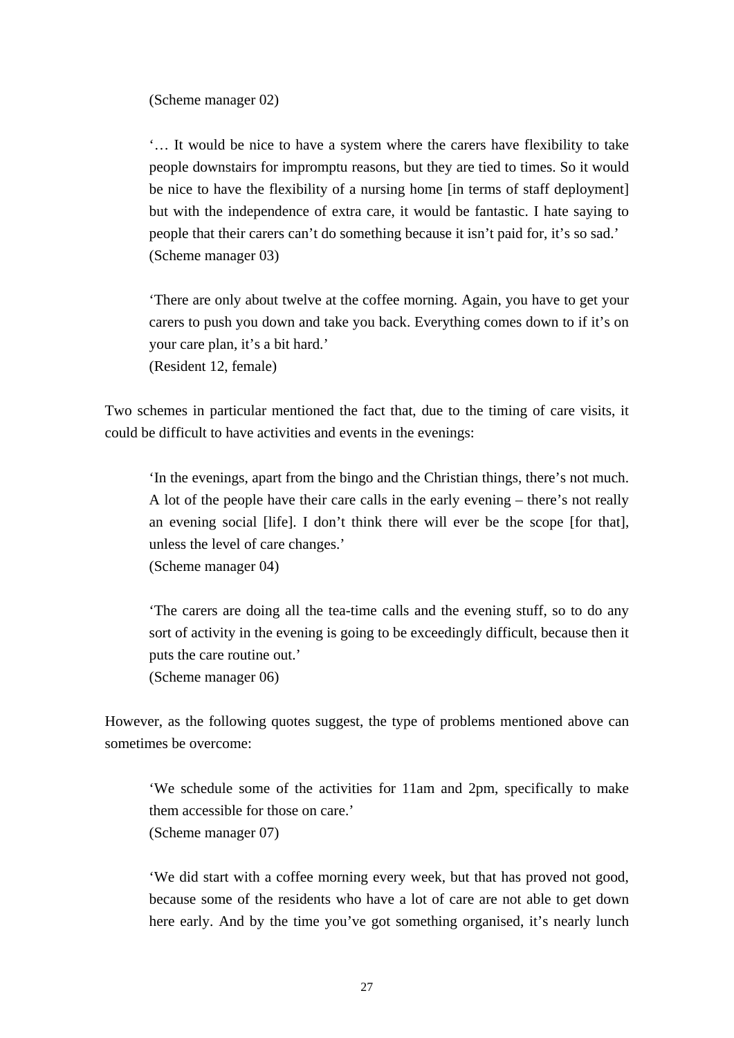(Scheme manager 02)

> '… It would be nice to have a system where the carers have flexibility to take people downstairs for impromptu reasons, but they are tied to times. So it would be nice to have the flexibility of a nursing home [in terms of staff deployment] but with the independence of extra care, it would be fantastic. I hate saying to people that their carers can't do something because it isn't paid for, it's so sad.'
> (Scheme manager 03)

> 'There are only about twelve at the coffee morning. Again, you have to get your carers to push you down and take you back. Everything comes down to if it's on your care plan, it's a bit hard.'
> (Resident 12, female)

Two schemes in particular mentioned the fact that, due to the timing of care visits, it could be difficult to have activities and events in the evenings:

> 'In the evenings, apart from the bingo and the Christian things, there's not much. A lot of the people have their care calls in the early evening – there's not really an evening social [life]. I don't think there will ever be the scope [for that], unless the level of care changes.'
> (Scheme manager 04)

> 'The carers are doing all the tea-time calls and the evening stuff, so to do any sort of activity in the evening is going to be exceedingly difficult, because then it puts the care routine out.'
> (Scheme manager 06)

However, as the following quotes suggest, the type of problems mentioned above can sometimes be overcome:

> 'We schedule some of the activities for 11am and 2pm, specifically to make them accessible for those on care.'
> (Scheme manager 07)

> 'We did start with a coffee morning every week, but that has proved not good, because some of the residents who have a lot of care are not able to get down here early. And by the time you've got something organised, it's nearly lunch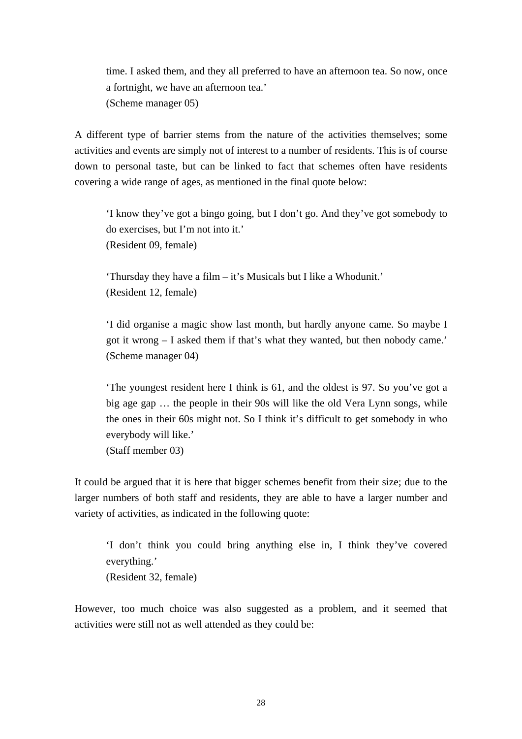> time. I asked them, and they all preferred to have an afternoon tea. So now, once a fortnight, we have an afternoon tea.'
> (Scheme manager 05)

A different type of barrier stems from the nature of the activities themselves; some activities and events are simply not of interest to a number of residents. This is of course down to personal taste, but can be linked to fact that schemes often have residents covering a wide range of ages, as mentioned in the final quote below:

> 'I know they've got a bingo going, but I don't go. And they've got somebody to do exercises, but I'm not into it.'
> (Resident 09, female)

> 'Thursday they have a film – it's Musicals but I like a Whodunit.'
> (Resident 12, female)

> 'I did organise a magic show last month, but hardly anyone came. So maybe I got it wrong – I asked them if that's what they wanted, but then nobody came.'
> (Scheme manager 04)

> 'The youngest resident here I think is 61, and the oldest is 97. So you've got a big age gap … the people in their 90s will like the old Vera Lynn songs, while the ones in their 60s might not. So I think it's difficult to get somebody in who everybody will like.'
> (Staff member 03)

It could be argued that it is here that bigger schemes benefit from their size; due to the larger numbers of both staff and residents, they are able to have a larger number and variety of activities, as indicated in the following quote:

> 'I don't think you could bring anything else in, I think they've covered everything.'
> (Resident 32, female)

However, too much choice was also suggested as a problem, and it seemed that activities were still not as well attended as they could be: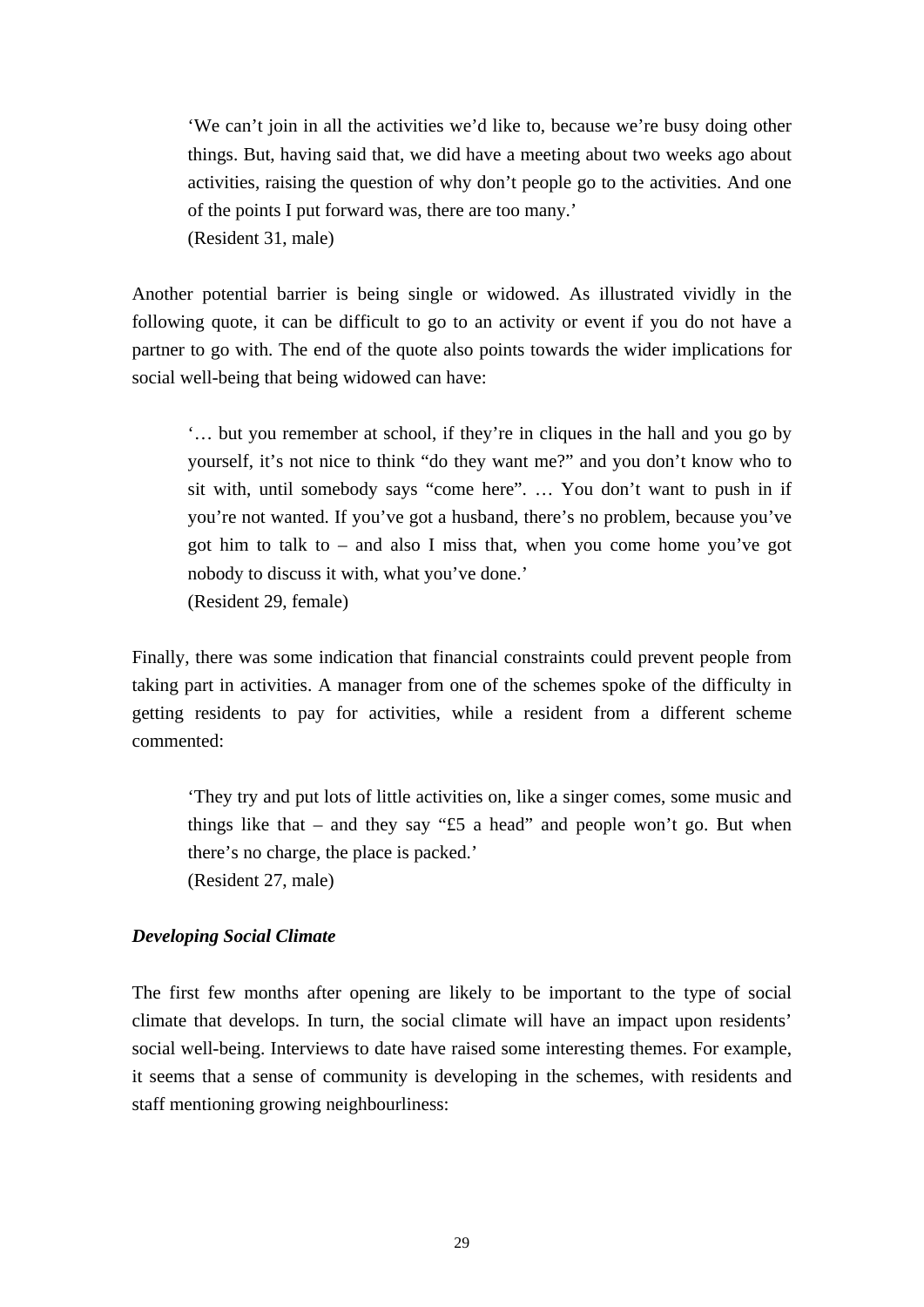> 'We can't join in all the activities we'd like to, because we're busy doing other things. But, having said that, we did have a meeting about two weeks ago about activities, raising the question of why don't people go to the activities. And one of the points I put forward was, there are too many.'
> (Resident 31, male)

Another potential barrier is being single or widowed. As illustrated vividly in the following quote, it can be difficult to go to an activity or event if you do not have a partner to go with. The end of the quote also points towards the wider implications for social well-being that being widowed can have:

> '… but you remember at school, if they're in cliques in the hall and you go by yourself, it's not nice to think "do they want me?" and you don't know who to sit with, until somebody says "come here". … You don't want to push in if you're not wanted. If you've got a husband, there's no problem, because you've got him to talk to – and also I miss that, when you come home you've got nobody to discuss it with, what you've done.'
> (Resident 29, female)

Finally, there was some indication that financial constraints could prevent people from taking part in activities. A manager from one of the schemes spoke of the difficulty in getting residents to pay for activities, while a resident from a different scheme commented:

> 'They try and put lots of little activities on, like a singer comes, some music and things like that – and they say "£5 a head" and people won't go. But when there's no charge, the place is packed.'
> (Resident 27, male)

***Developing Social Climate***

The first few months after opening are likely to be important to the type of social climate that develops. In turn, the social climate will have an impact upon residents' social well-being. Interviews to date have raised some interesting themes. For example, it seems that a sense of community is developing in the schemes, with residents and staff mentioning growing neighbourliness: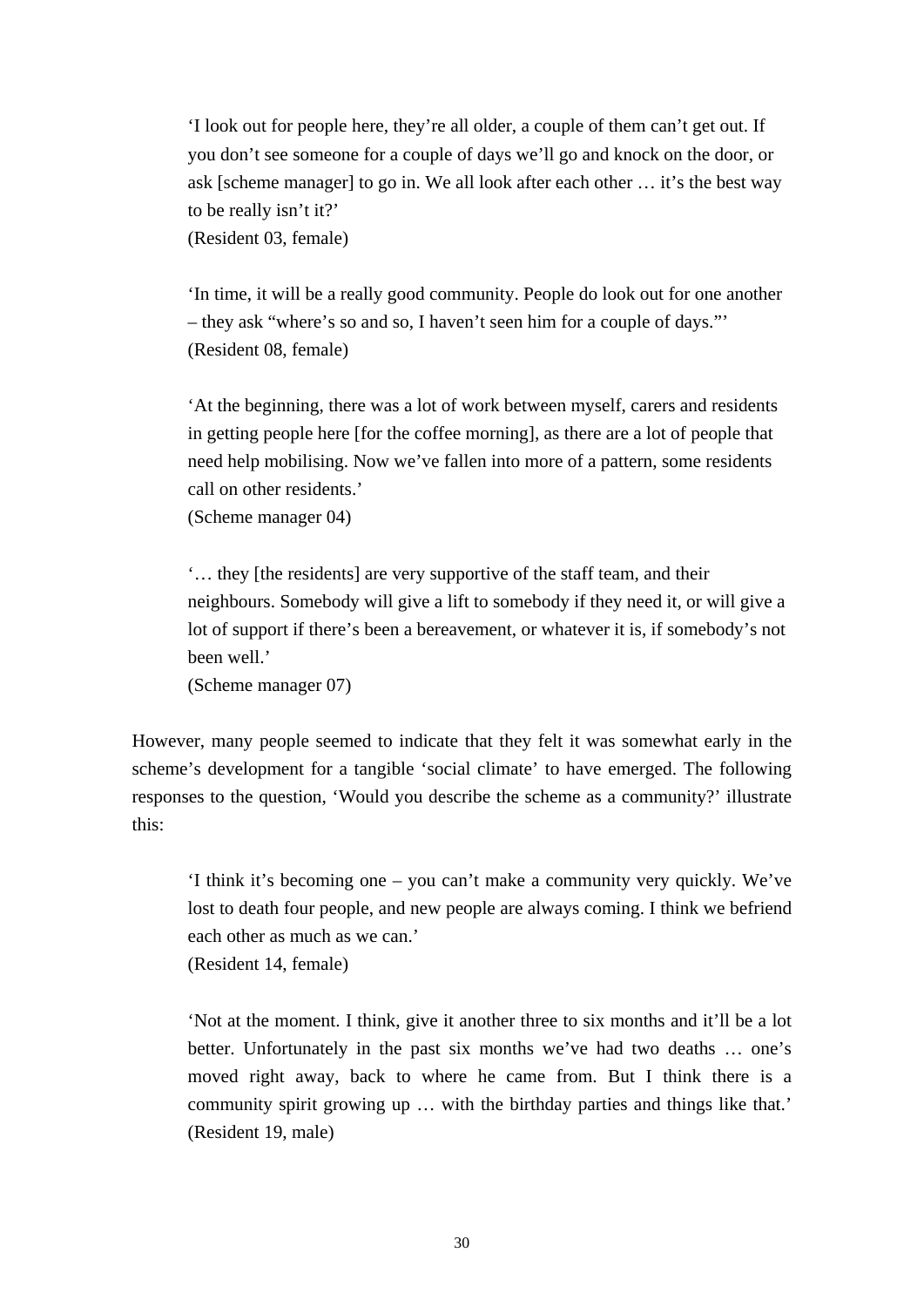> ‘I look out for people here, they’re all older, a couple of them can’t get out. If you don’t see someone for a couple of days we’ll go and knock on the door, or ask [scheme manager] to go in. We all look after each other … it’s the best way to be really isn’t it?’
> (Resident 03, female)

> ‘In time, it will be a really good community. People do look out for one another – they ask “where’s so and so, I haven’t seen him for a couple of days.”’
> (Resident 08, female)

> ‘At the beginning, there was a lot of work between myself, carers and residents in getting people here [for the coffee morning], as there are a lot of people that need help mobilising. Now we’ve fallen into more of a pattern, some residents call on other residents.’
> (Scheme manager 04)

> ‘… they [the residents] are very supportive of the staff team, and their neighbours. Somebody will give a lift to somebody if they need it, or will give a lot of support if there’s been a bereavement, or whatever it is, if somebody’s not been well.’
> (Scheme manager 07)

However, many people seemed to indicate that they felt it was somewhat early in the scheme’s development for a tangible ‘social climate’ to have emerged. The following responses to the question, ‘Would you describe the scheme as a community?’ illustrate this:

> ‘I think it’s becoming one – you can’t make a community very quickly. We’ve lost to death four people, and new people are always coming. I think we befriend each other as much as we can.’
> (Resident 14, female)

> ‘Not at the moment. I think, give it another three to six months and it’ll be a lot better. Unfortunately in the past six months we’ve had two deaths … one’s moved right away, back to where he came from. But I think there is a community spirit growing up … with the birthday parties and things like that.’
> (Resident 19, male)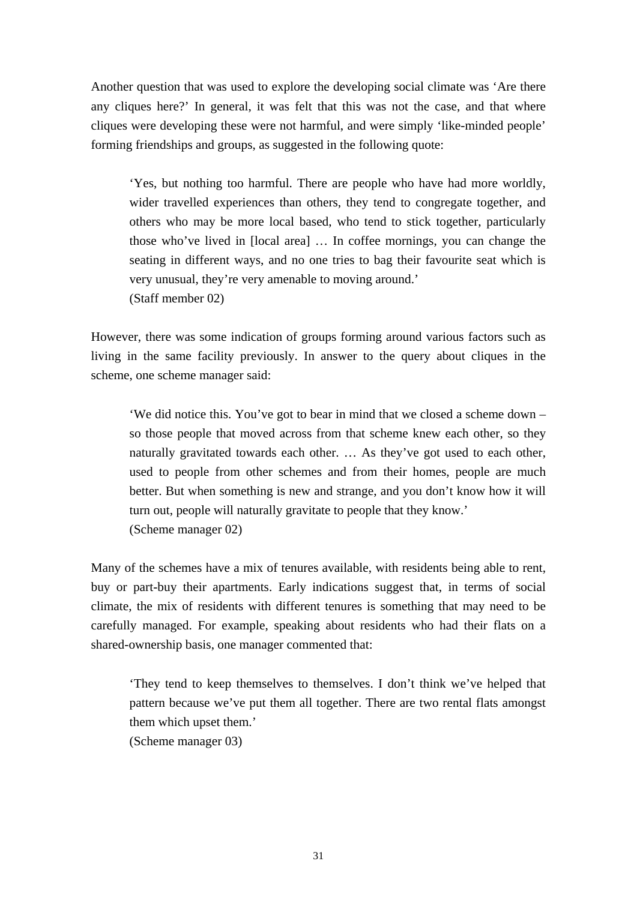Another question that was used to explore the developing social climate was 'Are there any cliques here?' In general, it was felt that this was not the case, and that where cliques were developing these were not harmful, and were simply 'like-minded people' forming friendships and groups, as suggested in the following quote:

> 'Yes, but nothing too harmful. There are people who have had more worldly, wider travelled experiences than others, they tend to congregate together, and others who may be more local based, who tend to stick together, particularly those who've lived in [local area] … In coffee mornings, you can change the seating in different ways, and no one tries to bag their favourite seat which is very unusual, they're very amenable to moving around.'
> (Staff member 02)

However, there was some indication of groups forming around various factors such as living in the same facility previously. In answer to the query about cliques in the scheme, one scheme manager said:

> 'We did notice this. You've got to bear in mind that we closed a scheme down – so those people that moved across from that scheme knew each other, so they naturally gravitated towards each other. … As they've got used to each other, used to people from other schemes and from their homes, people are much better. But when something is new and strange, and you don't know how it will turn out, people will naturally gravitate to people that they know.'
> (Scheme manager 02)

Many of the schemes have a mix of tenures available, with residents being able to rent, buy or part-buy their apartments. Early indications suggest that, in terms of social climate, the mix of residents with different tenures is something that may need to be carefully managed. For example, speaking about residents who had their flats on a shared-ownership basis, one manager commented that:

> 'They tend to keep themselves to themselves. I don't think we've helped that pattern because we've put them all together. There are two rental flats amongst them which upset them.'
> (Scheme manager 03)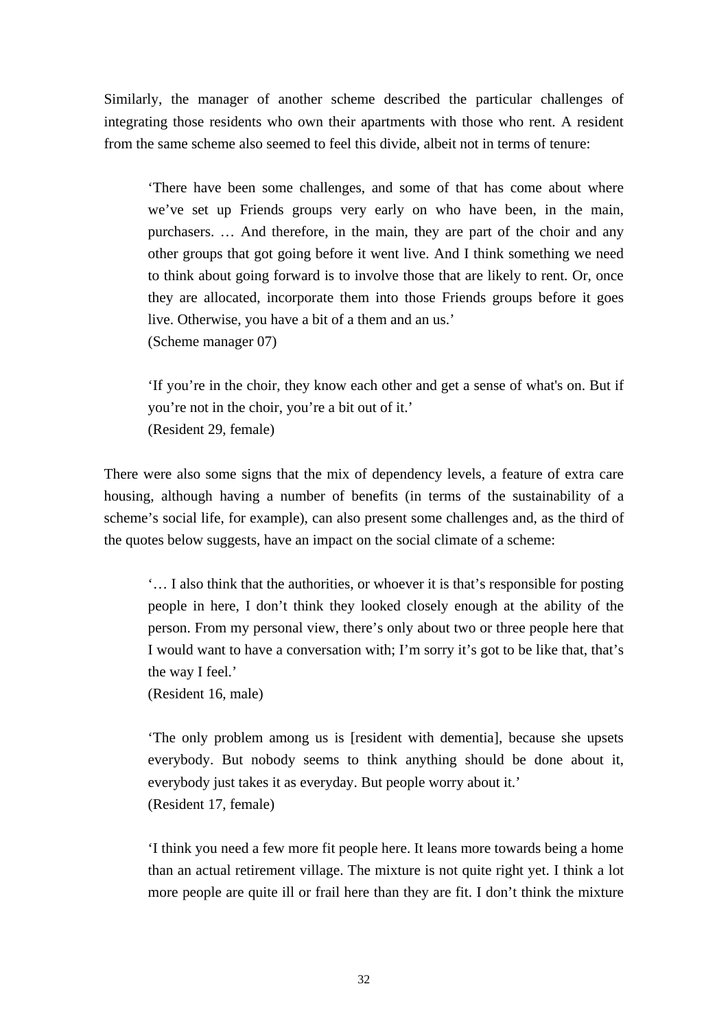Similarly, the manager of another scheme described the particular challenges of integrating those residents who own their apartments with those who rent. A resident from the same scheme also seemed to feel this divide, albeit not in terms of tenure:

> 'There have been some challenges, and some of that has come about where we've set up Friends groups very early on who have been, in the main, purchasers. … And therefore, in the main, they are part of the choir and any other groups that got going before it went live. And I think something we need to think about going forward is to involve those that are likely to rent. Or, once they are allocated, incorporate them into those Friends groups before it goes live. Otherwise, you have a bit of a them and an us.'
> (Scheme manager 07)

> 'If you're in the choir, they know each other and get a sense of what's on. But if you're not in the choir, you're a bit out of it.'
> (Resident 29, female)

There were also some signs that the mix of dependency levels, a feature of extra care housing, although having a number of benefits (in terms of the sustainability of a scheme's social life, for example), can also present some challenges and, as the third of the quotes below suggests, have an impact on the social climate of a scheme:

> '… I also think that the authorities, or whoever it is that's responsible for posting people in here, I don't think they looked closely enough at the ability of the person. From my personal view, there's only about two or three people here that I would want to have a conversation with; I'm sorry it's got to be like that, that's the way I feel.'
> (Resident 16, male)

> 'The only problem among us is [resident with dementia], because she upsets everybody. But nobody seems to think anything should be done about it, everybody just takes it as everyday. But people worry about it.'
> (Resident 17, female)

> 'I think you need a few more fit people here. It leans more towards being a home than an actual retirement village. The mixture is not quite right yet. I think a lot more people are quite ill or frail here than they are fit. I don't think the mixture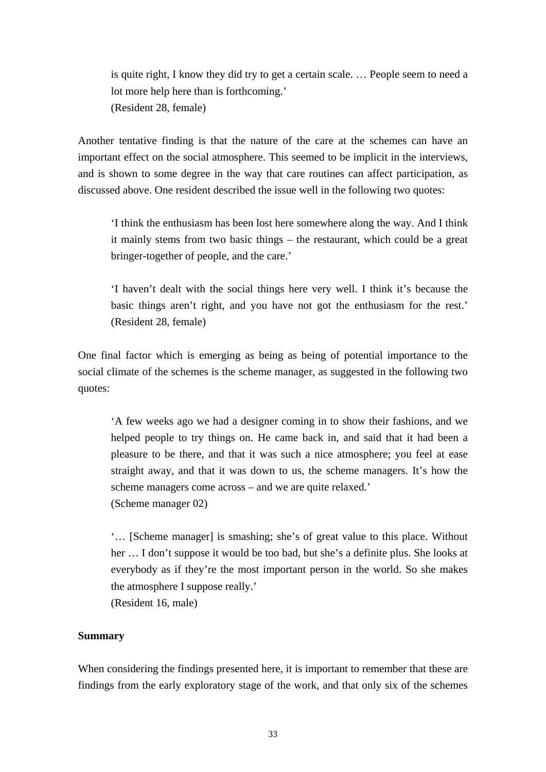> is quite right, I know they did try to get a certain scale. … People seem to need a lot more help here than is forthcoming.'
> (Resident 28, female)

Another tentative finding is that the nature of the care at the schemes can have an important effect on the social atmosphere. This seemed to be implicit in the interviews, and is shown to some degree in the way that care routines can affect participation, as discussed above. One resident described the issue well in the following two quotes:

> 'I think the enthusiasm has been lost here somewhere along the way. And I think it mainly stems from two basic things – the restaurant, which could be a great bringer-together of people, and the care.'

> 'I haven't dealt with the social things here very well. I think it's because the basic things aren't right, and you have not got the enthusiasm for the rest.'
> (Resident 28, female)

One final factor which is emerging as being as being of potential importance to the social climate of the schemes is the scheme manager, as suggested in the following two quotes:

> 'A few weeks ago we had a designer coming in to show their fashions, and we helped people to try things on. He came back in, and said that it had been a pleasure to be there, and that it was such a nice atmosphere; you feel at ease straight away, and that it was down to us, the scheme managers. It's how the scheme managers come across – and we are quite relaxed.'
> (Scheme manager 02)

> '… [Scheme manager] is smashing; she's of great value to this place. Without her … I don't suppose it would be too bad, but she's a definite plus. She looks at everybody as if they're the most important person in the world. So she makes the atmosphere I suppose really.'
> (Resident 16, male)

**Summary**

When considering the findings presented here, it is important to remember that these are findings from the early exploratory stage of the work, and that only six of the schemes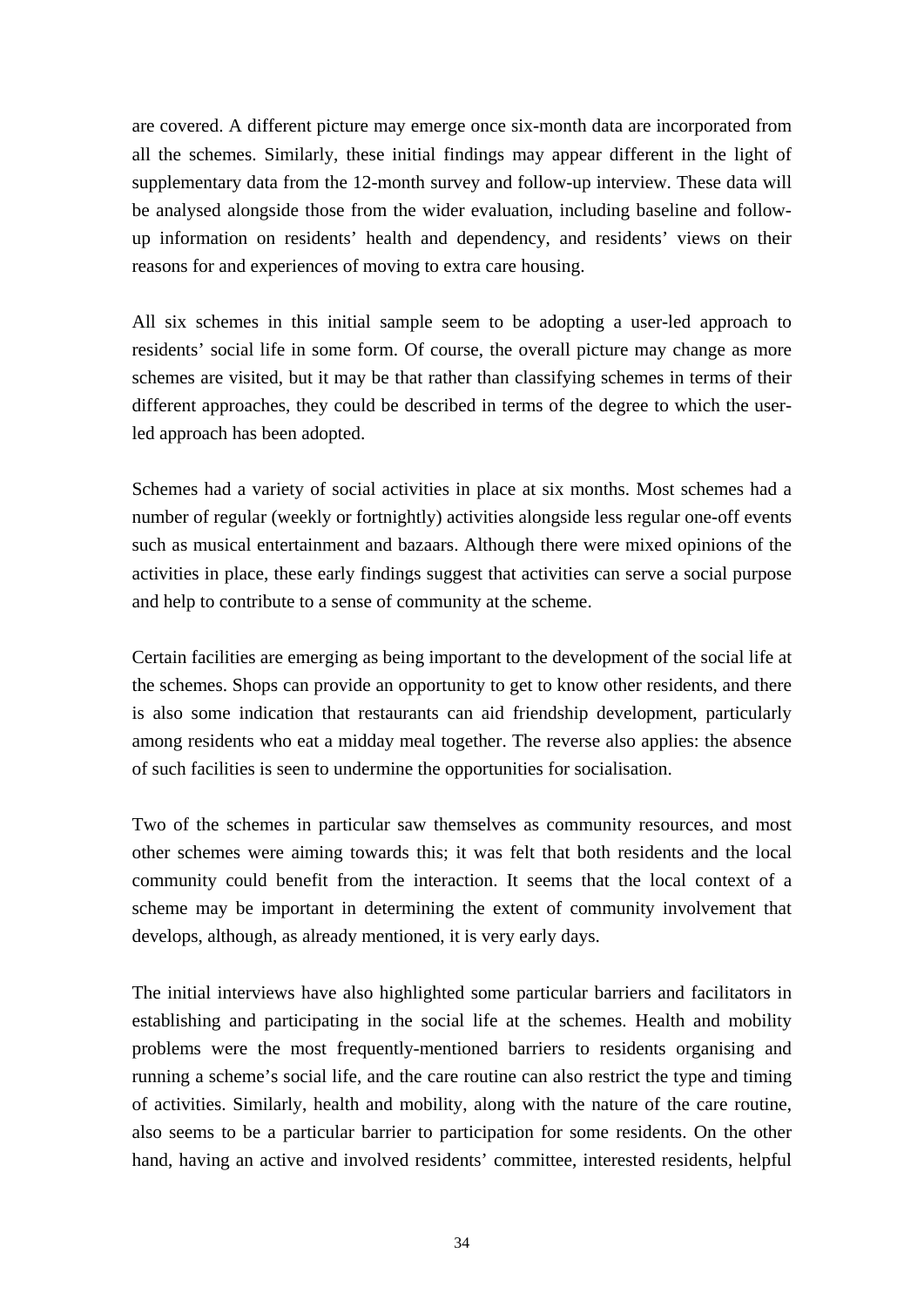are covered. A different picture may emerge once six-month data are incorporated from all the schemes. Similarly, these initial findings may appear different in the light of supplementary data from the 12-month survey and follow-up interview. These data will be analysed alongside those from the wider evaluation, including baseline and follow-up information on residents' health and dependency, and residents' views on their reasons for and experiences of moving to extra care housing.

All six schemes in this initial sample seem to be adopting a user-led approach to residents' social life in some form. Of course, the overall picture may change as more schemes are visited, but it may be that rather than classifying schemes in terms of their different approaches, they could be described in terms of the degree to which the user-led approach has been adopted.

Schemes had a variety of social activities in place at six months. Most schemes had a number of regular (weekly or fortnightly) activities alongside less regular one-off events such as musical entertainment and bazaars. Although there were mixed opinions of the activities in place, these early findings suggest that activities can serve a social purpose and help to contribute to a sense of community at the scheme.

Certain facilities are emerging as being important to the development of the social life at the schemes. Shops can provide an opportunity to get to know other residents, and there is also some indication that restaurants can aid friendship development, particularly among residents who eat a midday meal together. The reverse also applies: the absence of such facilities is seen to undermine the opportunities for socialisation.

Two of the schemes in particular saw themselves as community resources, and most other schemes were aiming towards this; it was felt that both residents and the local community could benefit from the interaction. It seems that the local context of a scheme may be important in determining the extent of community involvement that develops, although, as already mentioned, it is very early days.

The initial interviews have also highlighted some particular barriers and facilitators in establishing and participating in the social life at the schemes. Health and mobility problems were the most frequently-mentioned barriers to residents organising and running a scheme's social life, and the care routine can also restrict the type and timing of activities. Similarly, health and mobility, along with the nature of the care routine, also seems to be a particular barrier to participation for some residents. On the other hand, having an active and involved residents' committee, interested residents, helpful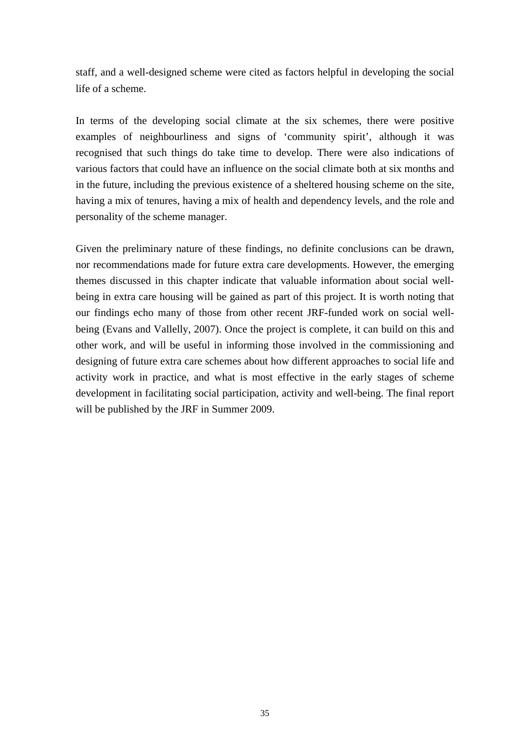staff, and a well-designed scheme were cited as factors helpful in developing the social life of a scheme.

In terms of the developing social climate at the six schemes, there were positive examples of neighbourliness and signs of 'community spirit', although it was recognised that such things do take time to develop. There were also indications of various factors that could have an influence on the social climate both at six months and in the future, including the previous existence of a sheltered housing scheme on the site, having a mix of tenures, having a mix of health and dependency levels, and the role and personality of the scheme manager.

Given the preliminary nature of these findings, no definite conclusions can be drawn, nor recommendations made for future extra care developments. However, the emerging themes discussed in this chapter indicate that valuable information about social well-being in extra care housing will be gained as part of this project. It is worth noting that our findings echo many of those from other recent JRF-funded work on social well-being (Evans and Vallelly, 2007). Once the project is complete, it can build on this and other work, and will be useful in informing those involved in the commissioning and designing of future extra care schemes about how different approaches to social life and activity work in practice, and what is most effective in the early stages of scheme development in facilitating social participation, activity and well-being. The final report will be published by the JRF in Summer 2009.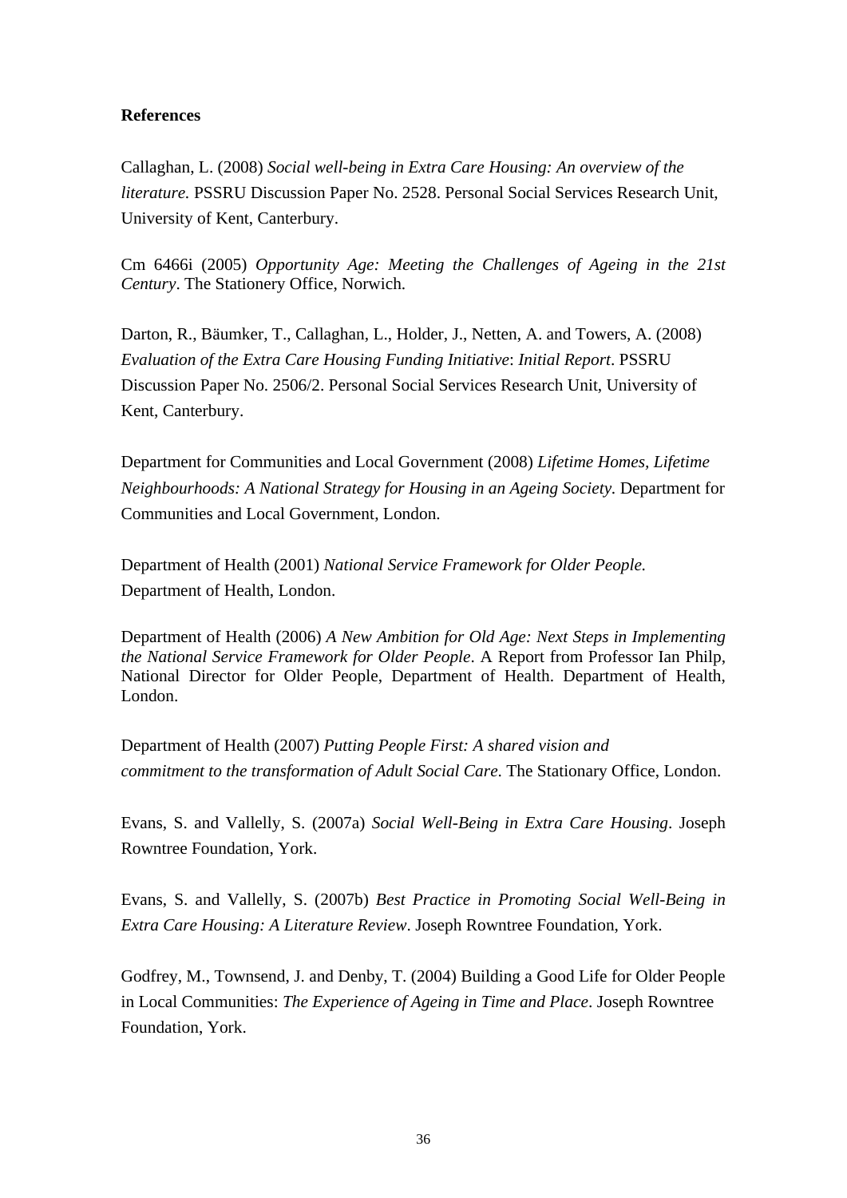**References**

Callaghan, L. (2008) *Social well-being in Extra Care Housing: An overview of the literature.* PSSRU Discussion Paper No. 2528. Personal Social Services Research Unit, University of Kent, Canterbury.

Cm 6466i (2005) *Opportunity Age: Meeting the Challenges of Ageing in the 21st Century*. The Stationery Office, Norwich.

Darton, R., Bäumker, T., Callaghan, L., Holder, J., Netten, A. and Towers, A. (2008) *Evaluation of the Extra Care Housing Funding Initiative*: *Initial Report*. PSSRU Discussion Paper No. 2506/2. Personal Social Services Research Unit, University of Kent, Canterbury.

Department for Communities and Local Government (2008) *Lifetime Homes, Lifetime Neighbourhoods: A National Strategy for Housing in an Ageing Society*. Department for Communities and Local Government, London.

Department of Health (2001) *National Service Framework for Older People.* Department of Health, London.

Department of Health (2006) *A New Ambition for Old Age: Next Steps in Implementing the National Service Framework for Older People*. A Report from Professor Ian Philp, National Director for Older People, Department of Health. Department of Health, London.

Department of Health (2007) *Putting People First: A shared vision and commitment to the transformation of Adult Social Care*. The Stationary Office, London.

Evans, S. and Vallelly, S. (2007a) *Social Well-Being in Extra Care Housing*. Joseph Rowntree Foundation, York.

Evans, S. and Vallelly, S. (2007b) *Best Practice in Promoting Social Well-Being in Extra Care Housing: A Literature Review*. Joseph Rowntree Foundation, York.

Godfrey, M., Townsend, J. and Denby, T. (2004) Building a Good Life for Older People in Local Communities: *The Experience of Ageing in Time and Place*. Joseph Rowntree Foundation, York.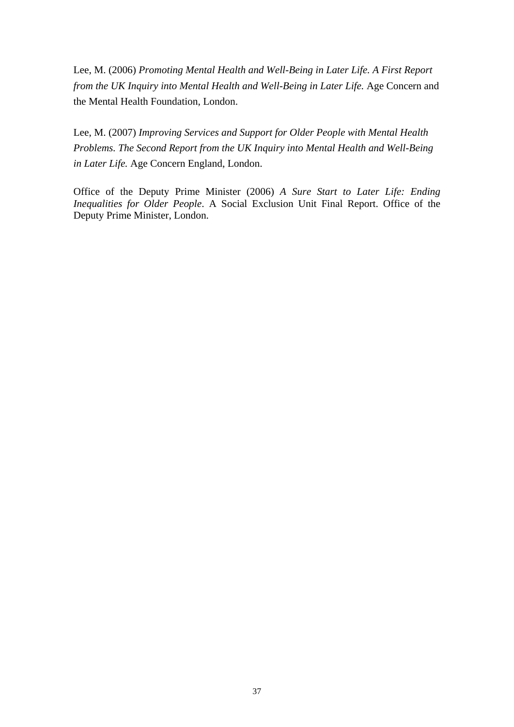Lee, M. (2006) *Promoting Mental Health and Well-Being in Later Life. A First Report from the UK Inquiry into Mental Health and Well-Being in Later Life.* Age Concern and the Mental Health Foundation, London.

Lee, M. (2007) *Improving Services and Support for Older People with Mental Health Problems. The Second Report from the UK Inquiry into Mental Health and Well-Being in Later Life.* Age Concern England, London.

Office of the Deputy Prime Minister (2006) *A Sure Start to Later Life: Ending Inequalities for Older People*. A Social Exclusion Unit Final Report. Office of the Deputy Prime Minister, London.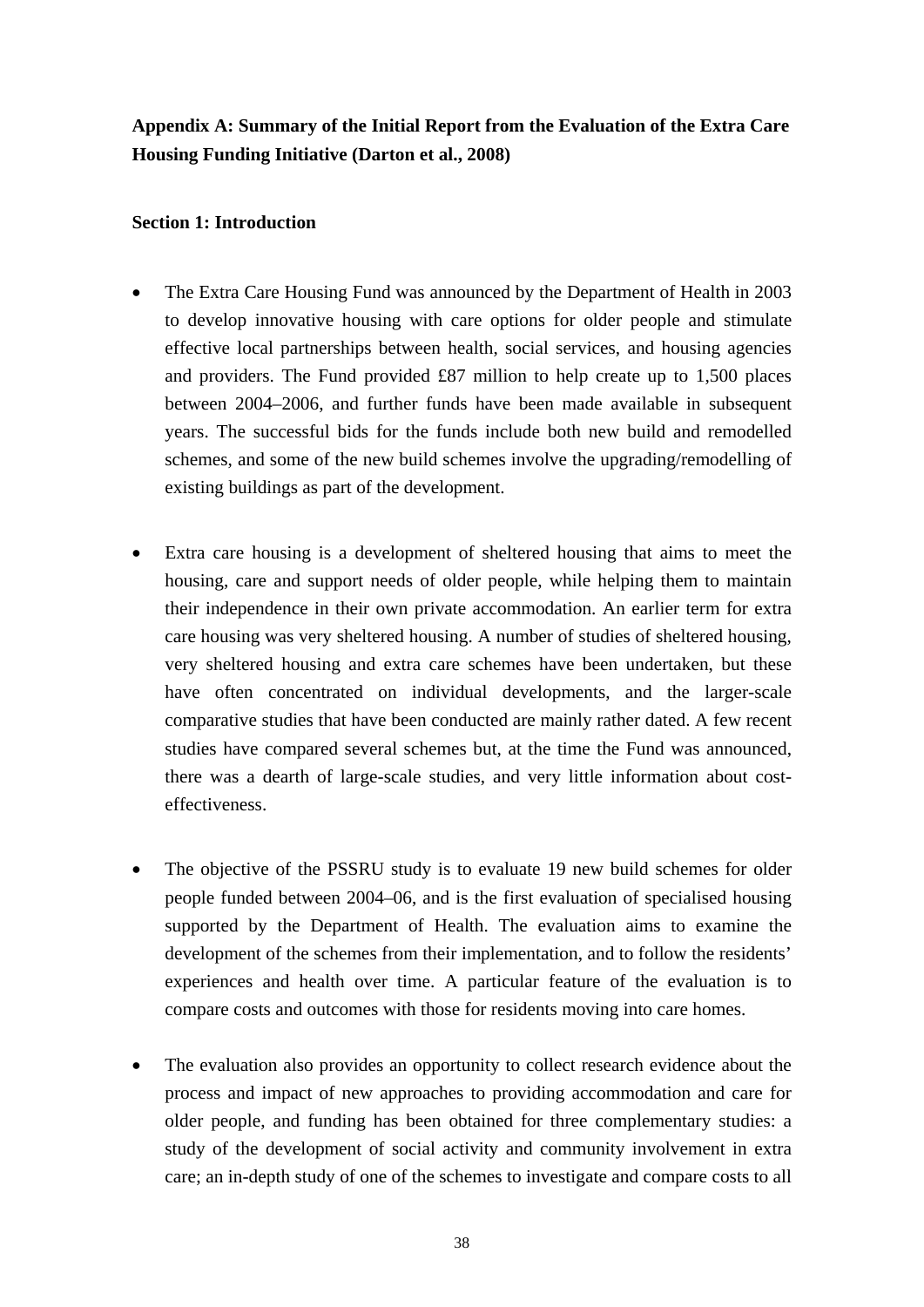**Appendix A: Summary of the Initial Report from the Evaluation of the Extra Care Housing Funding Initiative (Darton et al., 2008)**

**Section 1: Introduction**

- The Extra Care Housing Fund was announced by the Department of Health in 2003 to develop innovative housing with care options for older people and stimulate effective local partnerships between health, social services, and housing agencies and providers. The Fund provided £87 million to help create up to 1,500 places between 2004–2006, and further funds have been made available in subsequent years. The successful bids for the funds include both new build and remodelled schemes, and some of the new build schemes involve the upgrading/remodelling of existing buildings as part of the development.

- Extra care housing is a development of sheltered housing that aims to meet the housing, care and support needs of older people, while helping them to maintain their independence in their own private accommodation. An earlier term for extra care housing was very sheltered housing. A number of studies of sheltered housing, very sheltered housing and extra care schemes have been undertaken, but these have often concentrated on individual developments, and the larger-scale comparative studies that have been conducted are mainly rather dated. A few recent studies have compared several schemes but, at the time the Fund was announced, there was a dearth of large-scale studies, and very little information about cost-effectiveness.

- The objective of the PSSRU study is to evaluate 19 new build schemes for older people funded between 2004–06, and is the first evaluation of specialised housing supported by the Department of Health. The evaluation aims to examine the development of the schemes from their implementation, and to follow the residents' experiences and health over time. A particular feature of the evaluation is to compare costs and outcomes with those for residents moving into care homes.

- The evaluation also provides an opportunity to collect research evidence about the process and impact of new approaches to providing accommodation and care for older people, and funding has been obtained for three complementary studies: a study of the development of social activity and community involvement in extra care; an in-depth study of one of the schemes to investigate and compare costs to all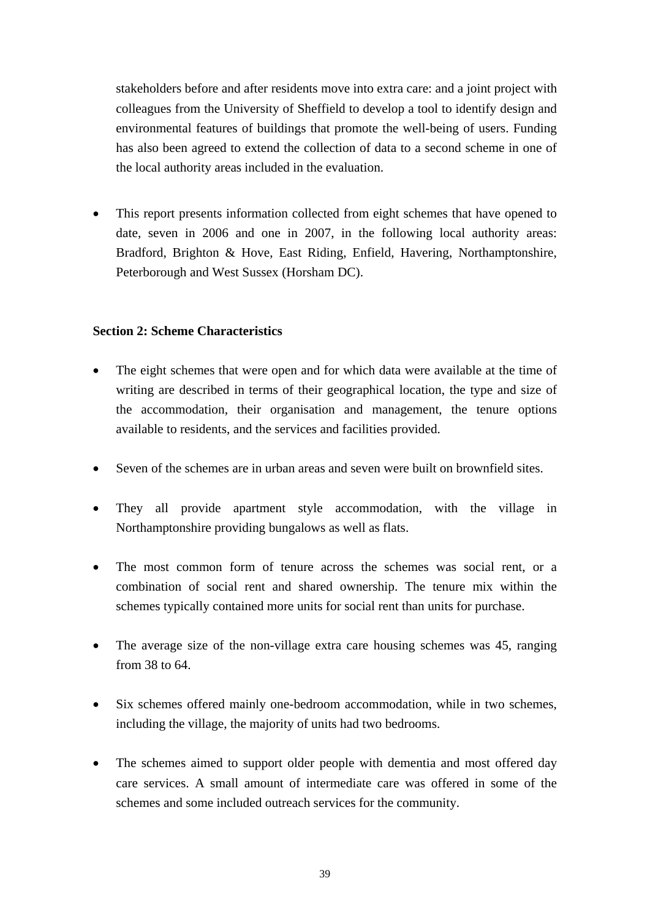stakeholders before and after residents move into extra care: and a joint project with colleagues from the University of Sheffield to develop a tool to identify design and environmental features of buildings that promote the well-being of users. Funding has also been agreed to extend the collection of data to a second scheme in one of the local authority areas included in the evaluation.

- This report presents information collected from eight schemes that have opened to date, seven in 2006 and one in 2007, in the following local authority areas: Bradford, Brighton & Hove, East Riding, Enfield, Havering, Northamptonshire, Peterborough and West Sussex (Horsham DC).

**Section 2: Scheme Characteristics**

- The eight schemes that were open and for which data were available at the time of writing are described in terms of their geographical location, the type and size of the accommodation, their organisation and management, the tenure options available to residents, and the services and facilities provided.

- Seven of the schemes are in urban areas and seven were built on brownfield sites.

- They all provide apartment style accommodation, with the village in Northamptonshire providing bungalows as well as flats.

- The most common form of tenure across the schemes was social rent, or a combination of social rent and shared ownership. The tenure mix within the schemes typically contained more units for social rent than units for purchase.

- The average size of the non-village extra care housing schemes was 45, ranging from 38 to 64.

- Six schemes offered mainly one-bedroom accommodation, while in two schemes, including the village, the majority of units had two bedrooms.

- The schemes aimed to support older people with dementia and most offered day care services. A small amount of intermediate care was offered in some of the schemes and some included outreach services for the community.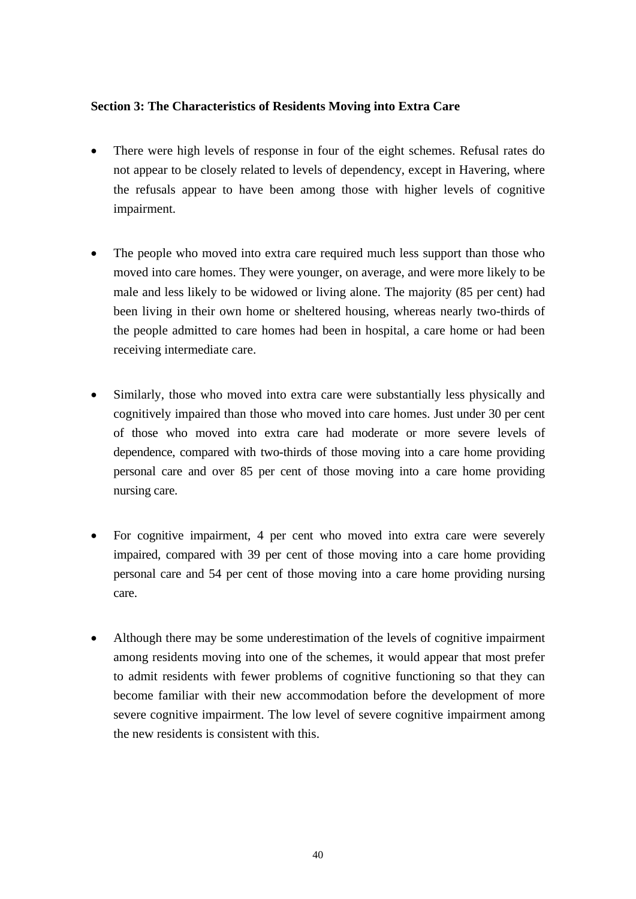**Section 3: The Characteristics of Residents Moving into Extra Care**

- There were high levels of response in four of the eight schemes. Refusal rates do not appear to be closely related to levels of dependency, except in Havering, where the refusals appear to have been among those with higher levels of cognitive impairment.

- The people who moved into extra care required much less support than those who moved into care homes. They were younger, on average, and were more likely to be male and less likely to be widowed or living alone. The majority (85 per cent) had been living in their own home or sheltered housing, whereas nearly two-thirds of the people admitted to care homes had been in hospital, a care home or had been receiving intermediate care.

- Similarly, those who moved into extra care were substantially less physically and cognitively impaired than those who moved into care homes. Just under 30 per cent of those who moved into extra care had moderate or more severe levels of dependence, compared with two-thirds of those moving into a care home providing personal care and over 85 per cent of those moving into a care home providing nursing care.

- For cognitive impairment, 4 per cent who moved into extra care were severely impaired, compared with 39 per cent of those moving into a care home providing personal care and 54 per cent of those moving into a care home providing nursing care.

- Although there may be some underestimation of the levels of cognitive impairment among residents moving into one of the schemes, it would appear that most prefer to admit residents with fewer problems of cognitive functioning so that they can become familiar with their new accommodation before the development of more severe cognitive impairment. The low level of severe cognitive impairment among the new residents is consistent with this.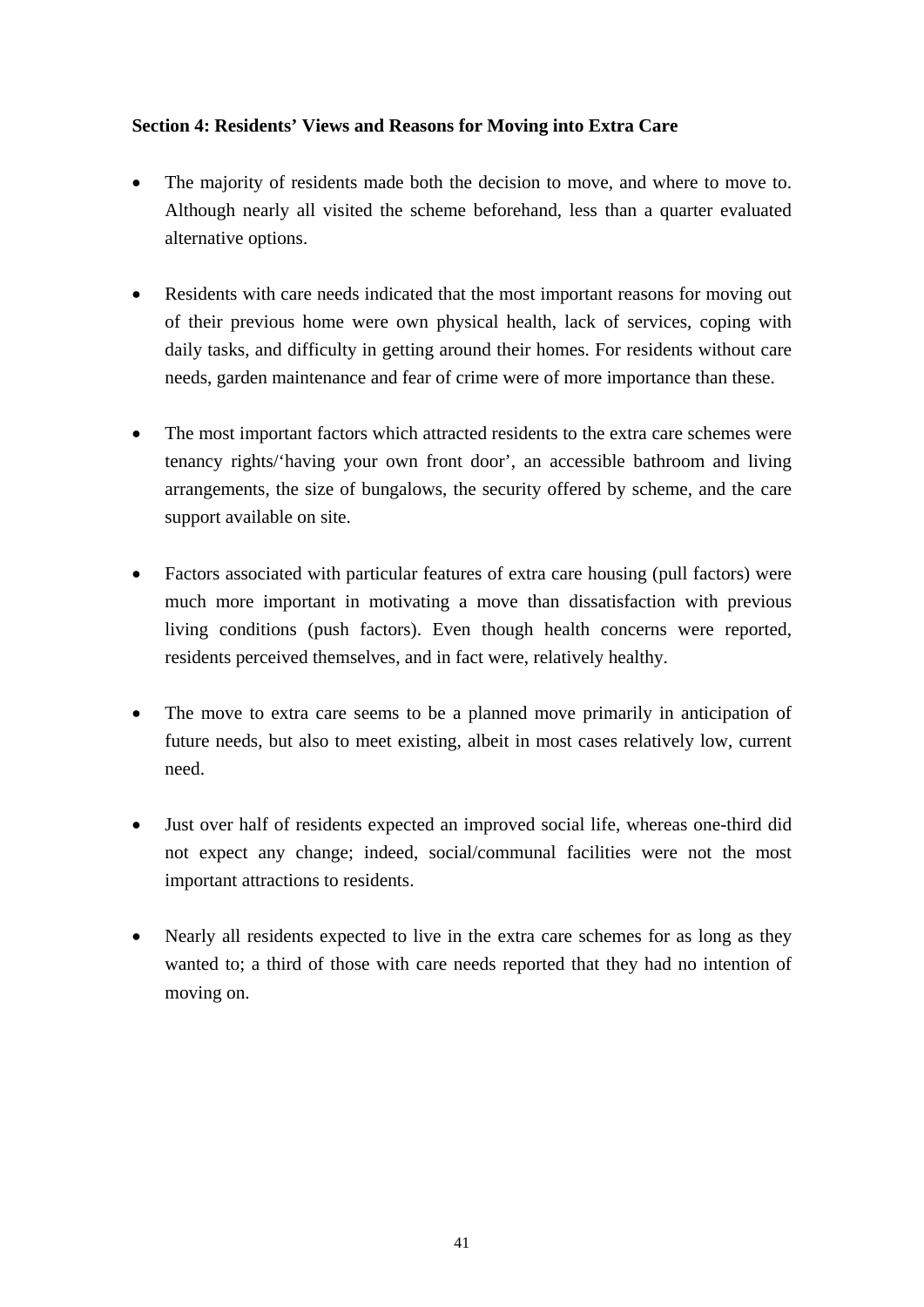**Section 4: Residents' Views and Reasons for Moving into Extra Care**

- The majority of residents made both the decision to move, and where to move to. Although nearly all visited the scheme beforehand, less than a quarter evaluated alternative options.

- Residents with care needs indicated that the most important reasons for moving out of their previous home were own physical health, lack of services, coping with daily tasks, and difficulty in getting around their homes. For residents without care needs, garden maintenance and fear of crime were of more importance than these.

- The most important factors which attracted residents to the extra care schemes were tenancy rights/'having your own front door', an accessible bathroom and living arrangements, the size of bungalows, the security offered by scheme, and the care support available on site.

- Factors associated with particular features of extra care housing (pull factors) were much more important in motivating a move than dissatisfaction with previous living conditions (push factors). Even though health concerns were reported, residents perceived themselves, and in fact were, relatively healthy.

- The move to extra care seems to be a planned move primarily in anticipation of future needs, but also to meet existing, albeit in most cases relatively low, current need.

- Just over half of residents expected an improved social life, whereas one-third did not expect any change; indeed, social/communal facilities were not the most important attractions to residents.

- Nearly all residents expected to live in the extra care schemes for as long as they wanted to; a third of those with care needs reported that they had no intention of moving on.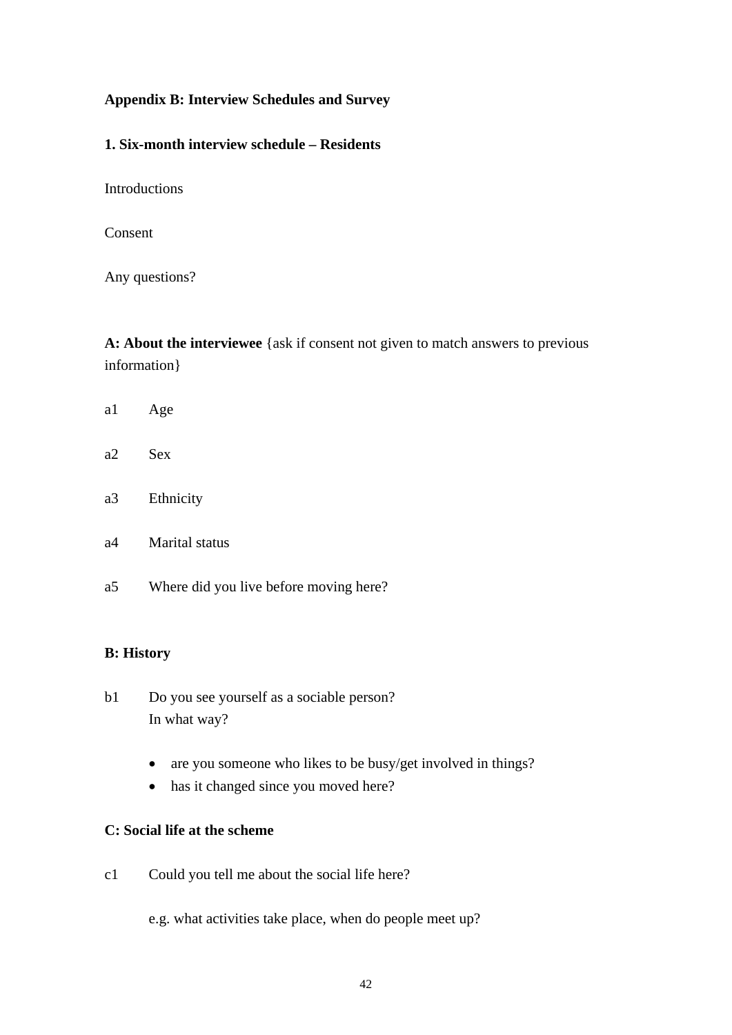**Appendix B: Interview Schedules and Survey**

**1. Six-month interview schedule – Residents**

Introductions

Consent

Any questions?

**A: About the interviewee** {ask if consent not given to match answers to previous information}

a1 Age

a2 Sex

a3 Ethnicity

a4 Marital status

a5 Where did you live before moving here?

**B: History**

b1 Do you see yourself as a sociable person?
In what way?

- are you someone who likes to be busy/get involved in things?
- has it changed since you moved here?

**C: Social life at the scheme**

c1 Could you tell me about the social life here?

e.g. what activities take place, when do people meet up?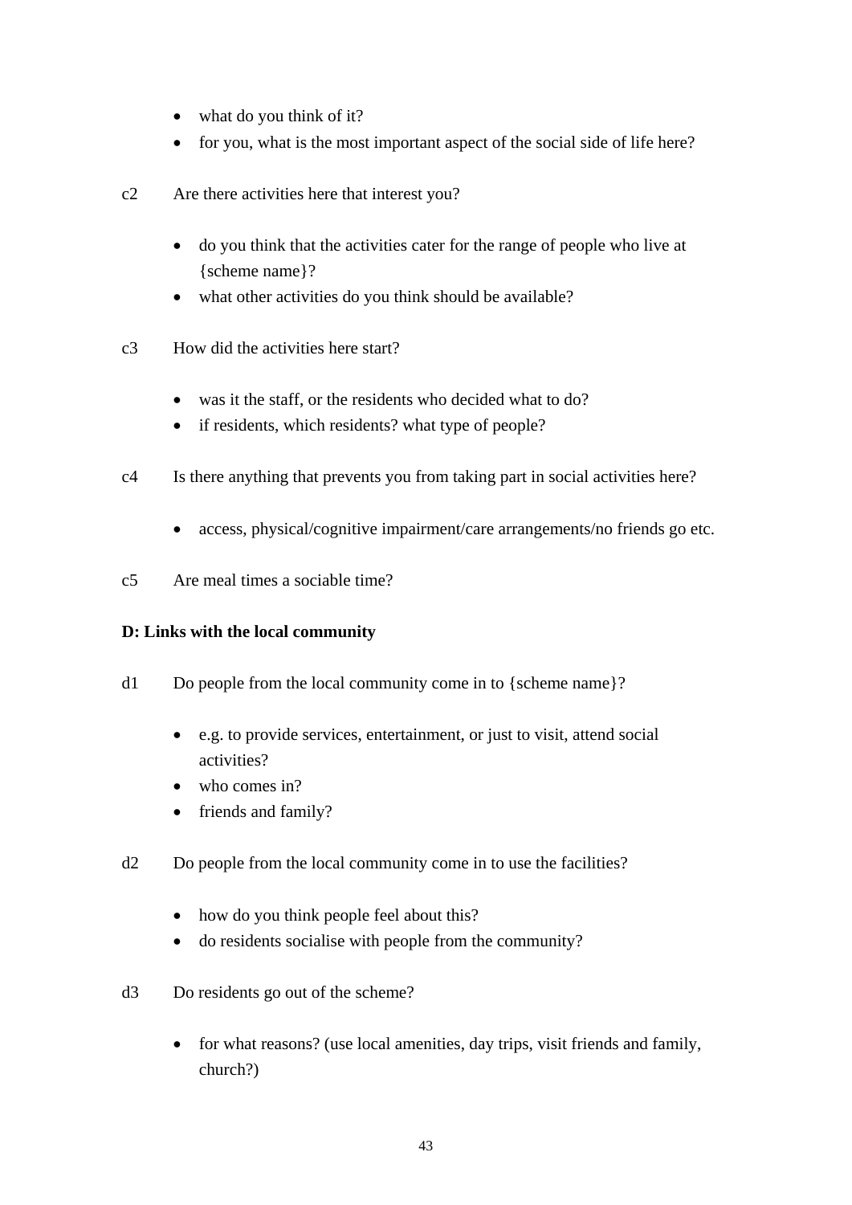- what do you think of it?
- for you, what is the most important aspect of the social side of life here?

c2 Are there activities here that interest you?

- do you think that the activities cater for the range of people who live at {scheme name}?
- what other activities do you think should be available?

c3 How did the activities here start?

- was it the staff, or the residents who decided what to do?
- if residents, which residents? what type of people?

c4 Is there anything that prevents you from taking part in social activities here?

- access, physical/cognitive impairment/care arrangements/no friends go etc.

c5 Are meal times a sociable time?

**D: Links with the local community**

d1 Do people from the local community come in to {scheme name}?

- e.g. to provide services, entertainment, or just to visit, attend social activities?
- who comes in?
- friends and family?

d2 Do people from the local community come in to use the facilities?

- how do you think people feel about this?
- do residents socialise with people from the community?

d3 Do residents go out of the scheme?

- for what reasons? (use local amenities, day trips, visit friends and family, church?)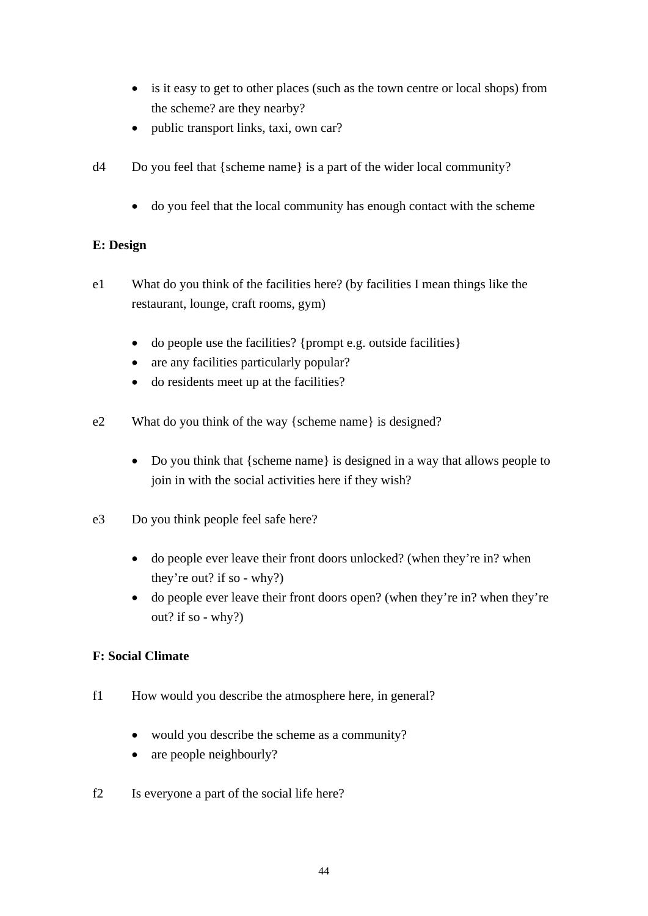- is it easy to get to other places (such as the town centre or local shops) from the scheme? are they nearby?
- public transport links, taxi, own car?

d4 Do you feel that {scheme name} is a part of the wider local community?

- do you feel that the local community has enough contact with the scheme

**E: Design**

e1 What do you think of the facilities here? (by facilities I mean things like the restaurant, lounge, craft rooms, gym)

- do people use the facilities? {prompt e.g. outside facilities}
- are any facilities particularly popular?
- do residents meet up at the facilities?

e2 What do you think of the way {scheme name} is designed?

- Do you think that {scheme name} is designed in a way that allows people to join in with the social activities here if they wish?

e3 Do you think people feel safe here?

- do people ever leave their front doors unlocked? (when they're in? when they're out? if so - why?)
- do people ever leave their front doors open? (when they're in? when they're out? if so - why?)

**F: Social Climate**

f1 How would you describe the atmosphere here, in general?

- would you describe the scheme as a community?
- are people neighbourly?

f2 Is everyone a part of the social life here?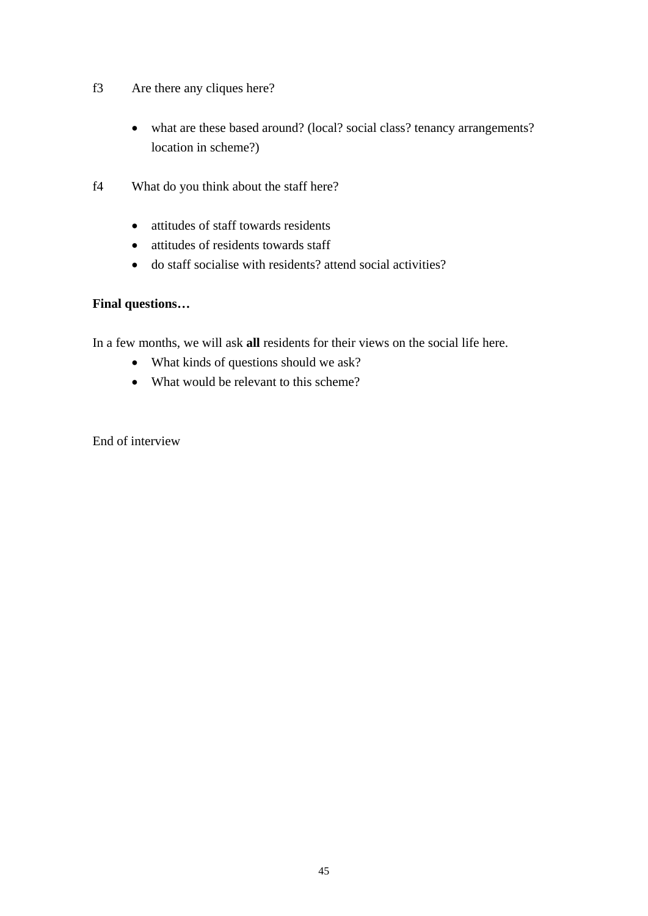f3 Are there any cliques here?

- what are these based around? (local? social class? tenancy arrangements? location in scheme?)

f4 What do you think about the staff here?

- attitudes of staff towards residents
- attitudes of residents towards staff
- do staff socialise with residents? attend social activities?

**Final questions…**

In a few months, we will ask **all** residents for their views on the social life here.

- What kinds of questions should we ask?
- What would be relevant to this scheme?

End of interview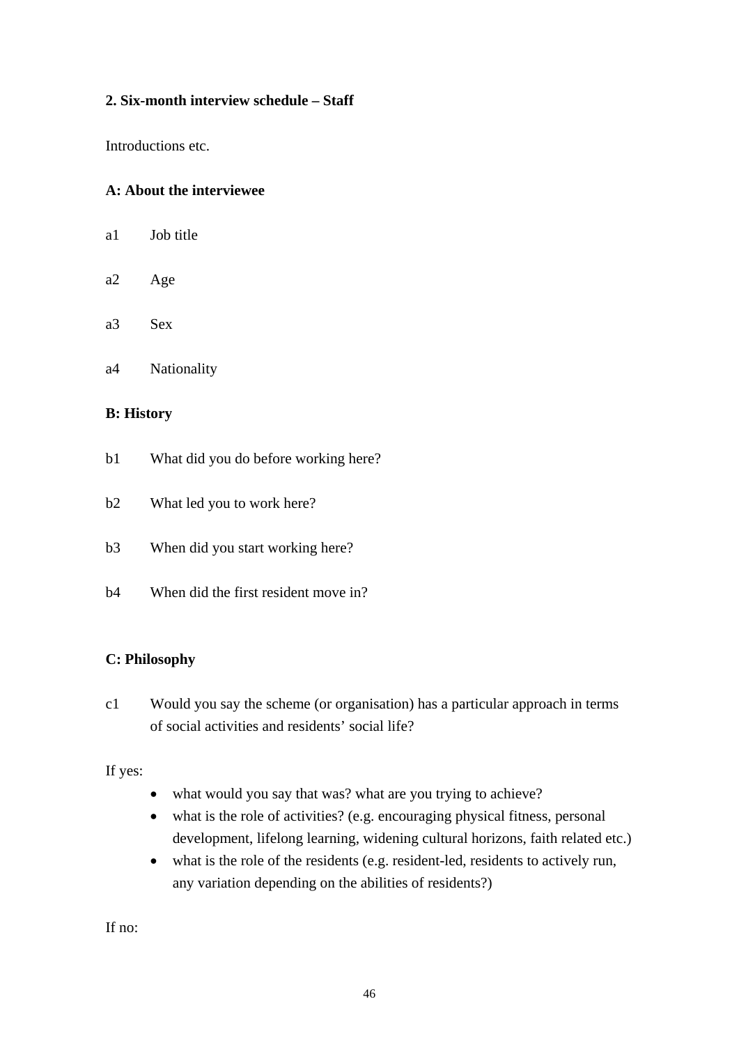**2. Six-month interview schedule – Staff**

Introductions etc.

**A: About the interviewee**

a1 Job title

a2 Age

a3 Sex

a4 Nationality

**B: History**

b1 What did you do before working here?

b2 What led you to work here?

b3 When did you start working here?

b4 When did the first resident move in?

**C: Philosophy**

c1 Would you say the scheme (or organisation) has a particular approach in terms of social activities and residents' social life?

If yes:

- what would you say that was? what are you trying to achieve?
- what is the role of activities? (e.g. encouraging physical fitness, personal development, lifelong learning, widening cultural horizons, faith related etc.)
- what is the role of the residents (e.g. resident-led, residents to actively run, any variation depending on the abilities of residents?)

If no: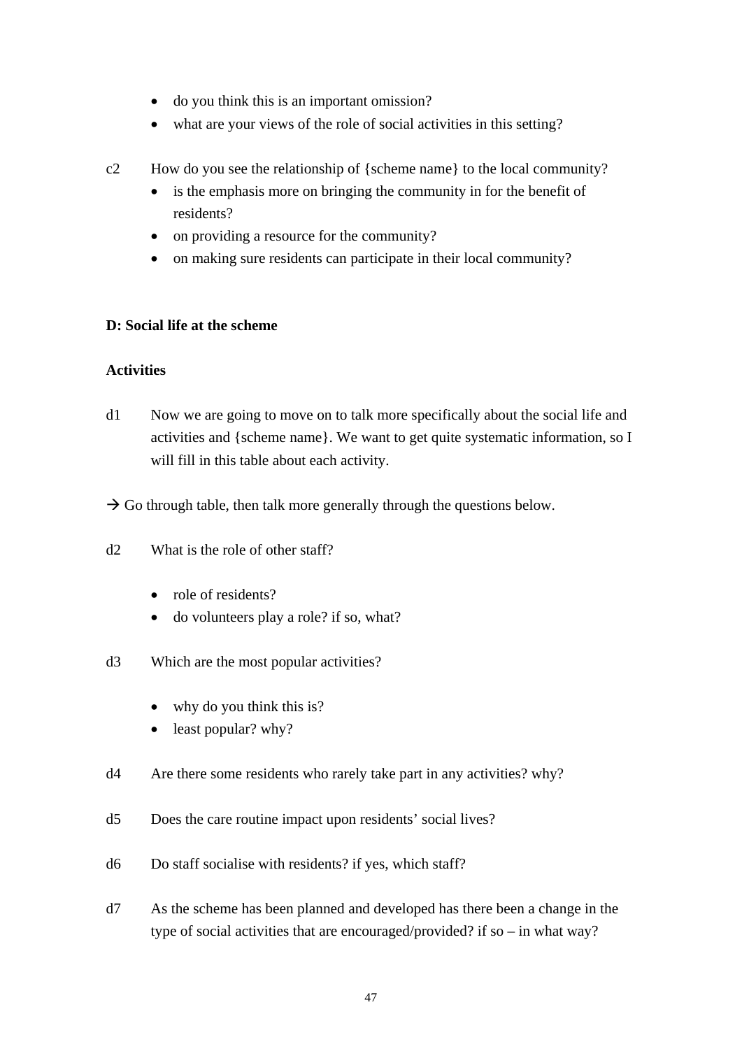- do you think this is an important omission?
- what are your views of the role of social activities in this setting?

c2 How do you see the relationship of {scheme name} to the local community?

- is the emphasis more on bringing the community in for the benefit of residents?
- on providing a resource for the community?
- on making sure residents can participate in their local community?

**D: Social life at the scheme**

**Activities**

d1 Now we are going to move on to talk more specifically about the social life and activities and {scheme name}. We want to get quite systematic information, so I will fill in this table about each activity.

→ Go through table, then talk more generally through the questions below.

d2 What is the role of other staff?

- role of residents?
- do volunteers play a role? if so, what?

d3 Which are the most popular activities?

- why do you think this is?
- least popular? why?

d4 Are there some residents who rarely take part in any activities? why?

d5 Does the care routine impact upon residents' social lives?

d6 Do staff socialise with residents? if yes, which staff?

d7 As the scheme has been planned and developed has there been a change in the type of social activities that are encouraged/provided? if so – in what way?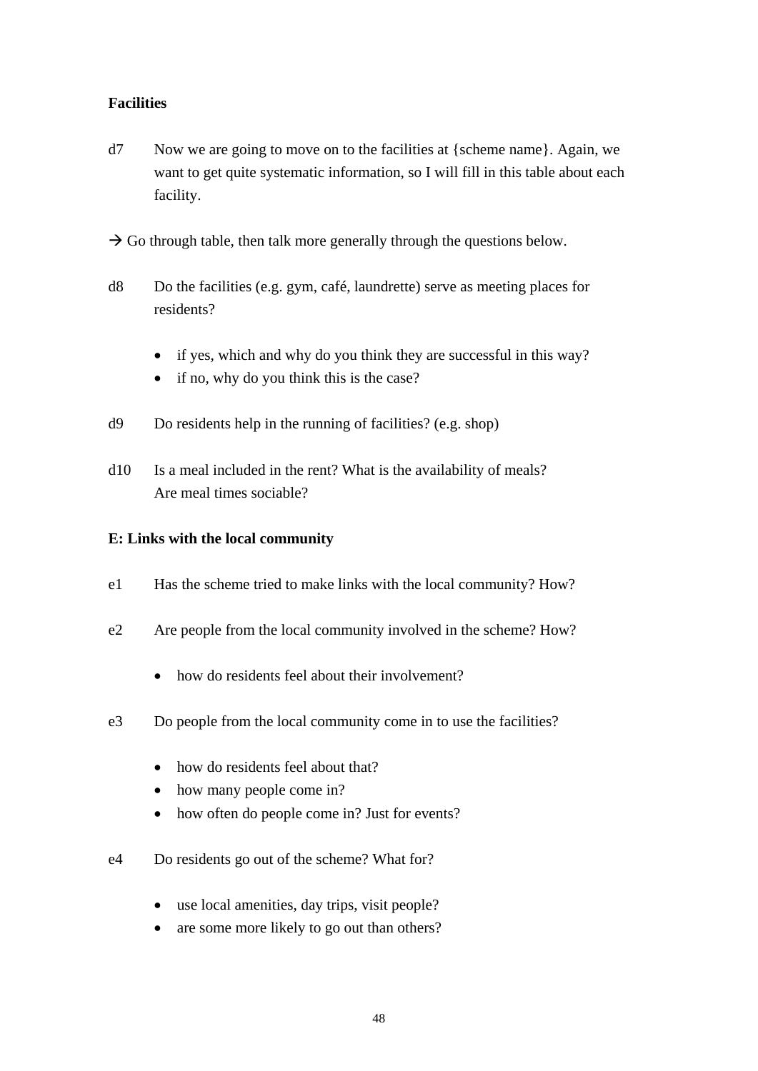**Facilities**

d7 Now we are going to move on to the facilities at {scheme name}. Again, we want to get quite systematic information, so I will fill in this table about each facility.

→ Go through table, then talk more generally through the questions below.

d8 Do the facilities (e.g. gym, café, laundrette) serve as meeting places for residents?

- if yes, which and why do you think they are successful in this way?
- if no, why do you think this is the case?

d9 Do residents help in the running of facilities? (e.g. shop)

d10 Is a meal included in the rent? What is the availability of meals? Are meal times sociable?

**E: Links with the local community**

e1 Has the scheme tried to make links with the local community? How?

e2 Are people from the local community involved in the scheme? How?

- how do residents feel about their involvement?

e3 Do people from the local community come in to use the facilities?

- how do residents feel about that?
- how many people come in?
- how often do people come in? Just for events?

e4 Do residents go out of the scheme? What for?

- use local amenities, day trips, visit people?
- are some more likely to go out than others?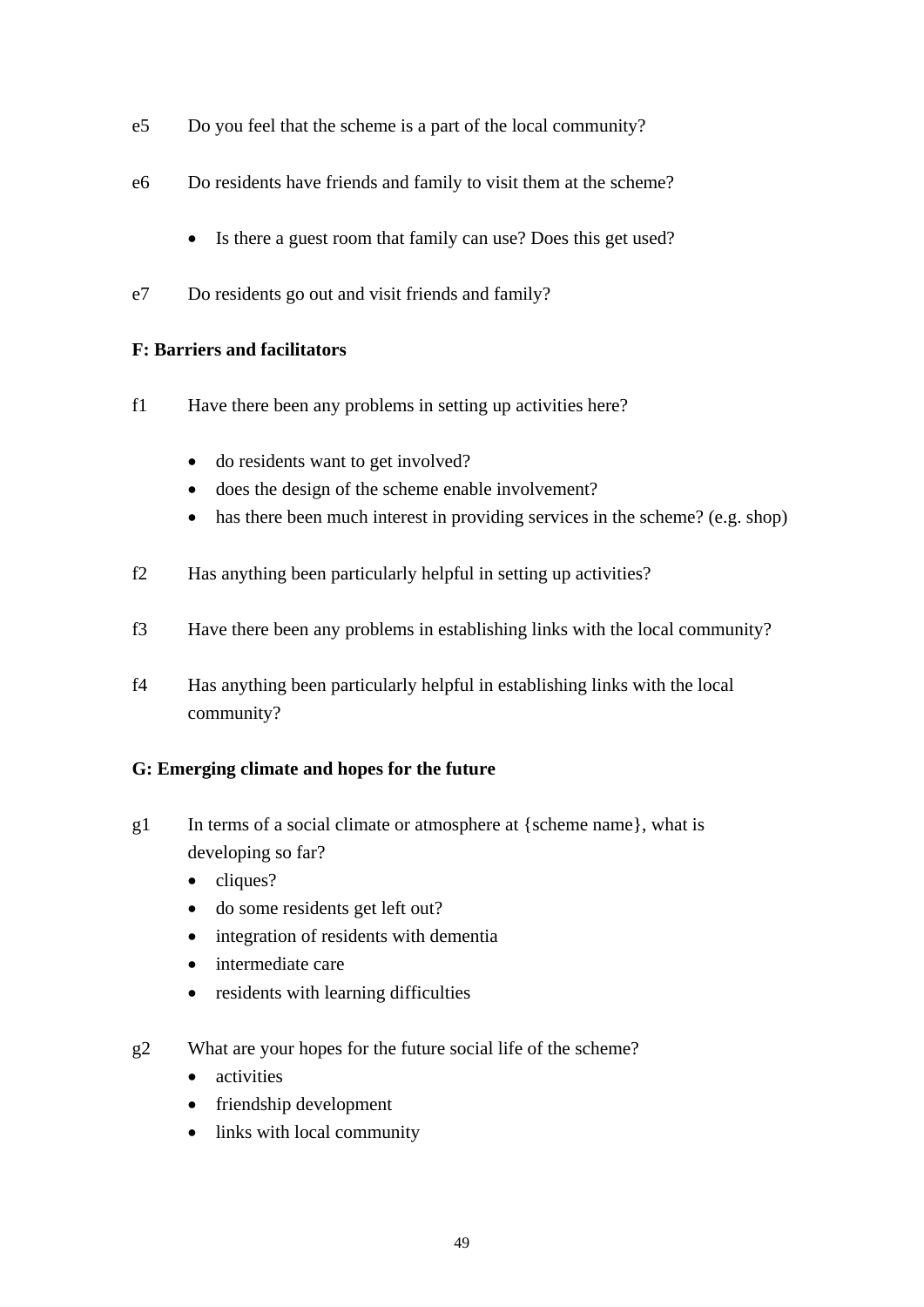e5 Do you feel that the scheme is a part of the local community?

e6 Do residents have friends and family to visit them at the scheme?

- Is there a guest room that family can use? Does this get used?

e7 Do residents go out and visit friends and family?

**F: Barriers and facilitators**

f1 Have there been any problems in setting up activities here?

- do residents want to get involved?
- does the design of the scheme enable involvement?
- has there been much interest in providing services in the scheme? (e.g. shop)

f2 Has anything been particularly helpful in setting up activities?

f3 Have there been any problems in establishing links with the local community?

f4 Has anything been particularly helpful in establishing links with the local community?

**G: Emerging climate and hopes for the future**

g1 In terms of a social climate or atmosphere at {scheme name}, what is developing so far?

- cliques?
- do some residents get left out?
- integration of residents with dementia
- intermediate care
- residents with learning difficulties

g2 What are your hopes for the future social life of the scheme?

- activities
- friendship development
- links with local community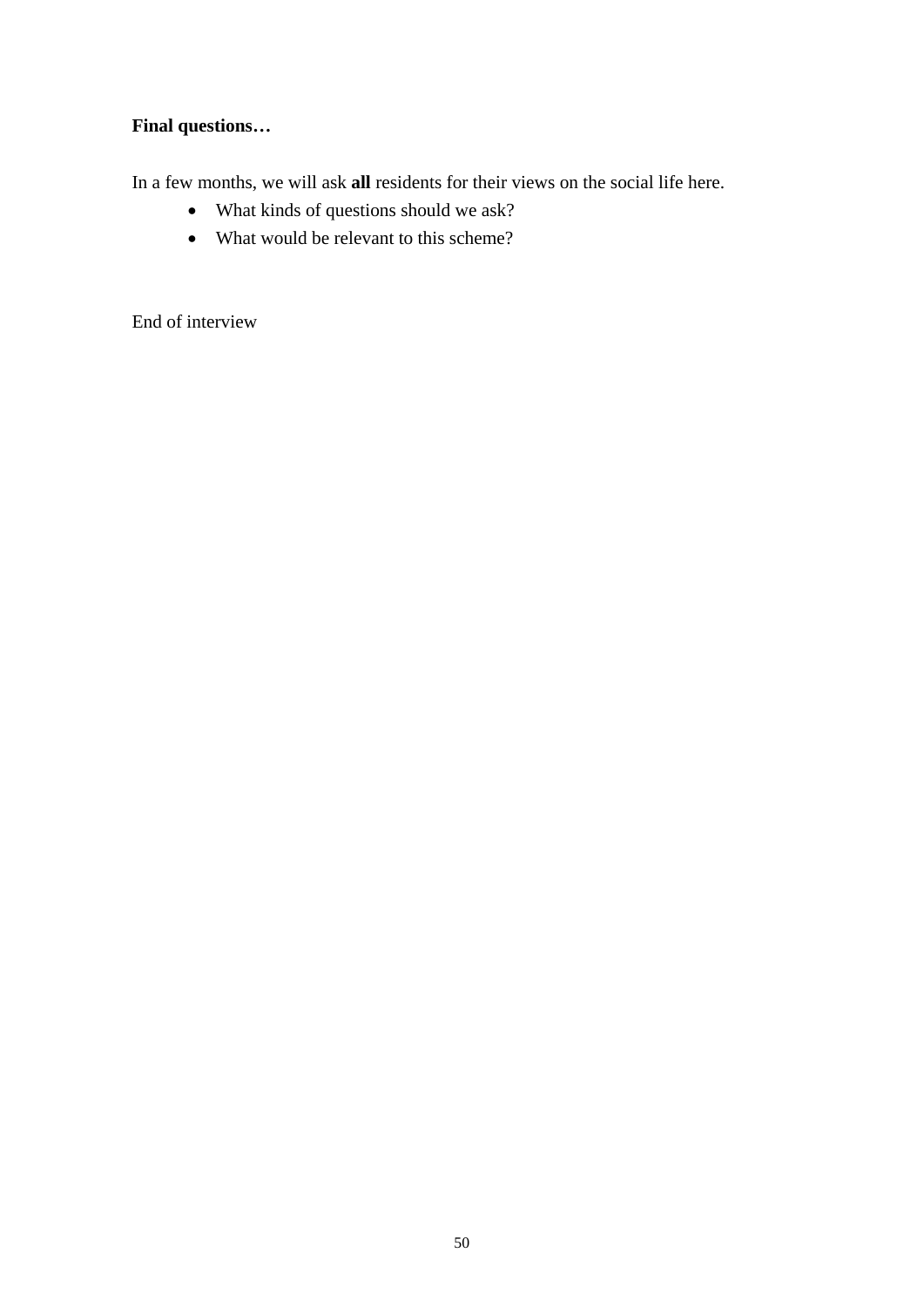**Final questions…**

In a few months, we will ask **all** residents for their views on the social life here.

- What kinds of questions should we ask?
- What would be relevant to this scheme?

End of interview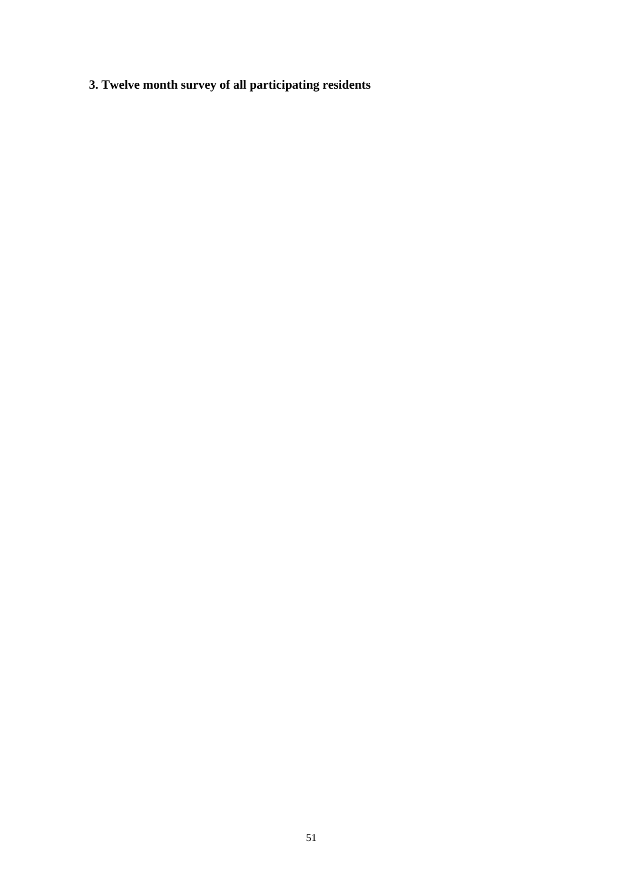**3. Twelve month survey of all participating residents**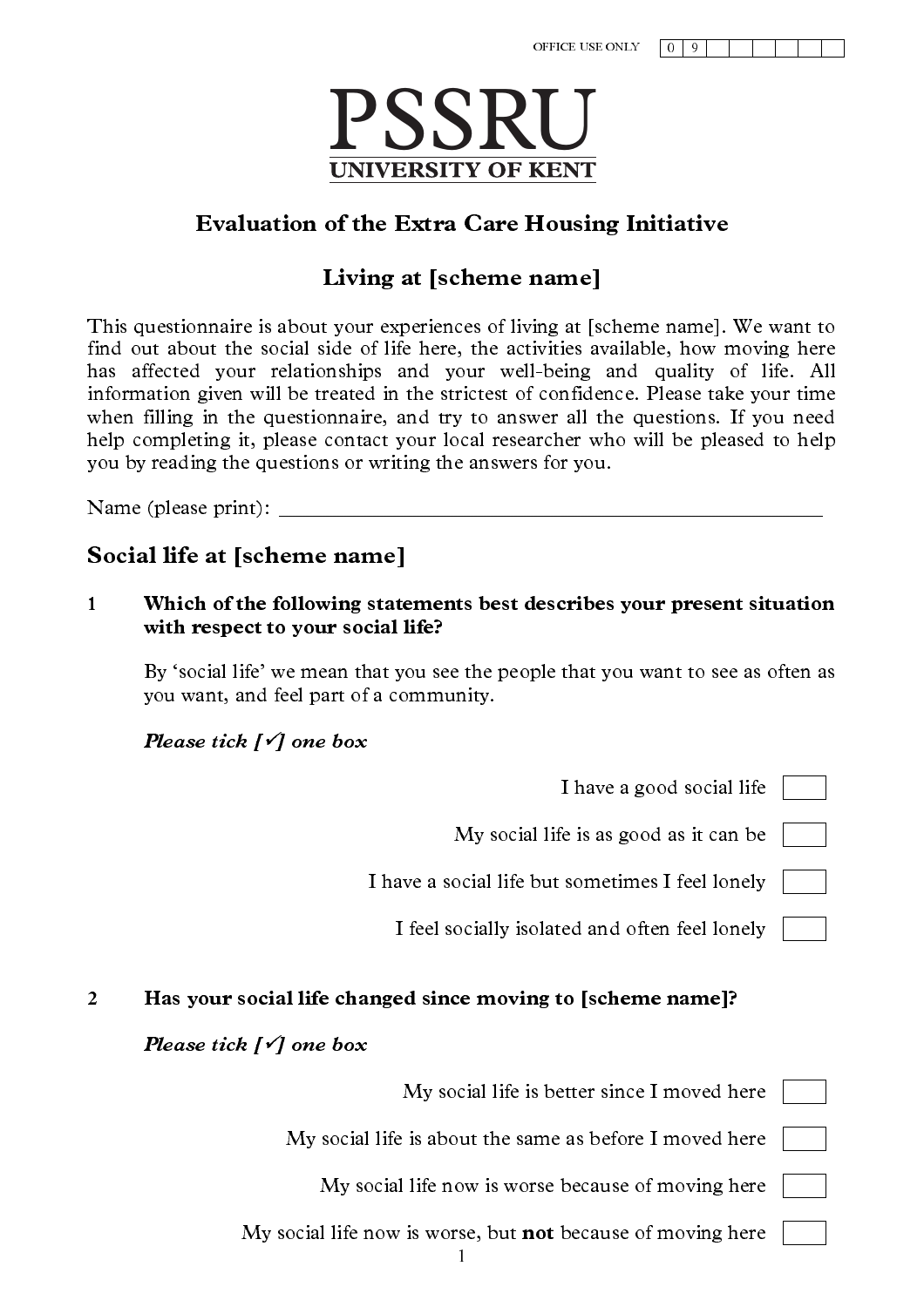OFFICE USE ONLY | 0 | 9 | | | | | | |

# PSSRU
**UNIVERSITY OF KENT**

## Evaluation of the Extra Care Housing Initiative

## Living at [scheme name]

This questionnaire is about your experiences of living at [scheme name]. We want to find out about the social side of life here, the activities available, how moving here has affected your relationships and your well-being and quality of life. All information given will be treated in the strictest of confidence. Please take your time when filling in the questionnaire, and try to answer all the questions. If you need help completing it, please contact your local researcher who will be pleased to help you by reading the questions or writing the answers for you.

Name (please print): ______________________________________________

## Social life at [scheme name]

**1 Which of the following statements best describes your present situation with respect to your social life?**

By 'social life' we mean that you see the people that you want to see as often as you want, and feel part of a community.

***Please tick [✓] one box***

- I have a good social life ☐
- My social life is as good as it can be ☐
- I have a social life but sometimes I feel lonely ☐
- I feel socially isolated and often feel lonely ☐

**2 Has your social life changed since moving to [scheme name]?**

***Please tick [✓] one box***

- My social life is better since I moved here ☐
- My social life is about the same as before I moved here ☐
- My social life now is worse because of moving here ☐
- My social life now is worse, but **not** because of moving here ☐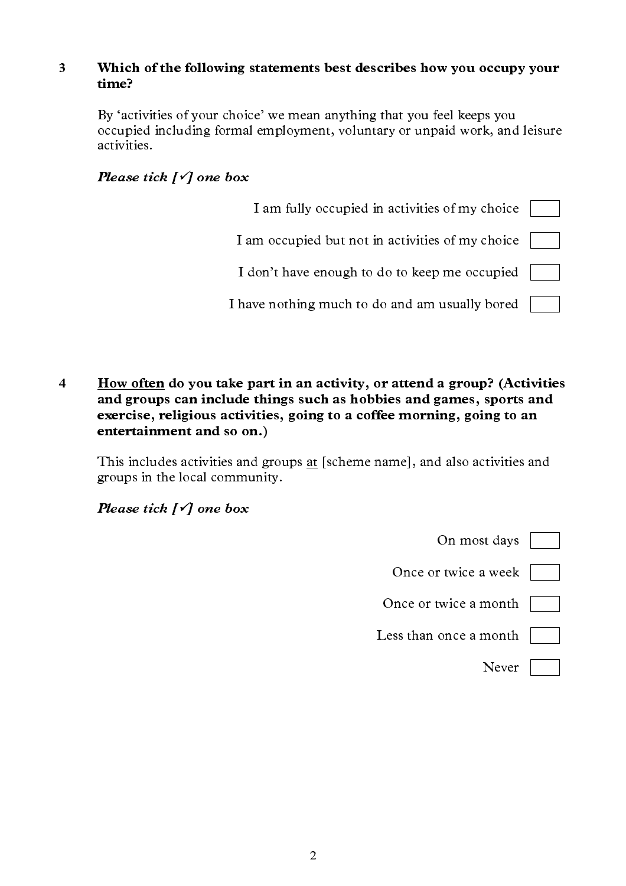**3 Which of the following statements best describes how you occupy your time?**

By 'activities of your choice' we mean anything that you feel keeps you occupied including formal employment, voluntary or unpaid work, and leisure activities.

***Please tick [✓] one box***

- I am fully occupied in activities of my choice ☐
- I am occupied but not in activities of my choice ☐
- I don't have enough to do to keep me occupied ☐
- I have nothing much to do and am usually bored ☐

**4 <u>How often</u> do you take part in an activity, or attend a group? (Activities and groups can include things such as hobbies and games, sports and exercise, religious activities, going to a coffee morning, going to an entertainment and so on.)**

This includes activities and groups <u>at</u> [scheme name], and also activities and groups in the local community.

***Please tick [✓] one box***

- On most days ☐
- Once or twice a week ☐
- Once or twice a month ☐
- Less than once a month ☐
- Never ☐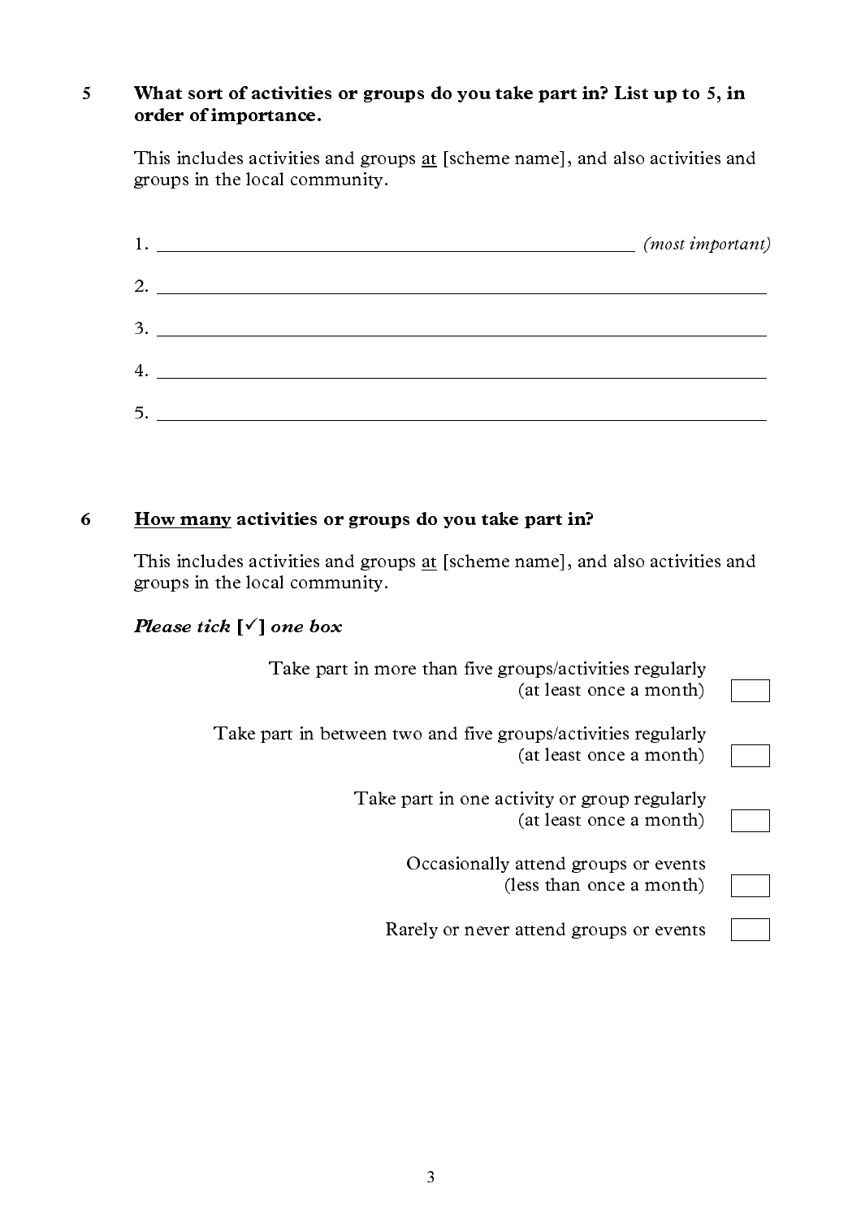**5 What sort of activities or groups do you take part in? List up to 5, in order of importance.**

This includes activities and groups <u>at</u> [scheme name], and also activities and groups in the local community.

1. ______________________________________________ *(most important)*

2. ______________________________________________

3. ______________________________________________

4. ______________________________________________

5. ______________________________________________

**6 <u>How many</u> activities or groups do you take part in?**

This includes activities and groups <u>at</u> [scheme name], and also activities and groups in the local community.

***Please tick* [✓] *one box***

| | |
|---|---|
| Take part in more than five groups/activities regularly (at least once a month) | ☐ |
| Take part in between two and five groups/activities regularly (at least once a month) | ☐ |
| Take part in one activity or group regularly (at least once a month) | ☐ |
| Occasionally attend groups or events (less than once a month) | ☐ |
| Rarely or never attend groups or events | ☐ |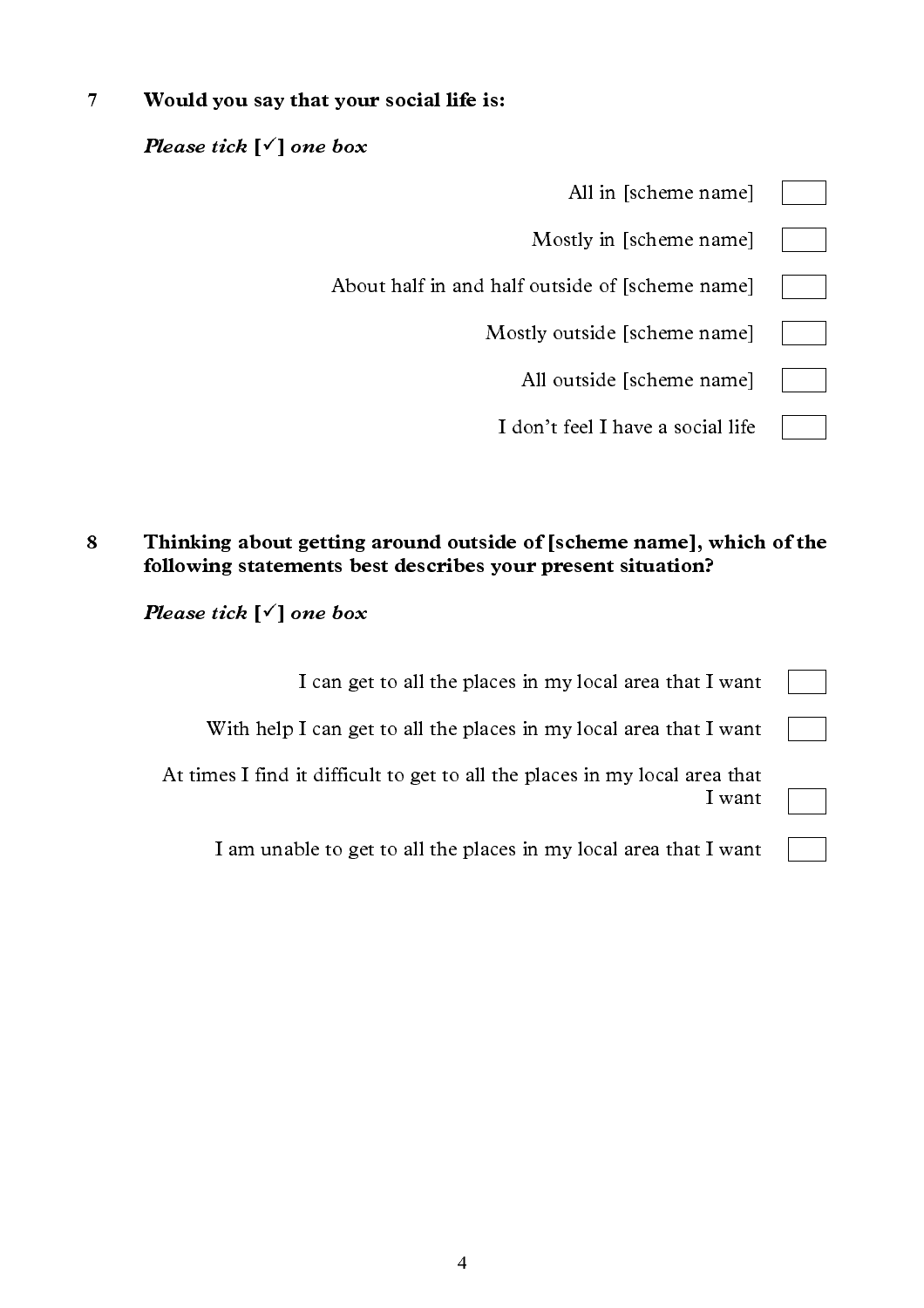**7 Would you say that your social life is:**

***Please tick [✓] one box***

- All in [scheme name] ☐
- Mostly in [scheme name] ☐
- About half in and half outside of [scheme name] ☐
- Mostly outside [scheme name] ☐
- All outside [scheme name] ☐
- I don't feel I have a social life ☐

**8 Thinking about getting around outside of [scheme name], which of the following statements best describes your present situation?**

***Please tick [✓] one box***

- I can get to all the places in my local area that I want ☐
- With help I can get to all the places in my local area that I want ☐
- At times I find it difficult to get to all the places in my local area that I want ☐
- I am unable to get to all the places in my local area that I want ☐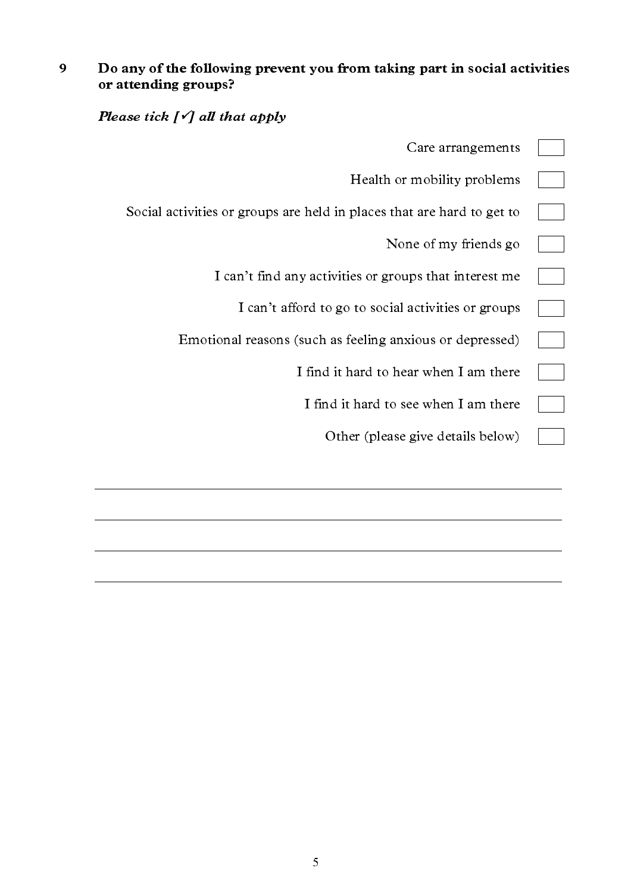**9 Do any of the following prevent you from taking part in social activities or attending groups?**

***Please tick [✓] all that apply***

- Care arrangements [ ]
- Health or mobility problems [ ]
- Social activities or groups are held in places that are hard to get to [ ]
- None of my friends go [ ]
- I can't find any activities or groups that interest me [ ]
- I can't afford to go to social activities or groups [ ]
- Emotional reasons (such as feeling anxious or depressed) [ ]
- I find it hard to hear when I am there [ ]
- I find it hard to see when I am there [ ]
- Other (please give details below) [ ]

_______________________________________________

_______________________________________________

_______________________________________________

_______________________________________________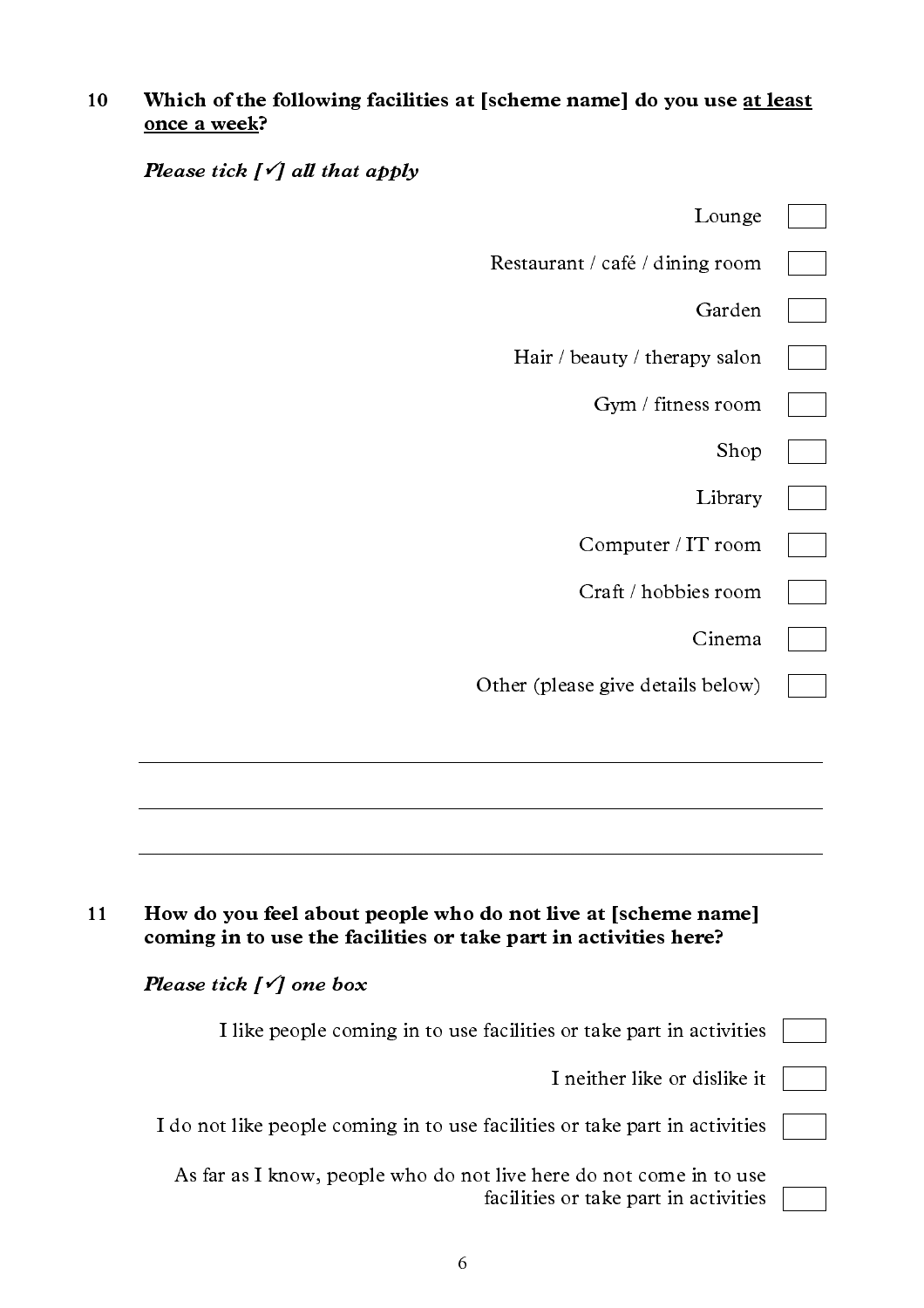**10 Which of the following facilities at [scheme name] do you use <u>at least once a week</u>?**

***Please tick [✓] all that apply***

- Lounge ☐
- Restaurant / café / dining room ☐
- Garden ☐
- Hair / beauty / therapy salon ☐
- Gym / fitness room ☐
- Shop ☐
- Library ☐
- Computer / IT room ☐
- Craft / hobbies room ☐
- Cinema ☐
- Other (please give details below) ☐

\_\_\_\_\_\_\_\_\_\_\_\_\_\_\_\_\_\_\_\_\_\_\_\_\_\_\_\_\_\_\_\_\_\_\_\_\_\_\_\_\_\_\_\_\_\_\_\_\_\_\_\_\_\_\_\_

\_\_\_\_\_\_\_\_\_\_\_\_\_\_\_\_\_\_\_\_\_\_\_\_\_\_\_\_\_\_\_\_\_\_\_\_\_\_\_\_\_\_\_\_\_\_\_\_\_\_\_\_\_\_\_\_

\_\_\_\_\_\_\_\_\_\_\_\_\_\_\_\_\_\_\_\_\_\_\_\_\_\_\_\_\_\_\_\_\_\_\_\_\_\_\_\_\_\_\_\_\_\_\_\_\_\_\_\_\_\_\_\_

**11 How do you feel about people who do not live at [scheme name] coming in to use the facilities or take part in activities here?**

***Please tick [✓] one box***

- I like people coming in to use facilities or take part in activities ☐
- I neither like or dislike it ☐
- I do not like people coming in to use facilities or take part in activities ☐
- As far as I know, people who do not live here do not come in to use facilities or take part in activities ☐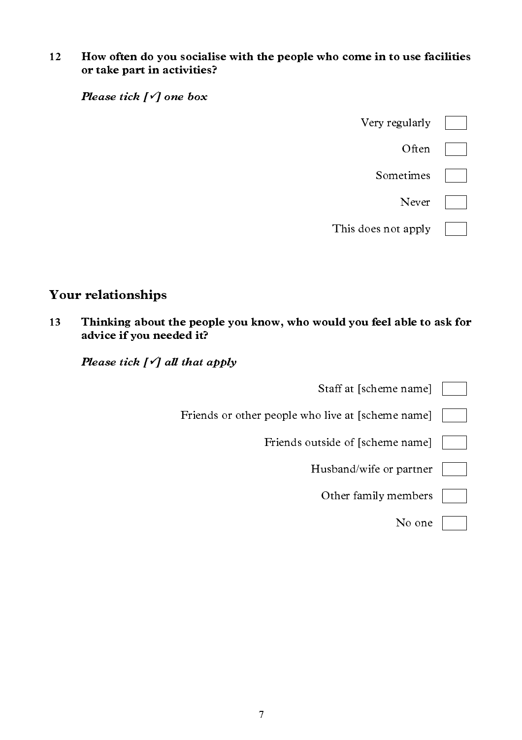**12 How often do you socialise with the people who come in to use facilities or take part in activities?**

***Please tick [✓] one box***

- Very regularly ☐
- Often ☐
- Sometimes ☐
- Never ☐
- This does not apply ☐

## Your relationships

**13 Thinking about the people you know, who would you feel able to ask for advice if you needed it?**

***Please tick [✓] all that apply***

- Staff at [scheme name] ☐
- Friends or other people who live at [scheme name] ☐
- Friends outside of [scheme name] ☐
- Husband/wife or partner ☐
- Other family members ☐
- No one ☐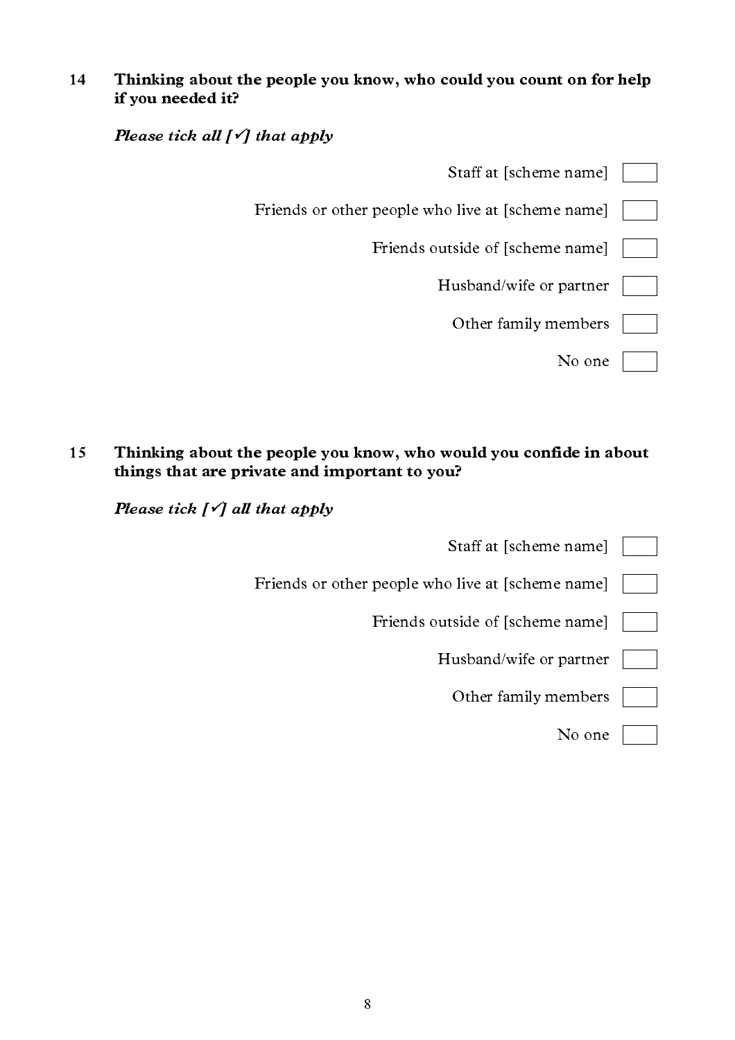**14 Thinking about the people you know, who could you count on for help if you needed it?**

***Please tick all [✓] that apply***

- Staff at [scheme name] ☐
- Friends or other people who live at [scheme name] ☐
- Friends outside of [scheme name] ☐
- Husband/wife or partner ☐
- Other family members ☐
- No one ☐

**15 Thinking about the people you know, who would you confide in about things that are private and important to you?**

***Please tick [✓] all that apply***

- Staff at [scheme name] ☐
- Friends or other people who live at [scheme name] ☐
- Friends outside of [scheme name] ☐
- Husband/wife or partner ☐
- Other family members ☐
- No one ☐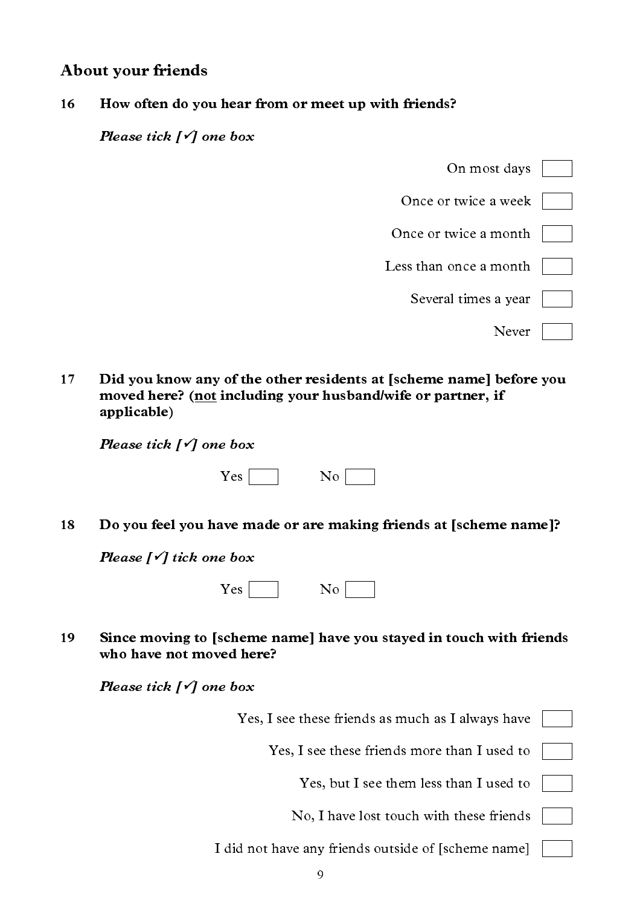## About your friends

**16 How often do you hear from or meet up with friends?**

***Please tick [✓] one box***

- On most days ☐
- Once or twice a week ☐
- Once or twice a month ☐
- Less than once a month ☐
- Several times a year ☐
- Never ☐

**17 Did you know any of the other residents at [scheme name] before you moved here? (<u>not</u> including your husband/wife or partner, if applicable)**

***Please tick [✓] one box***

Yes ☐ No ☐

**18 Do you feel you have made or are making friends at [scheme name]?**

***Please [✓] tick one box***

Yes ☐ No ☐

**19 Since moving to [scheme name] have you stayed in touch with friends who have not moved here?**

***Please tick [✓] one box***

- Yes, I see these friends as much as I always have ☐
- Yes, I see these friends more than I used to ☐
- Yes, but I see them less than I used to ☐
- No, I have lost touch with these friends ☐
- I did not have any friends outside of [scheme name] ☐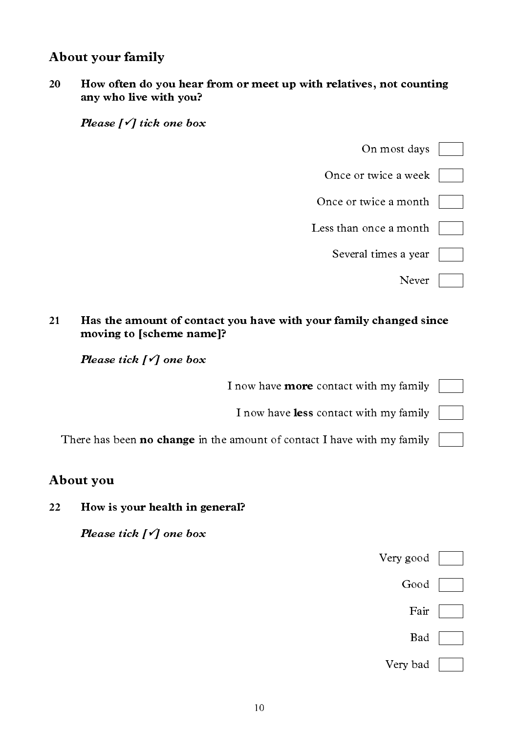## About your family

**20 How often do you hear from or meet up with relatives, not counting any who live with you?**

***Please [✓] tick one box***

- On most days ☐
- Once or twice a week ☐
- Once or twice a month ☐
- Less than once a month ☐
- Several times a year ☐
- Never ☐

**21 Has the amount of contact you have with your family changed since moving to [scheme name]?**

***Please tick [✓] one box***

- I now have **more** contact with my family ☐
- I now have **less** contact with my family ☐
- There has been **no change** in the amount of contact I have with my family ☐

## About you

**22 How is your health in general?**

***Please tick [✓] one box***

- Very good ☐
- Good ☐
- Fair ☐
- Bad ☐
- Very bad ☐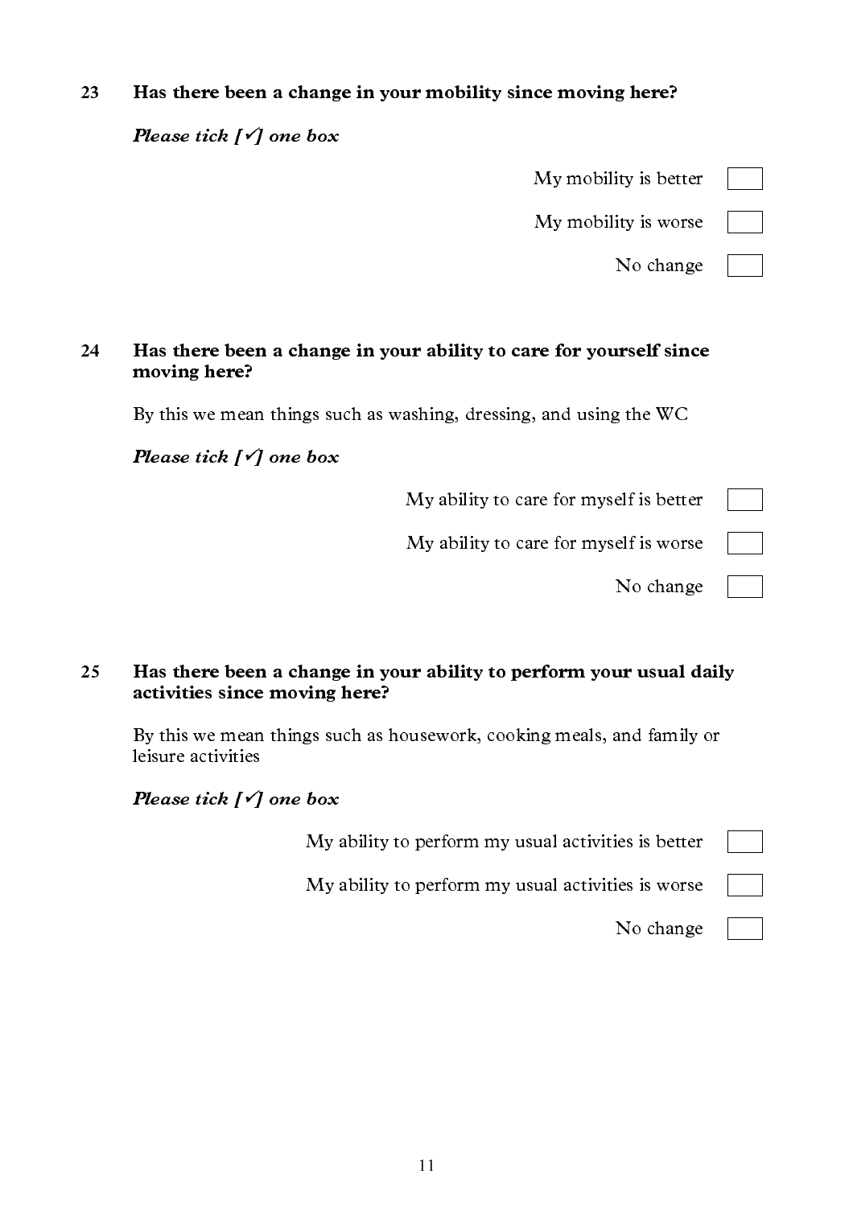**23 Has there been a change in your mobility since moving here?**

***Please tick [✓] one box***

- My mobility is better [ ]
- My mobility is worse [ ]
- No change [ ]

**24 Has there been a change in your ability to care for yourself since moving here?**

By this we mean things such as washing, dressing, and using the WC

***Please tick [✓] one box***

- My ability to care for myself is better [ ]
- My ability to care for myself is worse [ ]
- No change [ ]

**25 Has there been a change in your ability to perform your usual daily activities since moving here?**

By this we mean things such as housework, cooking meals, and family or leisure activities

***Please tick [✓] one box***

- My ability to perform my usual activities is better [ ]
- My ability to perform my usual activities is worse [ ]
- No change [ ]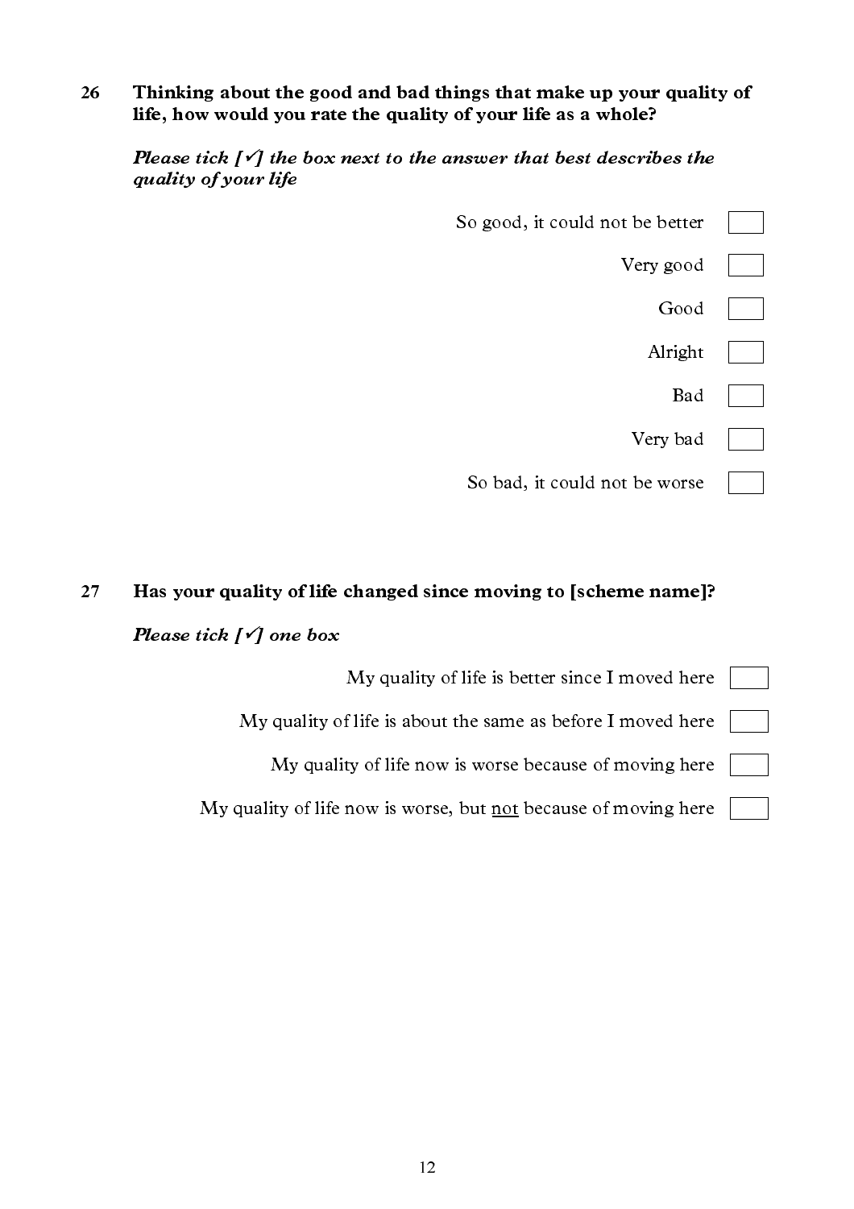**26 Thinking about the good and bad things that make up your quality of life, how would you rate the quality of your life as a whole?**

***Please tick [✓] the box next to the answer that best describes the quality of your life***

- So good, it could not be better ☐
- Very good ☐
- Good ☐
- Alright ☐
- Bad ☐
- Very bad ☐
- So bad, it could not be worse ☐

**27 Has your quality of life changed since moving to [scheme name]?**

***Please tick [✓] one box***

- My quality of life is better since I moved here ☐
- My quality of life is about the same as before I moved here ☐
- My quality of life now is worse because of moving here ☐
- My quality of life now is worse, but <u>not</u> because of moving here ☐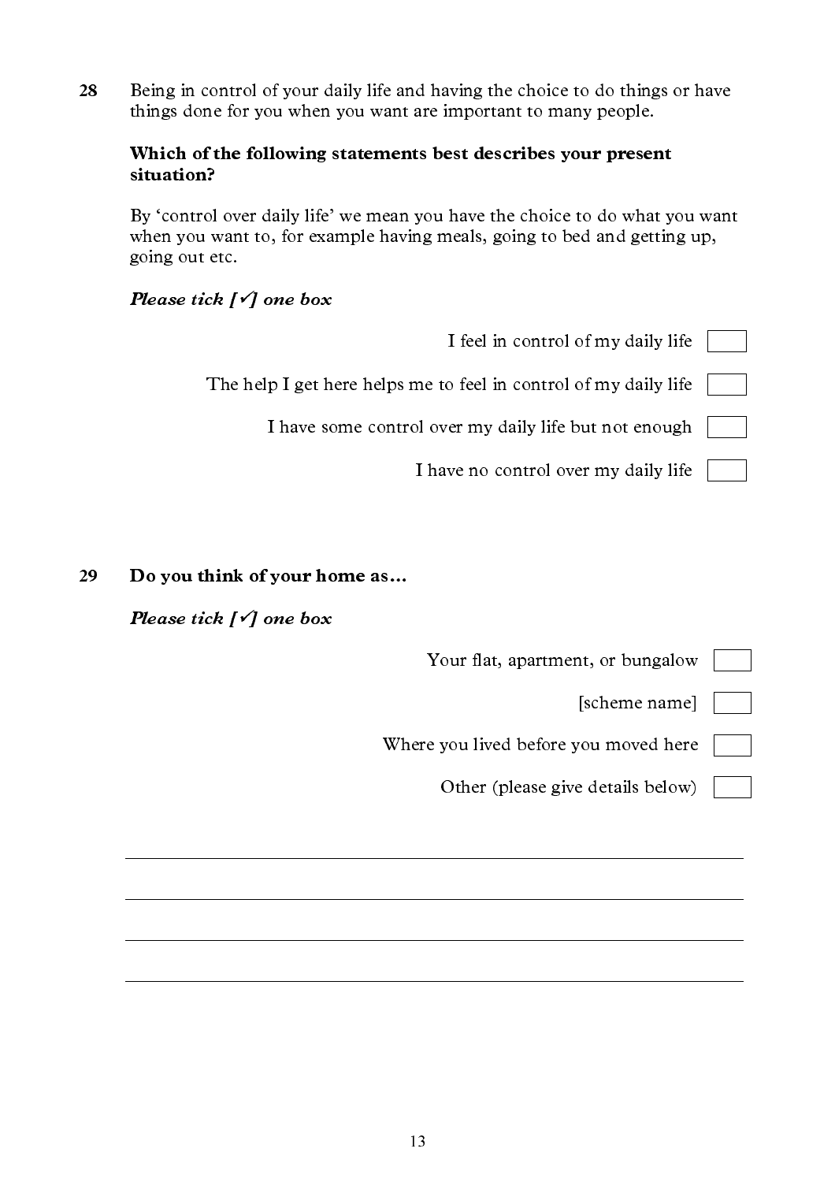**28** Being in control of your daily life and having the choice to do things or have things done for you when you want are important to many people.

**Which of the following statements best describes your present situation?**

By 'control over daily life' we mean you have the choice to do what you want when you want to, for example having meals, going to bed and getting up, going out etc.

***Please tick [✓] one box***

- I feel in control of my daily life ☐
- The help I get here helps me to feel in control of my daily life ☐
- I have some control over my daily life but not enough ☐
- I have no control over my daily life ☐

**29** **Do you think of your home as…**

***Please tick [✓] one box***

- Your flat, apartment, or bungalow ☐
- [scheme name] ☐
- Where you lived before you moved here ☐
- Other (please give details below) ☐

\_\_\_\_\_\_\_\_\_\_\_\_\_\_\_\_\_\_\_\_\_\_\_\_\_\_\_\_\_\_\_\_\_\_\_\_\_\_\_\_\_\_\_\_\_\_\_\_\_\_\_\_

\_\_\_\_\_\_\_\_\_\_\_\_\_\_\_\_\_\_\_\_\_\_\_\_\_\_\_\_\_\_\_\_\_\_\_\_\_\_\_\_\_\_\_\_\_\_\_\_\_\_\_\_

\_\_\_\_\_\_\_\_\_\_\_\_\_\_\_\_\_\_\_\_\_\_\_\_\_\_\_\_\_\_\_\_\_\_\_\_\_\_\_\_\_\_\_\_\_\_\_\_\_\_\_\_

\_\_\_\_\_\_\_\_\_\_\_\_\_\_\_\_\_\_\_\_\_\_\_\_\_\_\_\_\_\_\_\_\_\_\_\_\_\_\_\_\_\_\_\_\_\_\_\_\_\_\_\_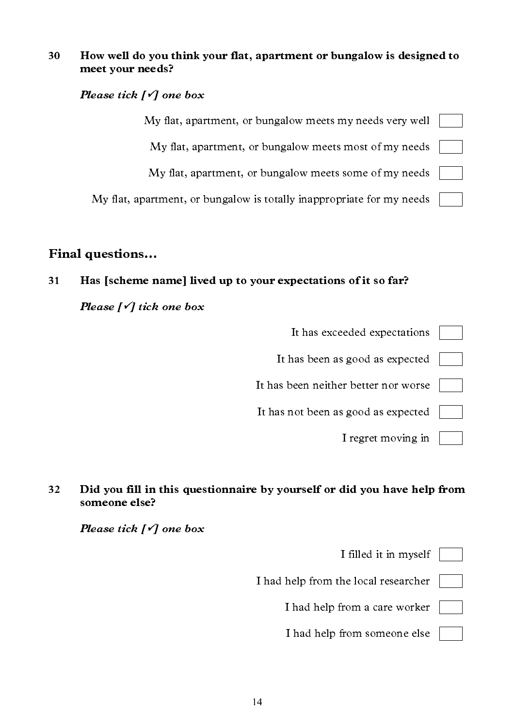**30 How well do you think your flat, apartment or bungalow is designed to meet your needs?**

***Please tick [✓] one box***

- My flat, apartment, or bungalow meets my needs very well ☐
- My flat, apartment, or bungalow meets most of my needs ☐
- My flat, apartment, or bungalow meets some of my needs ☐
- My flat, apartment, or bungalow is totally inappropriate for my needs ☐

## Final questions…

**31 Has [scheme name] lived up to your expectations of it so far?**

***Please [✓] tick one box***

- It has exceeded expectations ☐
- It has been as good as expected ☐
- It has been neither better nor worse ☐
- It has not been as good as expected ☐
- I regret moving in ☐

**32 Did you fill in this questionnaire by yourself or did you have help from someone else?**

***Please tick [✓] one box***

- I filled it in myself ☐
- I had help from the local researcher ☐
- I had help from a care worker ☐
- I had help from someone else ☐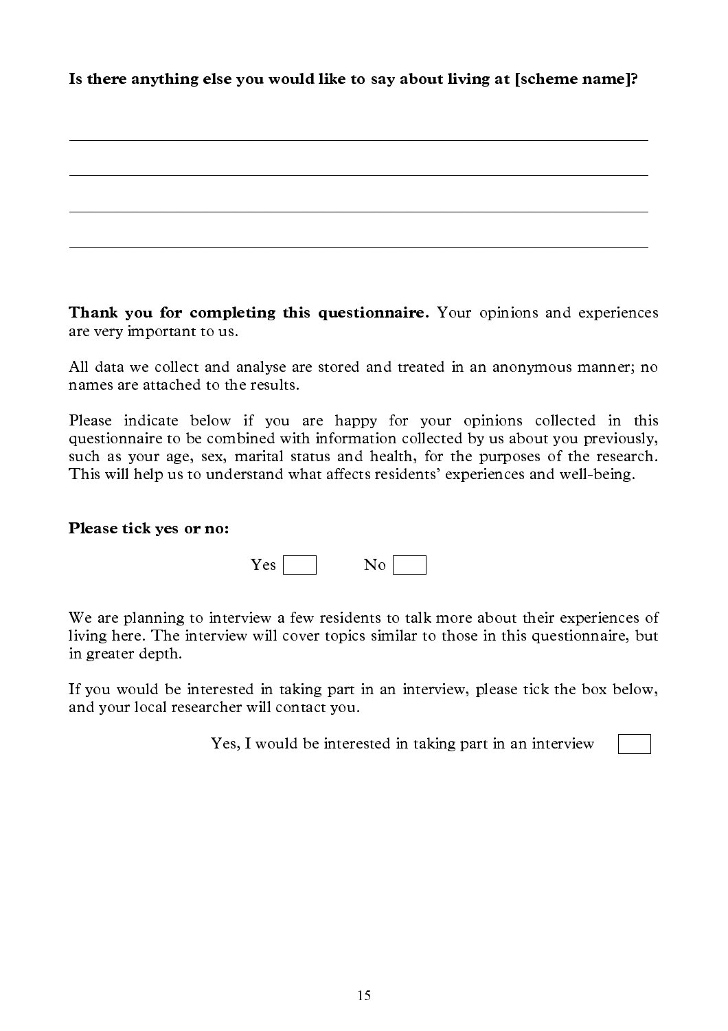**Is there anything else you would like to say about living at [scheme name]?**

\_\_\_\_\_\_\_\_\_\_\_\_\_\_\_\_\_\_\_\_\_\_\_\_\_\_\_\_\_\_\_\_\_\_\_\_\_\_\_\_\_\_\_\_\_\_\_\_\_\_\_\_\_\_\_\_\_\_\_\_

\_\_\_\_\_\_\_\_\_\_\_\_\_\_\_\_\_\_\_\_\_\_\_\_\_\_\_\_\_\_\_\_\_\_\_\_\_\_\_\_\_\_\_\_\_\_\_\_\_\_\_\_\_\_\_\_\_\_\_\_

\_\_\_\_\_\_\_\_\_\_\_\_\_\_\_\_\_\_\_\_\_\_\_\_\_\_\_\_\_\_\_\_\_\_\_\_\_\_\_\_\_\_\_\_\_\_\_\_\_\_\_\_\_\_\_\_\_\_\_\_

\_\_\_\_\_\_\_\_\_\_\_\_\_\_\_\_\_\_\_\_\_\_\_\_\_\_\_\_\_\_\_\_\_\_\_\_\_\_\_\_\_\_\_\_\_\_\_\_\_\_\_\_\_\_\_\_\_\_\_\_

**Thank you for completing this questionnaire.** Your opinions and experiences are very important to us.

All data we collect and analyse are stored and treated in an anonymous manner; no names are attached to the results.

Please indicate below if you are happy for your opinions collected in this questionnaire to be combined with information collected by us about you previously, such as your age, sex, marital status and health, for the purposes of the research. This will help us to understand what affects residents' experiences and well-being.

**Please tick yes or no:**

Yes ☐ No ☐

We are planning to interview a few residents to talk more about their experiences of living here. The interview will cover topics similar to those in this questionnaire, but in greater depth.

If you would be interested in taking part in an interview, please tick the box below, and your local researcher will contact you.

Yes, I would be interested in taking part in an interview ☐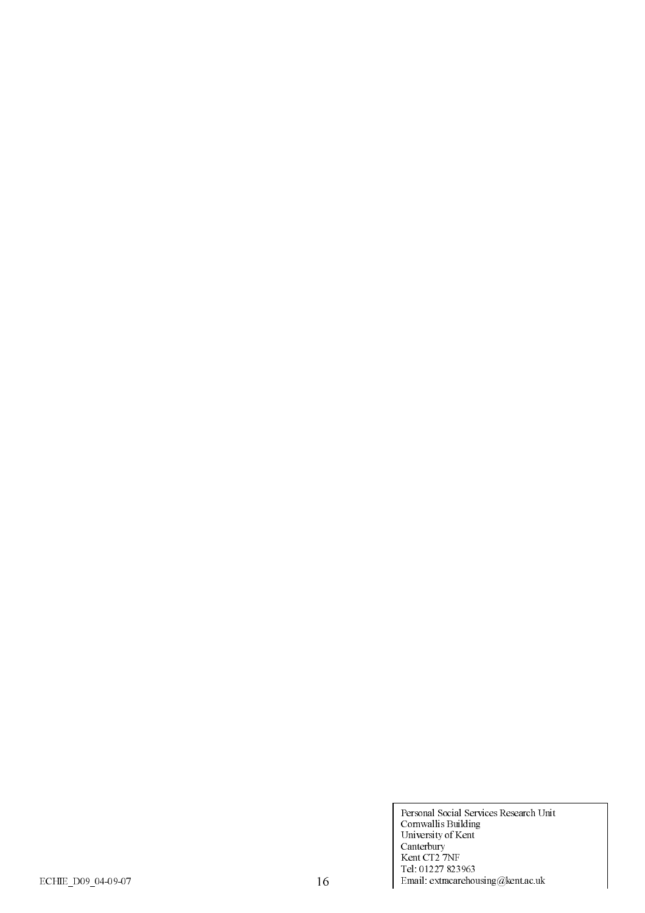Personal Social Services Research Unit
Cornwallis Building
University of Kent
Canterbury
Kent CT2 7NF
Tel: 01227 823963
Email: extracarehousing@kent.ac.uk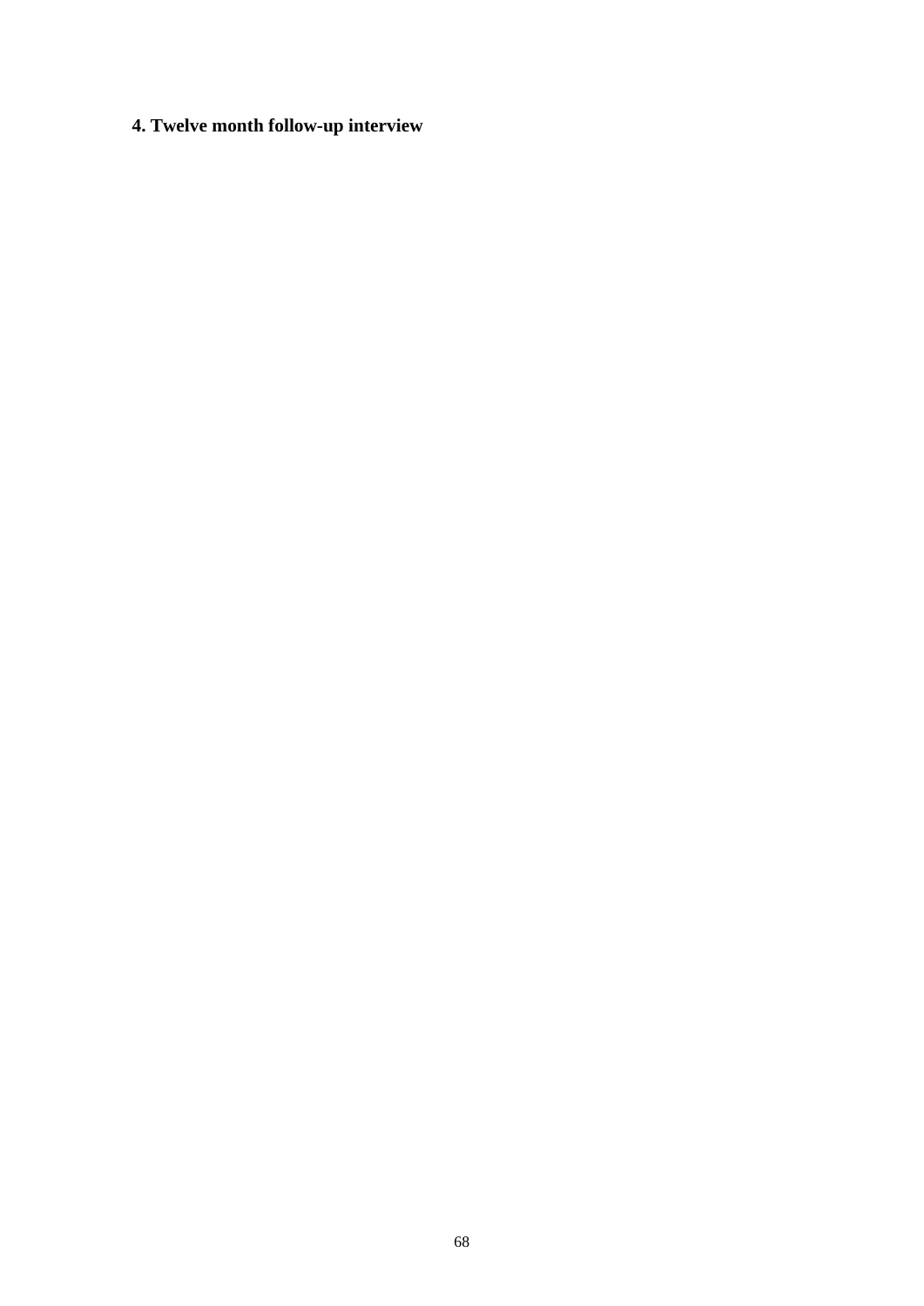## 4. Twelve month follow-up interview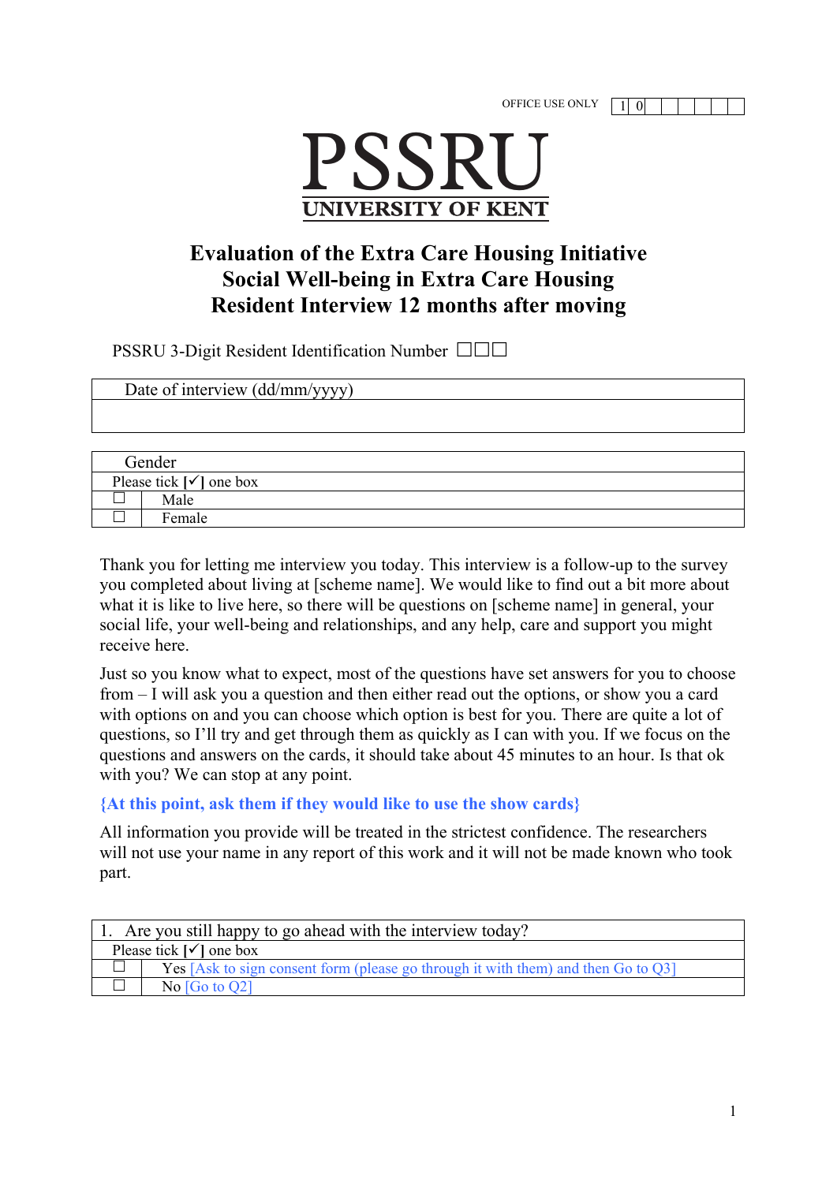OFFICE USE ONLY | 1 | 0 | | | | | | |

# PSSRU
## UNIVERSITY OF KENT

# Evaluation of the Extra Care Housing Initiative
# Social Well-being in Extra Care Housing
# Resident Interview 12 months after moving

PSSRU 3-Digit Resident Identification Number ☐☐☐

| Date of interview (dd/mm/yyyy) |
| --- |
| |

| Gender | |
| --- | --- |
| Please tick [✓] one box | |
| ☐ | Male |
| ☐ | Female |

Thank you for letting me interview you today. This interview is a follow-up to the survey you completed about living at [scheme name]. We would like to find out a bit more about what it is like to live here, so there will be questions on [scheme name] in general, your social life, your well-being and relationships, and any help, care and support you might receive here.

Just so you know what to expect, most of the questions have set answers for you to choose from – I will ask you a question and then either read out the options, or show you a card with options on and you can choose which option is best for you. There are quite a lot of questions, so I'll try and get through them as quickly as I can with you. If we focus on the questions and answers on the cards, it should take about 45 minutes to an hour. Is that ok with you? We can stop at any point.

**{At this point, ask them if they would like to use the show cards}**

All information you provide will be treated in the strictest confidence. The researchers will not use your name in any report of this work and it will not be made known who took part.

| 1. Are you still happy to go ahead with the interview today? | |
| --- | --- |
| Please tick [✓] one box | |
| ☐ | Yes [Ask to sign consent form (please go through it with them) and then Go to Q3] |
| ☐ | No [Go to Q2] |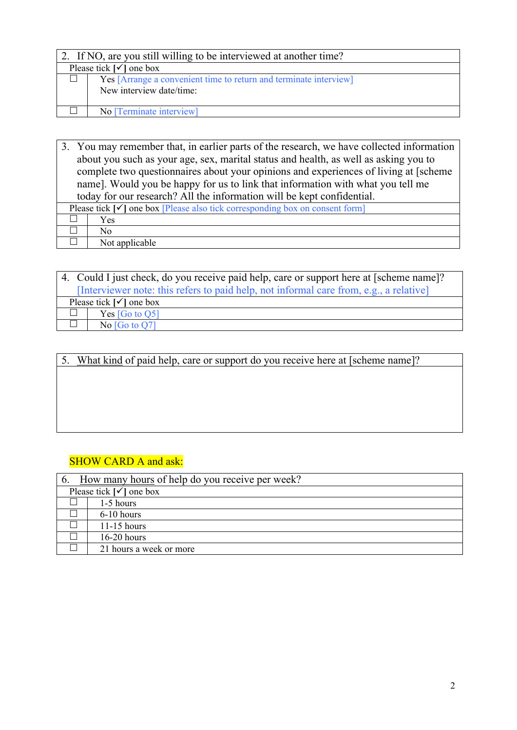| 2. If NO, are you still willing to be interviewed at another time? | |
|---|---|
| Please tick [✓] one box | |
| ☐ | Yes [Arrange a convenient time to return and terminate interview]<br>New interview date/time: |
| ☐ | No [Terminate interview] |

| 3. You may remember that, in earlier parts of the research, we have collected information about you such as your age, sex, marital status and health, as well as asking you to complete two questionnaires about your opinions and experiences of living at [scheme name]. Would you be happy for us to link that information with what you tell me today for our research? All the information will be kept confidential. | |
|---|---|
| Please tick [✓] one box [Please also tick corresponding box on consent form] | |
| ☐ | Yes |
| ☐ | No |
| ☐ | Not applicable |

| 4. Could I just check, do you receive paid help, care or support here at [scheme name]? [Interviewer note: this refers to paid help, not informal care from, e.g., a relative] | |
|---|---|
| Please tick [✓] one box | |
| ☐ | Yes [Go to Q5] |
| ☐ | No [Go to Q7] |

| 5. <u>What kind</u> of paid help, care or support do you receive here at [scheme name]? |
|---|
| |

SHOW CARD A and ask:

| 6. <u>How many hours</u> of help do you receive per week? | |
|---|---|
| Please tick [✓] one box | |
| ☐ | 1-5 hours |
| ☐ | 6-10 hours |
| ☐ | 11-15 hours |
| ☐ | 16-20 hours |
| ☐ | 21 hours a week or more |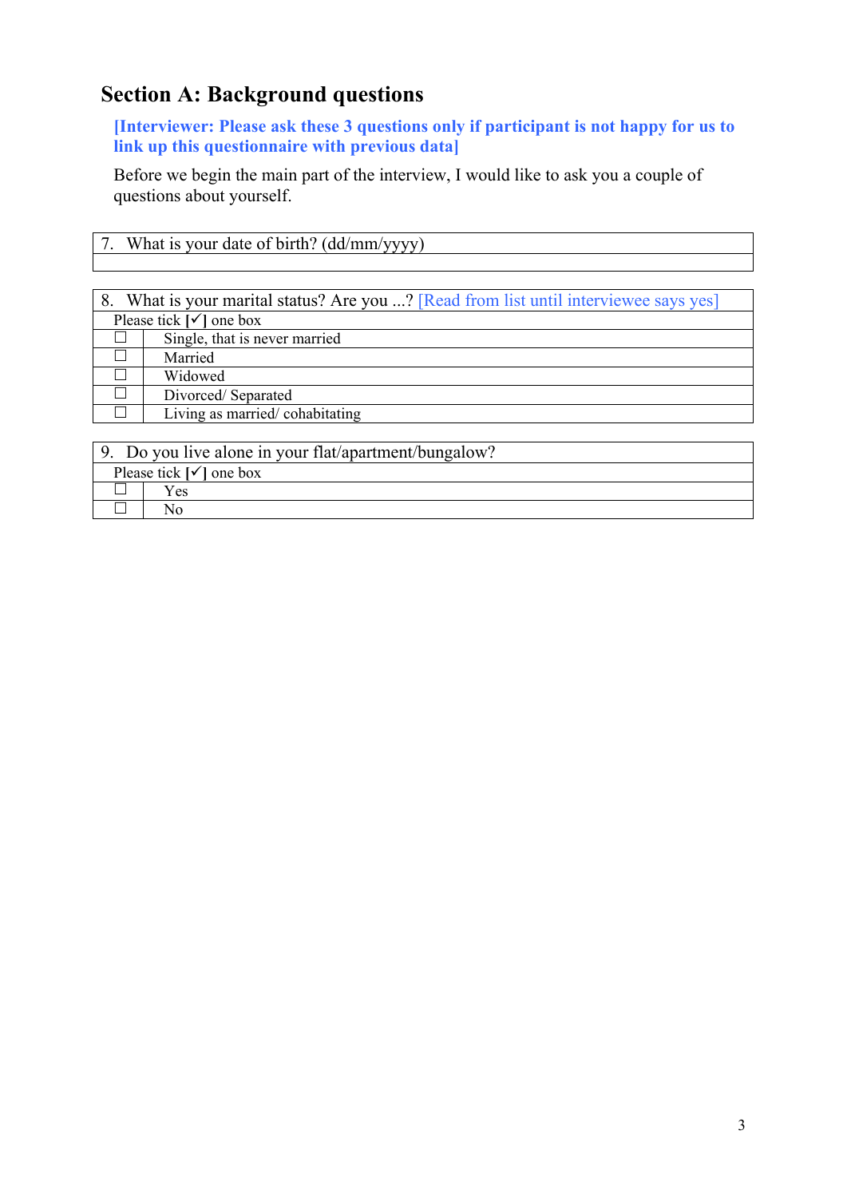## Section A: Background questions

**[Interviewer: Please ask these 3 questions only if participant is not happy for us to link up this questionnaire with previous data]**

Before we begin the main part of the interview, I would like to ask you a couple of questions about yourself.

| 7. What is your date of birth? (dd/mm/yyyy) |
|---|
| |

| 8. What is your marital status? Are you ...? [Read from list until interviewee says yes] | |
|---|---|
| Please tick **[✓]** one box | |
| ☐ | Single, that is never married |
| ☐ | Married |
| ☐ | Widowed |
| ☐ | Divorced/ Separated |
| ☐ | Living as married/ cohabitating |

| 9. Do you live alone in your flat/apartment/bungalow? | |
|---|---|
| Please tick **[✓]** one box | |
| ☐ | Yes |
| ☐ | No |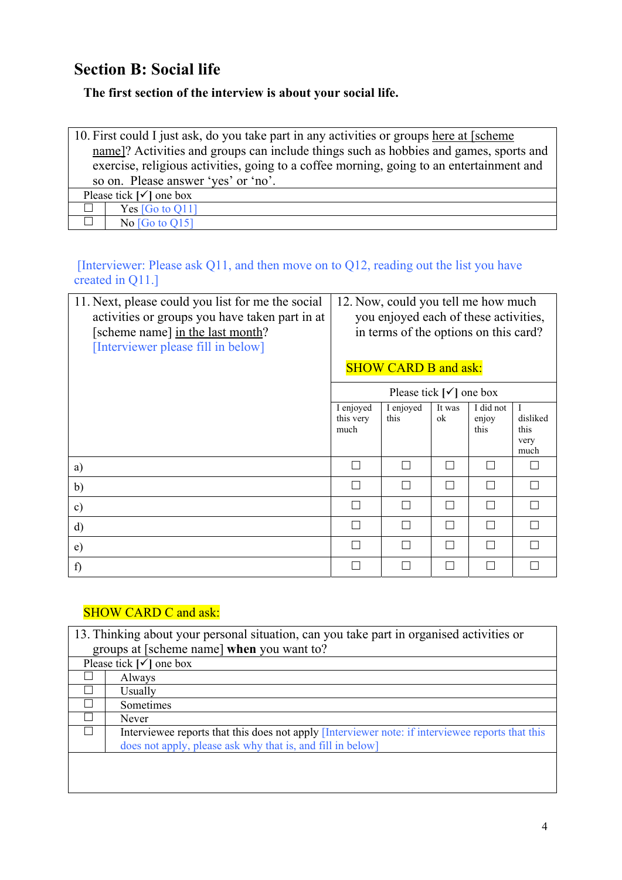## Section B: Social life

**The first section of the interview is about your social life.**

| 10. First could I just ask, do you take part in any activities or groups here at [scheme name]? Activities and groups can include things such as hobbies and games, sports and exercise, religious activities, going to a coffee morning, going to an entertainment and so on. Please answer 'yes' or 'no'. | |
|---|---|
| Please tick [✓] one box | |
| ☐ | Yes [Go to Q11] |
| ☐ | No [Go to Q15] |

[Interviewer: Please ask Q11, and then move on to Q12, reading out the list you have created in Q11.]

| 11. Next, please could you list for me the social activities or groups you have taken part in at [scheme name] in the last month? [Interviewer please fill in below] | 12. Now, could you tell me how much you enjoyed each of these activities, in terms of the options on this card? SHOW CARD B and ask: | | | | |
|---|---|---|---|---|---|
| | Please tick [✓] one box | | | | |
| | I enjoyed this very much | I enjoyed this | It was ok | I did not enjoy this | I disliked this very much |
| a) | ☐ | ☐ | ☐ | ☐ | ☐ |
| b) | ☐ | ☐ | ☐ | ☐ | ☐ |
| c) | ☐ | ☐ | ☐ | ☐ | ☐ |
| d) | ☐ | ☐ | ☐ | ☐ | ☐ |
| e) | ☐ | ☐ | ☐ | ☐ | ☐ |
| f) | ☐ | ☐ | ☐ | ☐ | ☐ |

SHOW CARD C and ask:

| 13. Thinking about your personal situation, can you take part in organised activities or groups at [scheme name] **when** you want to? | |
|---|---|
| Please tick [✓] one box | |
| ☐ | Always |
| ☐ | Usually |
| ☐ | Sometimes |
| ☐ | Never |
| ☐ | Interviewee reports that this does not apply [Interviewer note: if interviewee reports that this does not apply, please ask why that is, and fill in below] |
| | |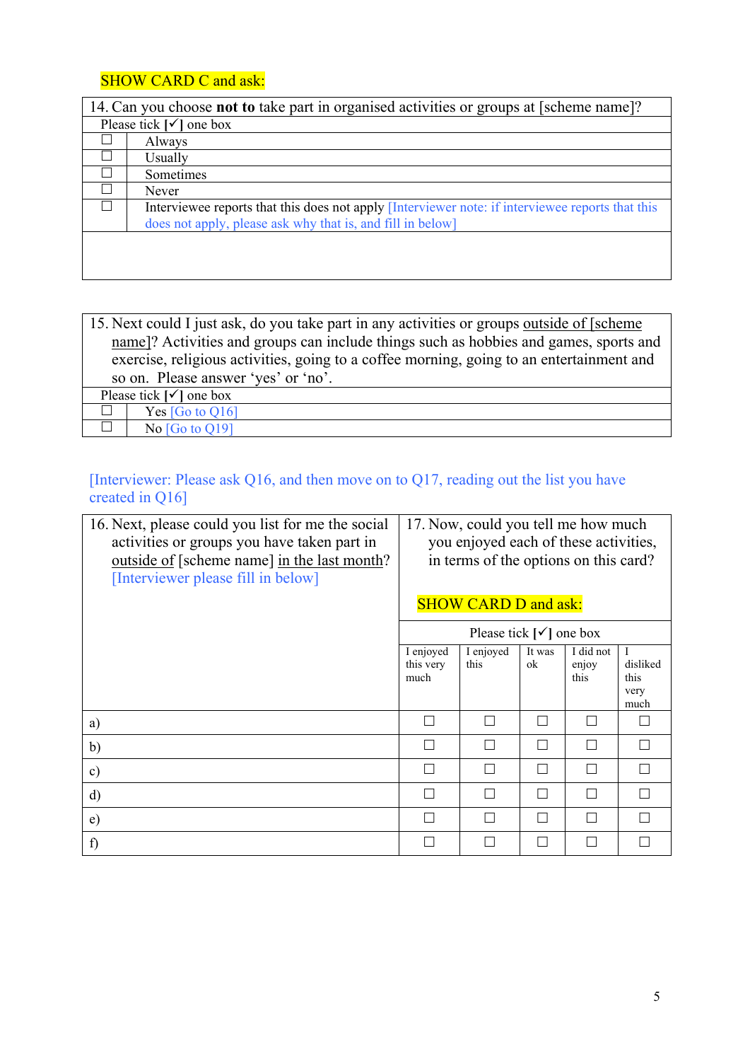SHOW CARD C and ask:

| 14. Can you choose **not to** take part in organised activities or groups at [scheme name]? | |
|---|---|
| Please tick [✓] one box | |
| ☐ | Always |
| ☐ | Usually |
| ☐ | Sometimes |
| ☐ | Never |
| ☐ | Interviewee reports that this does not apply [Interviewer note: if interviewee reports that this does not apply, please ask why that is, and fill in below] |
| | |

| 15. Next could I just ask, do you take part in any activities or groups outside of [scheme name]? Activities and groups can include things such as hobbies and games, sports and exercise, religious activities, going to a coffee morning, going to an entertainment and so on. Please answer 'yes' or 'no'. | |
|---|---|
| Please tick [✓] one box | |
| ☐ | Yes [Go to Q16] |
| ☐ | No [Go to Q19] |

[Interviewer: Please ask Q16, and then move on to Q17, reading out the list you have created in Q16]

| 16. Next, please could you list for me the social activities or groups you have taken part in outside of [scheme name] in the last month? [Interviewer please fill in below] | 17. Now, could you tell me how much you enjoyed each of these activities, in terms of the options on this card? SHOW CARD D and ask: | | | | |
|---|---|---|---|---|---|
| | Please tick [✓] one box | | | | |
| | I enjoyed this very much | I enjoyed this | It was ok | I did not enjoy this | I disliked this very much |
| a) | ☐ | ☐ | ☐ | ☐ | ☐ |
| b) | ☐ | ☐ | ☐ | ☐ | ☐ |
| c) | ☐ | ☐ | ☐ | ☐ | ☐ |
| d) | ☐ | ☐ | ☐ | ☐ | ☐ |
| e) | ☐ | ☐ | ☐ | ☐ | ☐ |
| f) | ☐ | ☐ | ☐ | ☐ | ☐ |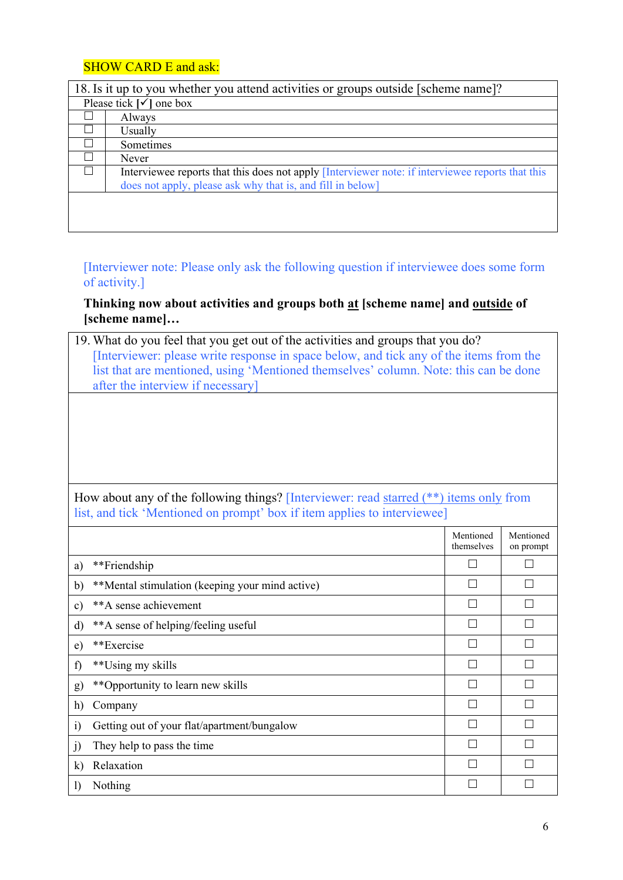SHOW CARD E and ask:

| 18. Is it up to you whether you attend activities or groups outside [scheme name]? | |
|---|---|
| Please tick [✓] one box | |
| ☐ | Always |
| ☐ | Usually |
| ☐ | Sometimes |
| ☐ | Never |
| ☐ | Interviewee reports that this does not apply [Interviewer note: if interviewee reports that this does not apply, please ask why that is, and fill in below] |
| | |

[Interviewer note: Please only ask the following question if interviewee does some form of activity.]

**Thinking now about activities and groups both at [scheme name] and outside of [scheme name]…**

19. What do you feel that you get out of the activities and groups that you do? [Interviewer: please write response in space below, and tick any of the items from the list that are mentioned, using 'Mentioned themselves' column. Note: this can be done after the interview if necessary]

How about any of the following things? [Interviewer: read starred (**) items only from list, and tick 'Mentioned on prompt' box if item applies to interviewee]

| | Mentioned themselves | Mentioned on prompt |
|---|---|---|
| a) **Friendship | ☐ | ☐ |
| b) **Mental stimulation (keeping your mind active) | ☐ | ☐ |
| c) **A sense achievement | ☐ | ☐ |
| d) **A sense of helping/feeling useful | ☐ | ☐ |
| e) **Exercise | ☐ | ☐ |
| f) **Using my skills | ☐ | ☐ |
| g) **Opportunity to learn new skills | ☐ | ☐ |
| h) Company | ☐ | ☐ |
| i) Getting out of your flat/apartment/bungalow | ☐ | ☐ |
| j) They help to pass the time | ☐ | ☐ |
| k) Relaxation | ☐ | ☐ |
| l) Nothing | ☐ | ☐ |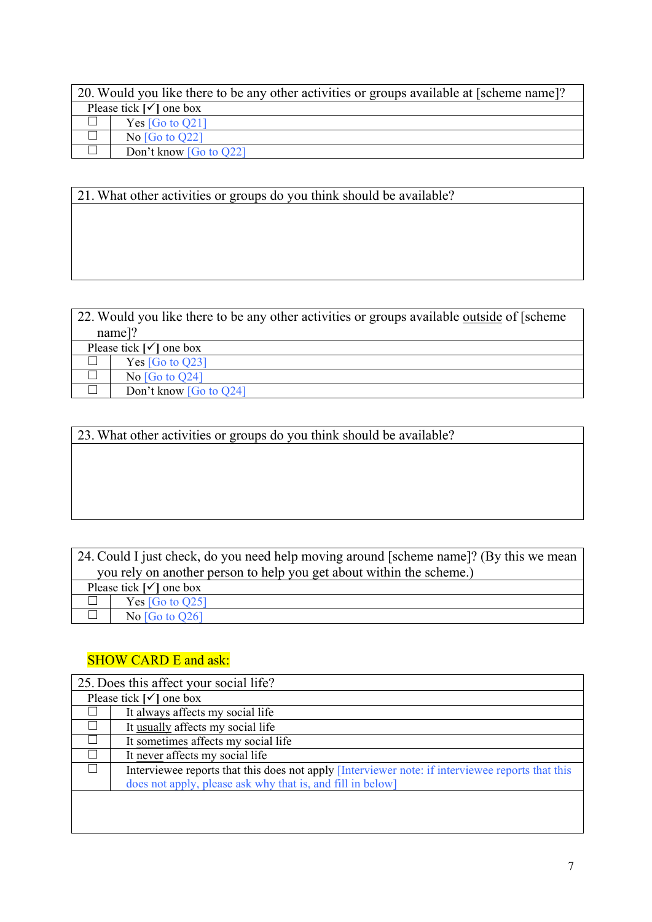| 20. Would you like there to be any other activities or groups available at [scheme name]? | |
|---|---|
| Please tick [✓] one box | |
| ☐ | Yes [Go to Q21] |
| ☐ | No [Go to Q22] |
| ☐ | Don't know [Go to Q22] |

| 21. What other activities or groups do you think should be available? |
|---|
| |

| 22. Would you like there to be any other activities or groups available <u>outside</u> of [scheme name]? | |
|---|---|
| Please tick [✓] one box | |
| ☐ | Yes [Go to Q23] |
| ☐ | No [Go to Q24] |
| ☐ | Don't know [Go to Q24] |

| 23. What other activities or groups do you think should be available? |
|---|
| |

| 24. Could I just check, do you need help moving around [scheme name]? (By this we mean you rely on another person to help you get about within the scheme.) | |
|---|---|
| Please tick [✓] one box | |
| ☐ | Yes [Go to Q25] |
| ☐ | No [Go to Q26] |

SHOW CARD E and ask:

| 25. Does this affect your social life? | |
|---|---|
| Please tick [✓] one box | |
| ☐ | It <u>always</u> affects my social life |
| ☐ | It <u>usually</u> affects my social life |
| ☐ | It <u>sometimes</u> affects my social life |
| ☐ | It <u>never</u> affects my social life |
| ☐ | Interviewee reports that this does not apply [Interviewer note: if interviewee reports that this does not apply, please ask why that is, and fill in below] |
| | |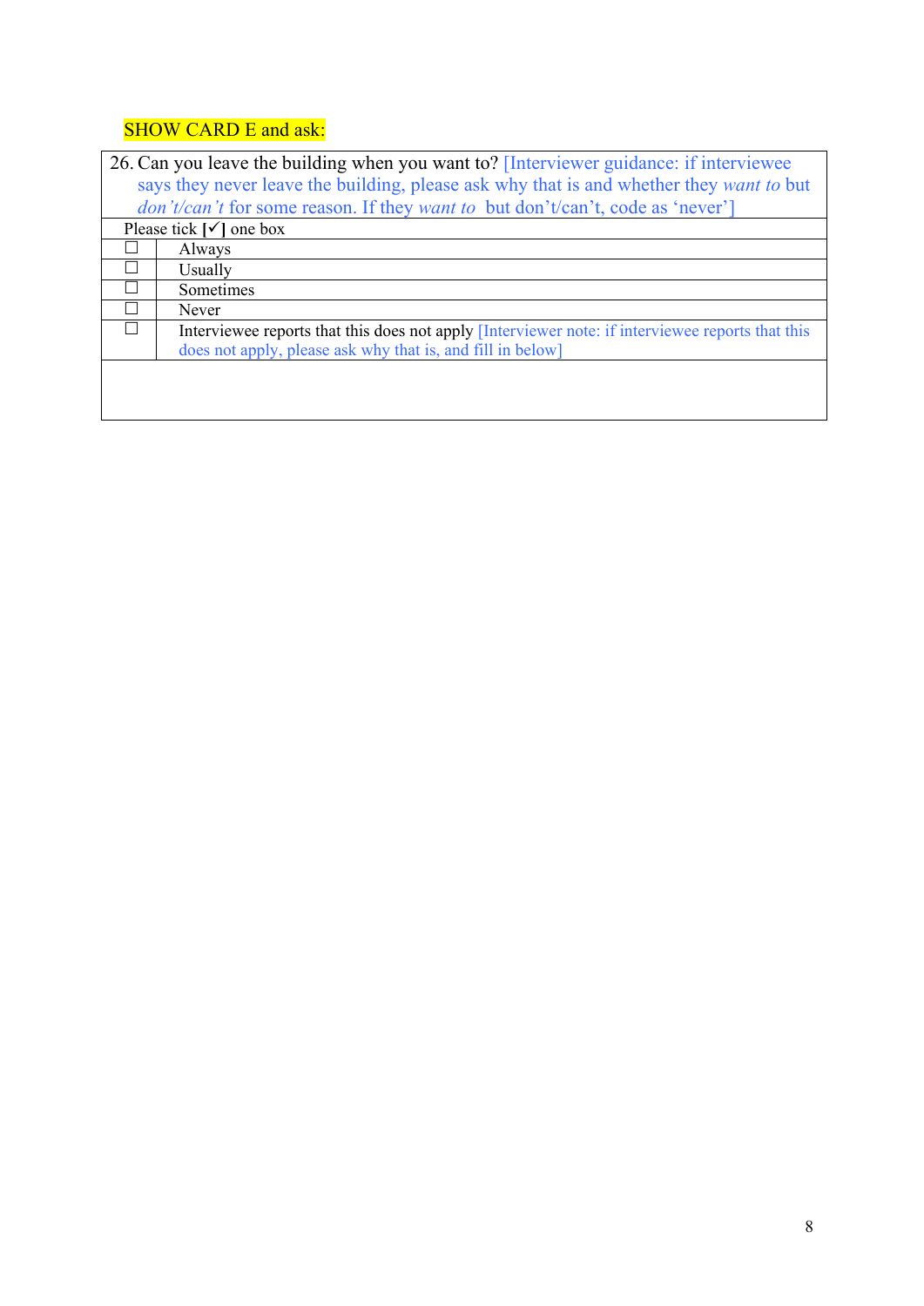SHOW CARD E and ask:

| 26. Can you leave the building when you want to? [Interviewer guidance: if interviewee says they never leave the building, please ask why that is and whether they *want to* but *don't/can't* for some reason. If they *want to* but don't/can't, code as 'never'] | |
|---|---|
| Please tick [✓] one box | |
| ☐ | Always |
| ☐ | Usually |
| ☐ | Sometimes |
| ☐ | Never |
| ☐ | Interviewee reports that this does not apply [Interviewer note: if interviewee reports that this does not apply, please ask why that is, and fill in below] |
| | |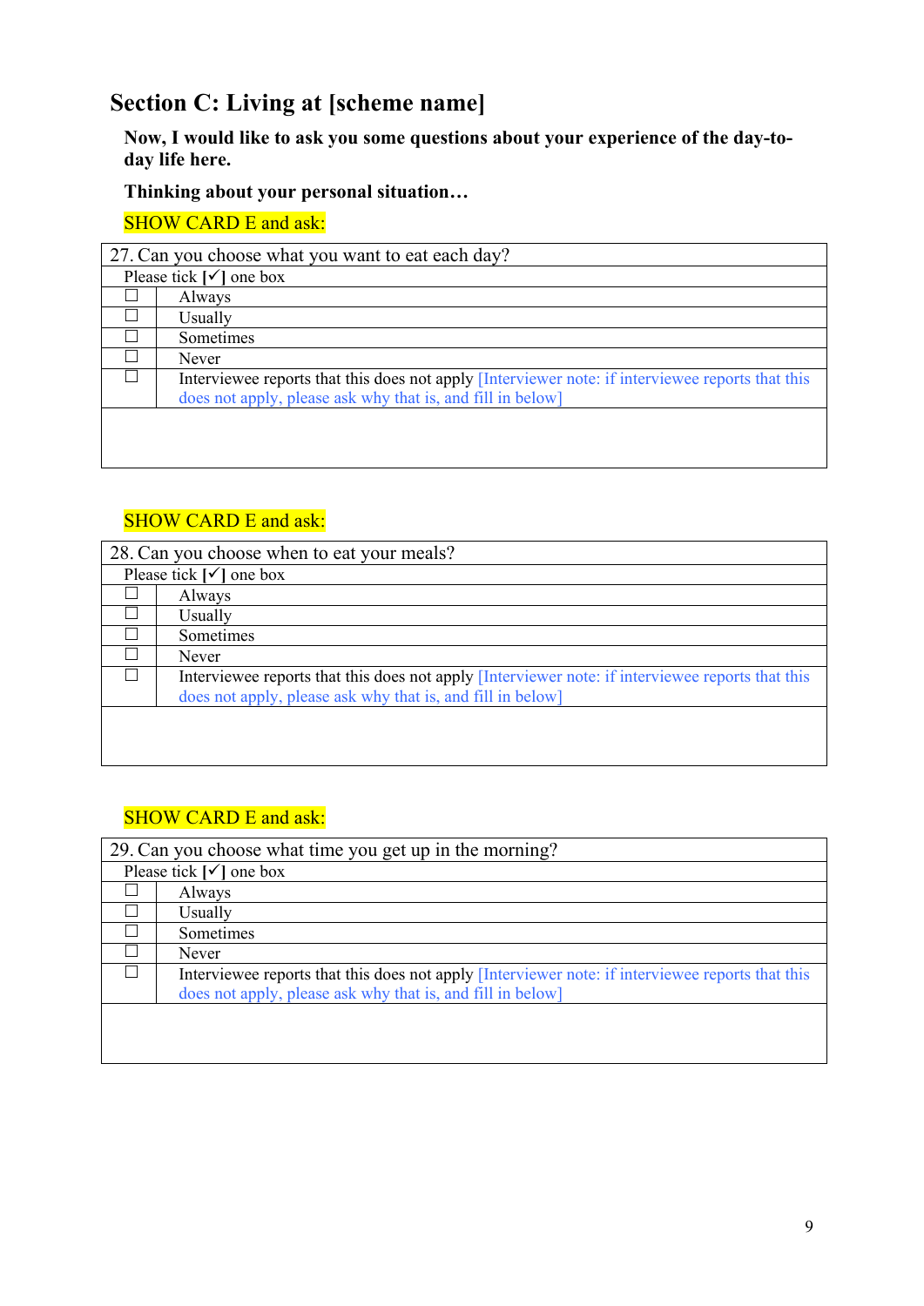## Section C: Living at [scheme name]

**Now, I would like to ask you some questions about your experience of the day-to-day life here.**

**Thinking about your personal situation…**

SHOW CARD E and ask:

| 27. Can you choose what you want to eat each day? | |
|---|---|
| Please tick [✓] one box | |
| ☐ | Always |
| ☐ | Usually |
| ☐ | Sometimes |
| ☐ | Never |
| ☐ | Interviewee reports that this does not apply [Interviewer note: if interviewee reports that this does not apply, please ask why that is, and fill in below] |
| | |

SHOW CARD E and ask:

| 28. Can you choose when to eat your meals? | |
|---|---|
| Please tick [✓] one box | |
| ☐ | Always |
| ☐ | Usually |
| ☐ | Sometimes |
| ☐ | Never |
| ☐ | Interviewee reports that this does not apply [Interviewer note: if interviewee reports that this does not apply, please ask why that is, and fill in below] |
| | |

SHOW CARD E and ask:

| 29. Can you choose what time you get up in the morning? | |
|---|---|
| Please tick [✓] one box | |
| ☐ | Always |
| ☐ | Usually |
| ☐ | Sometimes |
| ☐ | Never |
| ☐ | Interviewee reports that this does not apply [Interviewer note: if interviewee reports that this does not apply, please ask why that is, and fill in below] |
| | |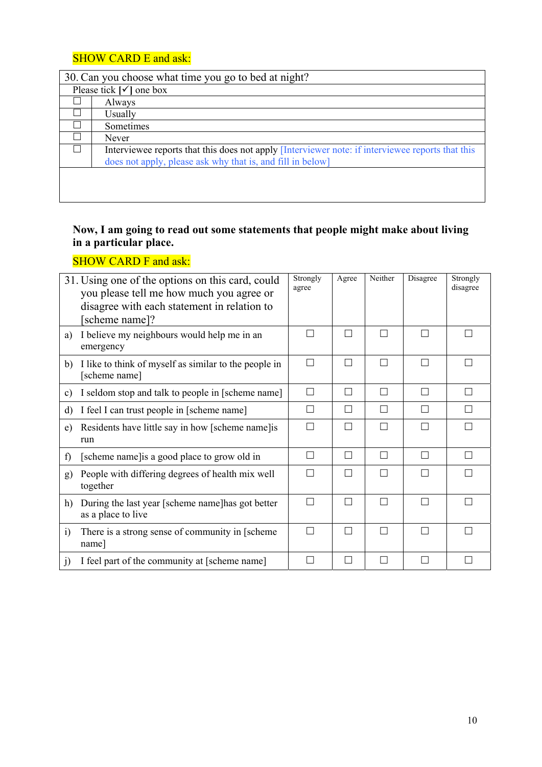SHOW CARD E and ask:

| 30. Can you choose what time you go to bed at night? | |
|---|---|
| Please tick [✓] one box | |
| ☐ | Always |
| ☐ | Usually |
| ☐ | Sometimes |
| ☐ | Never |
| ☐ | Interviewee reports that this does not apply [Interviewer note: if interviewee reports that this does not apply, please ask why that is, and fill in below] |
| | |

**Now, I am going to read out some statements that people might make about living in a particular place.**

SHOW CARD F and ask:

| 31. Using one of the options on this card, could you please tell me how much you agree or disagree with each statement in relation to [scheme name]? | Strongly agree | Agree | Neither | Disagree | Strongly disagree |
|---|---|---|---|---|---|
| a) I believe my neighbours would help me in an emergency | ☐ | ☐ | ☐ | ☐ | ☐ |
| b) I like to think of myself as similar to the people in [scheme name] | ☐ | ☐ | ☐ | ☐ | ☐ |
| c) I seldom stop and talk to people in [scheme name] | ☐ | ☐ | ☐ | ☐ | ☐ |
| d) I feel I can trust people in [scheme name] | ☐ | ☐ | ☐ | ☐ | ☐ |
| e) Residents have little say in how [scheme name]is run | ☐ | ☐ | ☐ | ☐ | ☐ |
| f) [scheme name]is a good place to grow old in | ☐ | ☐ | ☐ | ☐ | ☐ |
| g) People with differing degrees of health mix well together | ☐ | ☐ | ☐ | ☐ | ☐ |
| h) During the last year [scheme name]has got better as a place to live | ☐ | ☐ | ☐ | ☐ | ☐ |
| i) There is a strong sense of community in [scheme name] | ☐ | ☐ | ☐ | ☐ | ☐ |
| j) I feel part of the community at [scheme name] | ☐ | ☐ | ☐ | ☐ | ☐ |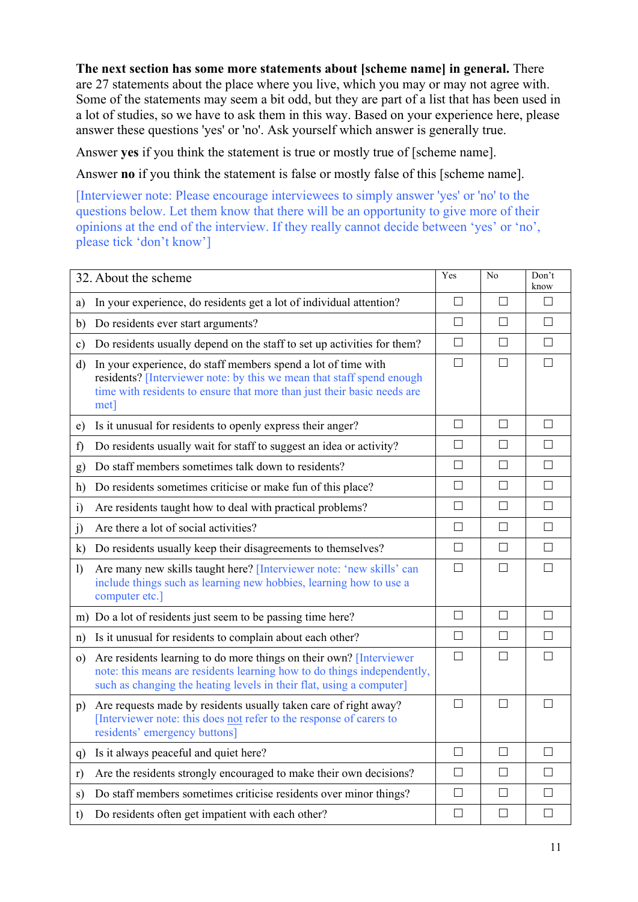**The next section has some more statements about [scheme name] in general.** There are 27 statements about the place where you live, which you may or may not agree with. Some of the statements may seem a bit odd, but they are part of a list that has been used in a lot of studies, so we have to ask them in this way. Based on your experience here, please answer these questions 'yes' or 'no'. Ask yourself which answer is generally true.

Answer **yes** if you think the statement is true or mostly true of [scheme name].

Answer **no** if you think the statement is false or mostly false of this [scheme name].

[Interviewer note: Please encourage interviewees to simply answer 'yes' or 'no' to the questions below. Let them know that there will be an opportunity to give more of their opinions at the end of the interview. If they really cannot decide between 'yes' or 'no', please tick 'don't know']

| 32. About the scheme | Yes | No | Don't know |
|---|---|---|---|
| a) In your experience, do residents get a lot of individual attention? | ☐ | ☐ | ☐ |
| b) Do residents ever start arguments? | ☐ | ☐ | ☐ |
| c) Do residents usually depend on the staff to set up activities for them? | ☐ | ☐ | ☐ |
| d) In your experience, do staff members spend a lot of time with residents? [Interviewer note: by this we mean that staff spend enough time with residents to ensure that more than just their basic needs are met] | ☐ | ☐ | ☐ |
| e) Is it unusual for residents to openly express their anger? | ☐ | ☐ | ☐ |
| f) Do residents usually wait for staff to suggest an idea or activity? | ☐ | ☐ | ☐ |
| g) Do staff members sometimes talk down to residents? | ☐ | ☐ | ☐ |
| h) Do residents sometimes criticise or make fun of this place? | ☐ | ☐ | ☐ |
| i) Are residents taught how to deal with practical problems? | ☐ | ☐ | ☐ |
| j) Are there a lot of social activities? | ☐ | ☐ | ☐ |
| k) Do residents usually keep their disagreements to themselves? | ☐ | ☐ | ☐ |
| l) Are many new skills taught here? [Interviewer note: 'new skills' can include things such as learning new hobbies, learning how to use a computer etc.] | ☐ | ☐ | ☐ |
| m) Do a lot of residents just seem to be passing time here? | ☐ | ☐ | ☐ |
| n) Is it unusual for residents to complain about each other? | ☐ | ☐ | ☐ |
| o) Are residents learning to do more things on their own? [Interviewer note: this means are residents learning how to do things independently, such as changing the heating levels in their flat, using a computer] | ☐ | ☐ | ☐ |
| p) Are requests made by residents usually taken care of right away? [Interviewer note: this does not refer to the response of carers to residents' emergency buttons] | ☐ | ☐ | ☐ |
| q) Is it always peaceful and quiet here? | ☐ | ☐ | ☐ |
| r) Are the residents strongly encouraged to make their own decisions? | ☐ | ☐ | ☐ |
| s) Do staff members sometimes criticise residents over minor things? | ☐ | ☐ | ☐ |
| t) Do residents often get impatient with each other? | ☐ | ☐ | ☐ |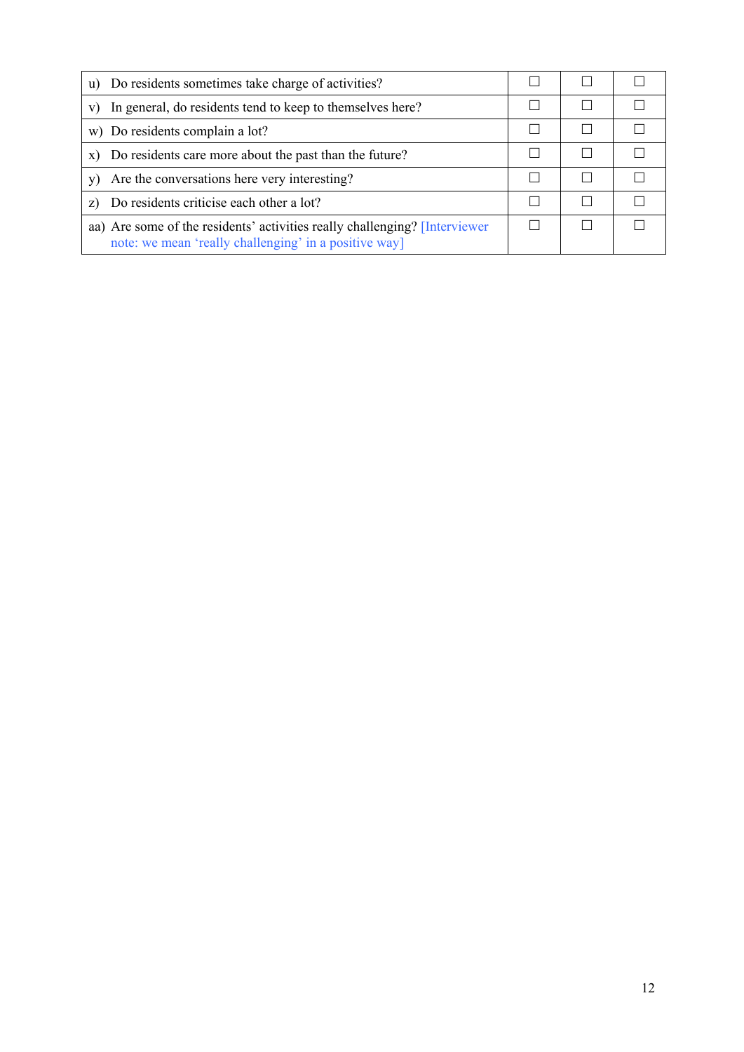| | | | |
|---|---|---|---|
| u) Do residents sometimes take charge of activities? | ☐ | ☐ | ☐ |
| v) In general, do residents tend to keep to themselves here? | ☐ | ☐ | ☐ |
| w) Do residents complain a lot? | ☐ | ☐ | ☐ |
| x) Do residents care more about the past than the future? | ☐ | ☐ | ☐ |
| y) Are the conversations here very interesting? | ☐ | ☐ | ☐ |
| z) Do residents criticise each other a lot? | ☐ | ☐ | ☐ |
| aa) Are some of the residents' activities really challenging? [Interviewer note: we mean 'really challenging' in a positive way] | ☐ | ☐ | ☐ |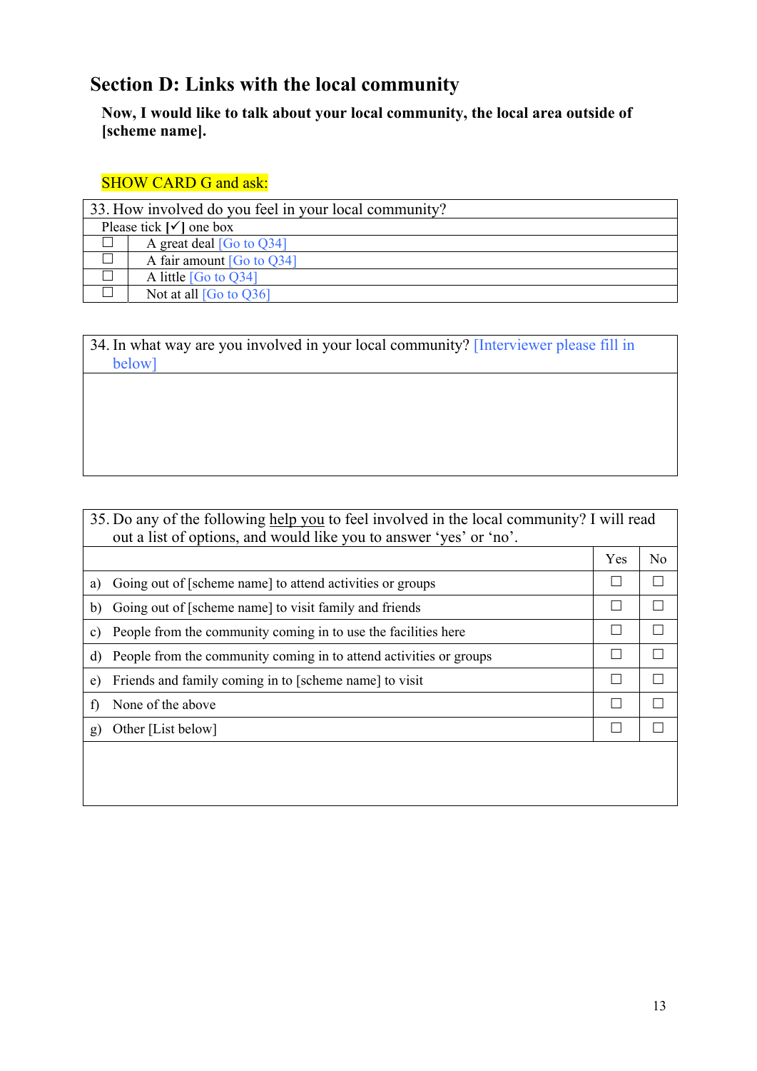## Section D: Links with the local community

**Now, I would like to talk about your local community, the local area outside of [scheme name].**

SHOW CARD G and ask:

| 33. How involved do you feel in your local community? | |
|---|---|
| Please tick [✓] one box | |
| ☐ | A great deal [Go to Q34] |
| ☐ | A fair amount [Go to Q34] |
| ☐ | A little [Go to Q34] |
| ☐ | Not at all [Go to Q36] |

| 34. In what way are you involved in your local community? [Interviewer please fill in below] |
|---|
| |

| 35. Do any of the following help you to feel involved in the local community? I will read out a list of options, and would like you to answer 'yes' or 'no'. | Yes | No |
|---|---|---|
| a) Going out of [scheme name] to attend activities or groups | ☐ | ☐ |
| b) Going out of [scheme name] to visit family and friends | ☐ | ☐ |
| c) People from the community coming in to use the facilities here | ☐ | ☐ |
| d) People from the community coming in to attend activities or groups | ☐ | ☐ |
| e) Friends and family coming in to [scheme name] to visit | ☐ | ☐ |
| f) None of the above | ☐ | ☐ |
| g) Other [List below] | ☐ | ☐ |
| | | |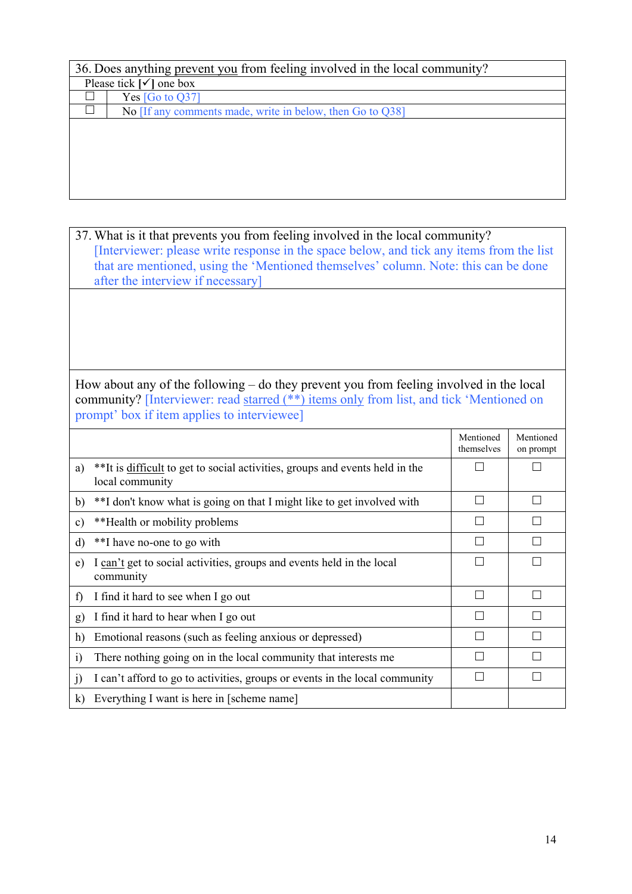36. Does anything <u>prevent you</u> from feeling involved in the local community?

Please tick [✓] one box

| | |
|---|---|
| ☐ | Yes [Go to Q37] |
| ☐ | No [If any comments made, write in below, then Go to Q38] |

37. What is it that prevents you from feeling involved in the local community?
[Interviewer: please write response in the space below, and tick any items from the list that are mentioned, using the 'Mentioned themselves' column. Note: this can be done after the interview if necessary]

How about any of the following – do they prevent you from feeling involved in the local community? [Interviewer: read <u>starred (**) items only</u> from list, and tick 'Mentioned on prompt' box if item applies to interviewee]

| | Mentioned themselves | Mentioned on prompt |
|---|---|---|
| a) **It is <u>difficult</u> to get to social activities, groups and events held in the local community | ☐ | ☐ |
| b) **I don't know what is going on that I might like to get involved with | ☐ | ☐ |
| c) **Health or mobility problems | ☐ | ☐ |
| d) **I have no-one to go with | ☐ | ☐ |
| e) I <u>can't</u> get to social activities, groups and events held in the local community | ☐ | ☐ |
| f) I find it hard to see when I go out | ☐ | ☐ |
| g) I find it hard to hear when I go out | ☐ | ☐ |
| h) Emotional reasons (such as feeling anxious or depressed) | ☐ | ☐ |
| i) There nothing going on in the local community that interests me | ☐ | ☐ |
| j) I can't afford to go to activities, groups or events in the local community | ☐ | ☐ |
| k) Everything I want is here in [scheme name] | | |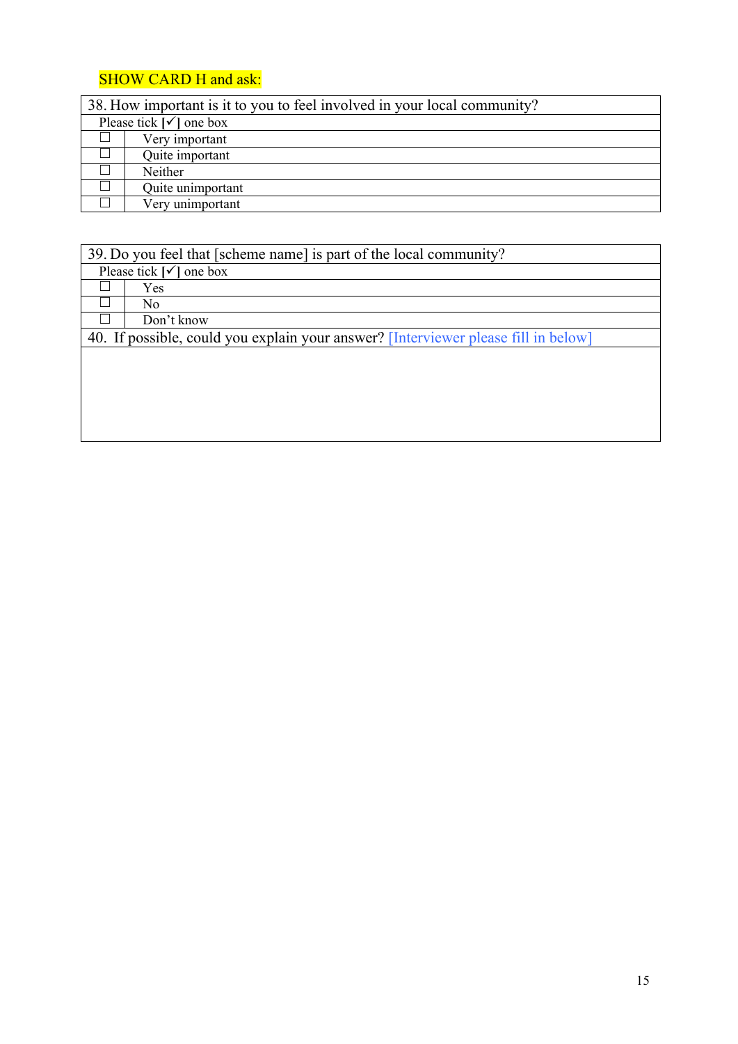SHOW CARD H and ask:

| 38. How important is it to you to feel involved in your local community? | |
|---|---|
| Please tick [✓] one box | |
| ☐ | Very important |
| ☐ | Quite important |
| ☐ | Neither |
| ☐ | Quite unimportant |
| ☐ | Very unimportant |

| 39. Do you feel that [scheme name] is part of the local community? | |
|---|---|
| Please tick [✓] one box | |
| ☐ | Yes |
| ☐ | No |
| ☐ | Don't know |
| 40. If possible, could you explain your answer? [Interviewer please fill in below] | |
| | |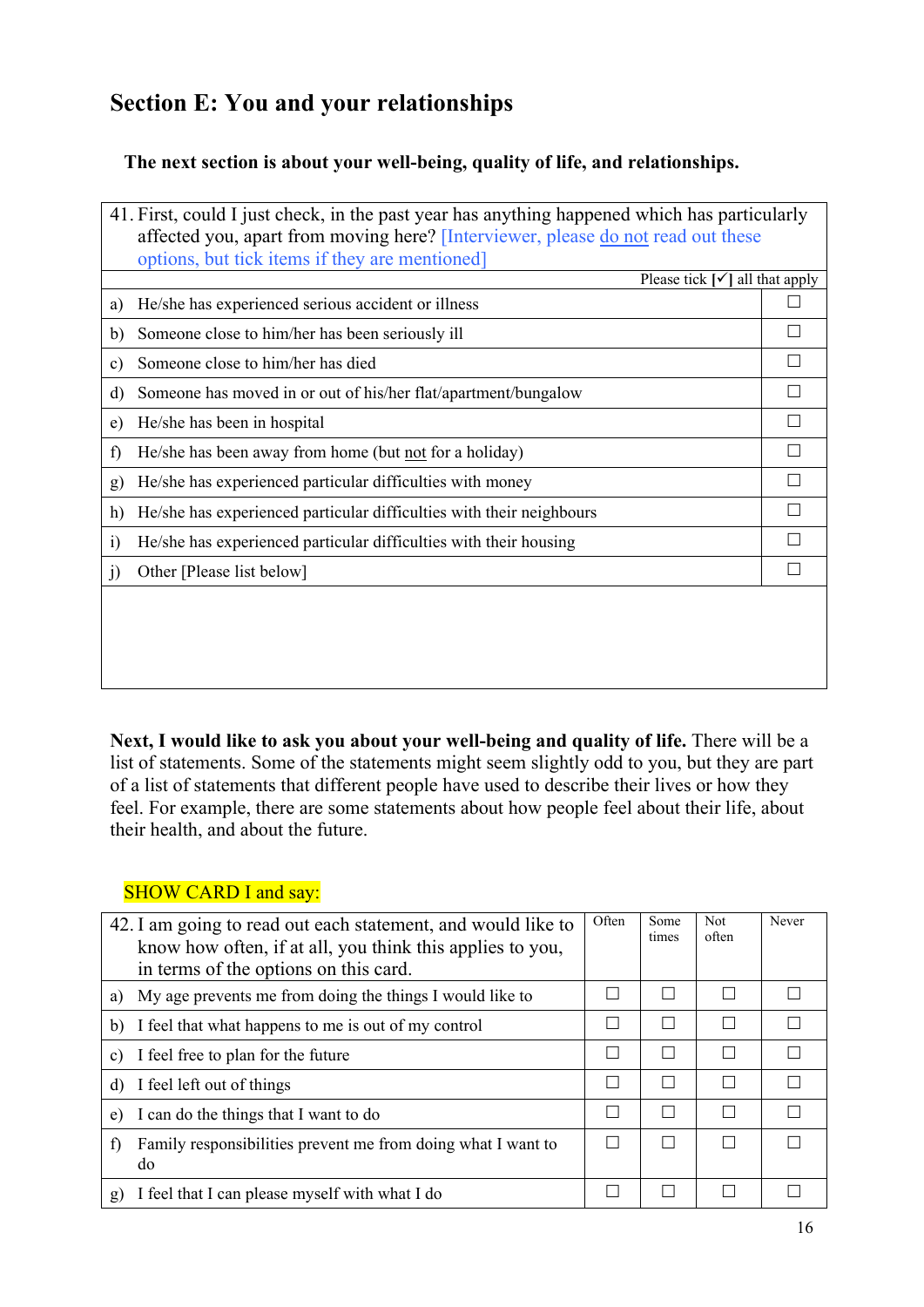## Section E: You and your relationships

**The next section is about your well-being, quality of life, and relationships.**

| 41. First, could I just check, in the past year has anything happened which has particularly affected you, apart from moving here? [Interviewer, please do not read out these options, but tick items if they are mentioned] | Please tick [✓] all that apply |
|---|---|
| a) He/she has experienced serious accident or illness | ☐ |
| b) Someone close to him/her has been seriously ill | ☐ |
| c) Someone close to him/her has died | ☐ |
| d) Someone has moved in or out of his/her flat/apartment/bungalow | ☐ |
| e) He/she has been in hospital | ☐ |
| f) He/she has been away from home (but not for a holiday) | ☐ |
| g) He/she has experienced particular difficulties with money | ☐ |
| h) He/she has experienced particular difficulties with their neighbours | ☐ |
| i) He/she has experienced particular difficulties with their housing | ☐ |
| j) Other [Please list below] | ☐ |
| | |

**Next, I would like to ask you about your well-being and quality of life.** There will be a list of statements. Some of the statements might seem slightly odd to you, but they are part of a list of statements that different people have used to describe their lives or how they feel. For example, there are some statements about how people feel about their life, about their health, and about the future.

SHOW CARD I and say:

| 42. I am going to read out each statement, and would like to know how often, if at all, you think this applies to you, in terms of the options on this card. | Often | Some times | Not often | Never |
|---|---|---|---|---|
| a) My age prevents me from doing the things I would like to | ☐ | ☐ | ☐ | ☐ |
| b) I feel that what happens to me is out of my control | ☐ | ☐ | ☐ | ☐ |
| c) I feel free to plan for the future | ☐ | ☐ | ☐ | ☐ |
| d) I feel left out of things | ☐ | ☐ | ☐ | ☐ |
| e) I can do the things that I want to do | ☐ | ☐ | ☐ | ☐ |
| f) Family responsibilities prevent me from doing what I want to do | ☐ | ☐ | ☐ | ☐ |
| g) I feel that I can please myself with what I do | ☐ | ☐ | ☐ | ☐ |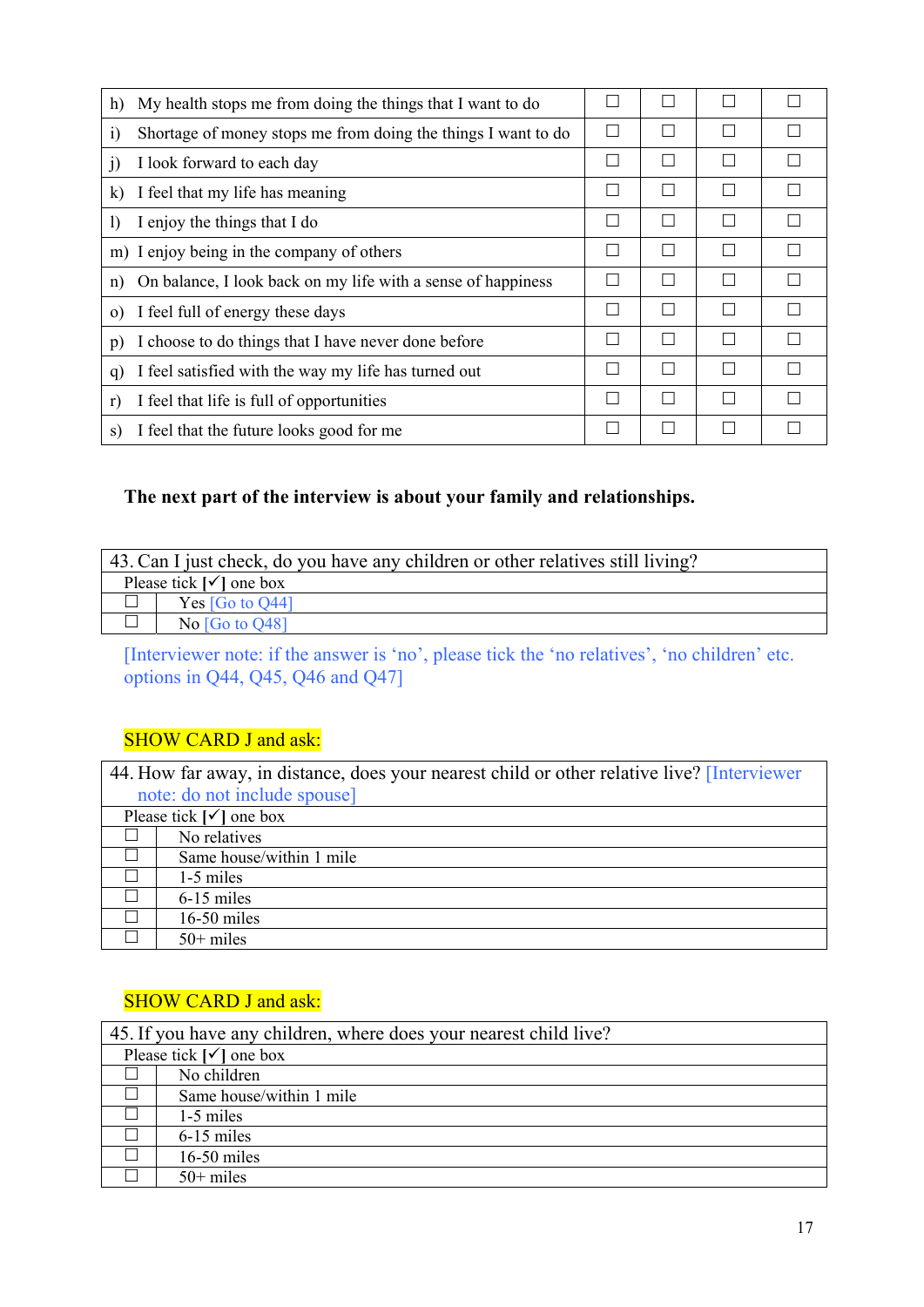| | | | | |
|---|---|---|---|---|
| h) My health stops me from doing the things that I want to do | ☐ | ☐ | ☐ | ☐ |
| i) Shortage of money stops me from doing the things I want to do | ☐ | ☐ | ☐ | ☐ |
| j) I look forward to each day | ☐ | ☐ | ☐ | ☐ |
| k) I feel that my life has meaning | ☐ | ☐ | ☐ | ☐ |
| l) I enjoy the things that I do | ☐ | ☐ | ☐ | ☐ |
| m) I enjoy being in the company of others | ☐ | ☐ | ☐ | ☐ |
| n) On balance, I look back on my life with a sense of happiness | ☐ | ☐ | ☐ | ☐ |
| o) I feel full of energy these days | ☐ | ☐ | ☐ | ☐ |
| p) I choose to do things that I have never done before | ☐ | ☐ | ☐ | ☐ |
| q) I feel satisfied with the way my life has turned out | ☐ | ☐ | ☐ | ☐ |
| r) I feel that life is full of opportunities | ☐ | ☐ | ☐ | ☐ |
| s) I feel that the future looks good for me | ☐ | ☐ | ☐ | ☐ |

**The next part of the interview is about your family and relationships.**

| 43. Can I just check, do you have any children or other relatives still living? | |
|---|---|
| Please tick [✓] one box | |
| ☐ | Yes [Go to Q44] |
| ☐ | No [Go to Q48] |

[Interviewer note: if the answer is 'no', please tick the 'no relatives', 'no children' etc. options in Q44, Q45, Q46 and Q47]

SHOW CARD J and ask:

| 44. How far away, in distance, does your nearest child or other relative live? [Interviewer note: do not include spouse] | |
|---|---|
| Please tick [✓] one box | |
| ☐ | No relatives |
| ☐ | Same house/within 1 mile |
| ☐ | 1-5 miles |
| ☐ | 6-15 miles |
| ☐ | 16-50 miles |
| ☐ | 50+ miles |

SHOW CARD J and ask:

| 45. If you have any children, where does your nearest child live? | |
|---|---|
| Please tick [✓] one box | |
| ☐ | No children |
| ☐ | Same house/within 1 mile |
| ☐ | 1-5 miles |
| ☐ | 6-15 miles |
| ☐ | 16-50 miles |
| ☐ | 50+ miles |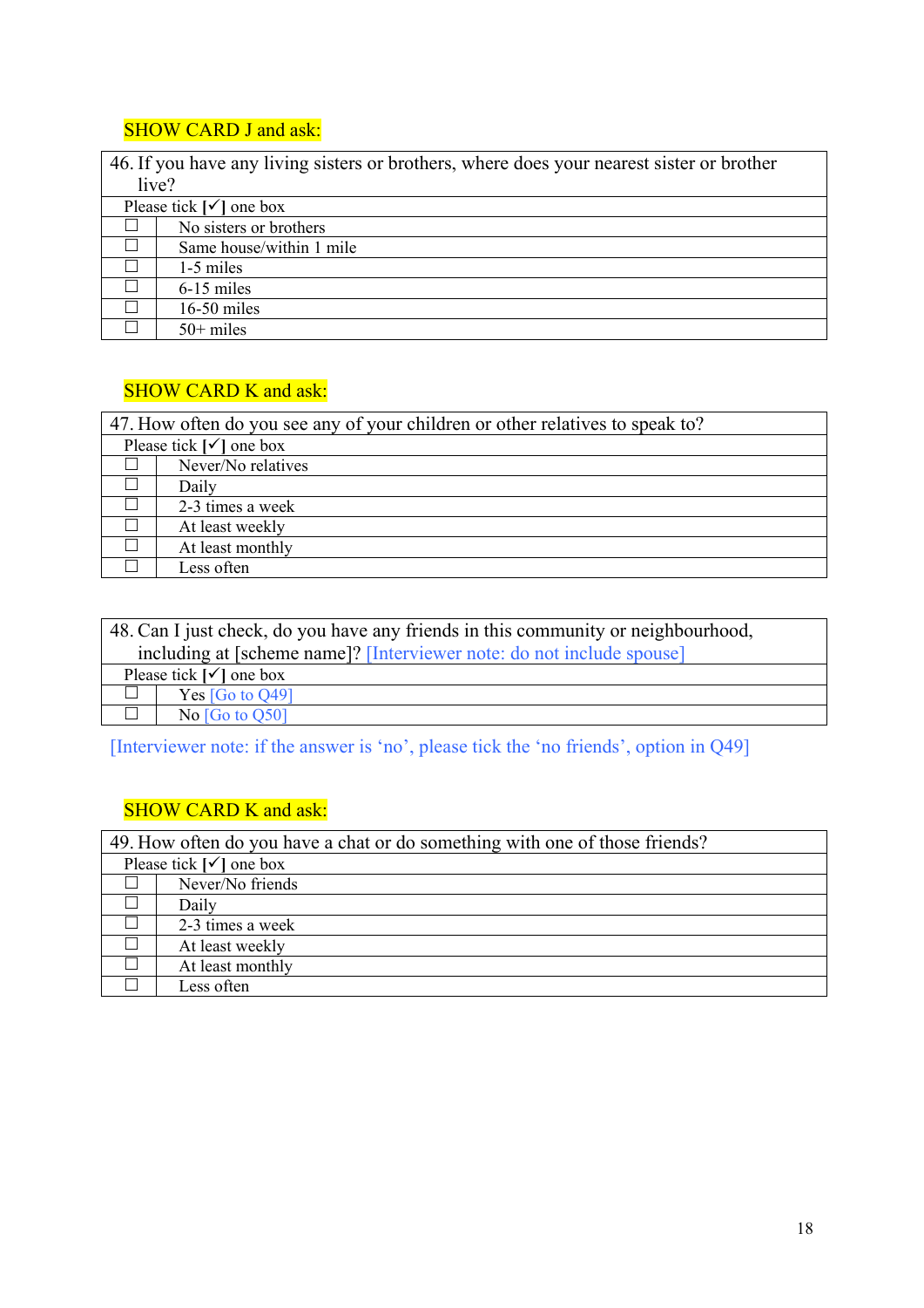SHOW CARD J and ask:

| 46. If you have any living sisters or brothers, where does your nearest sister or brother live? | |
|---|---|
| Please tick [✓] one box | |
| ☐ | No sisters or brothers |
| ☐ | Same house/within 1 mile |
| ☐ | 1-5 miles |
| ☐ | 6-15 miles |
| ☐ | 16-50 miles |
| ☐ | 50+ miles |

SHOW CARD K and ask:

| 47. How often do you see any of your children or other relatives to speak to? | |
|---|---|
| Please tick [✓] one box | |
| ☐ | Never/No relatives |
| ☐ | Daily |
| ☐ | 2-3 times a week |
| ☐ | At least weekly |
| ☐ | At least monthly |
| ☐ | Less often |

| 48. Can I just check, do you have any friends in this community or neighbourhood, including at [scheme name]? [Interviewer note: do not include spouse] | |
|---|---|
| Please tick [✓] one box | |
| ☐ | Yes [Go to Q49] |
| ☐ | No [Go to Q50] |

[Interviewer note: if the answer is 'no', please tick the 'no friends', option in Q49]

SHOW CARD K and ask:

| 49. How often do you have a chat or do something with one of those friends? | |
|---|---|
| Please tick [✓] one box | |
| ☐ | Never/No friends |
| ☐ | Daily |
| ☐ | 2-3 times a week |
| ☐ | At least weekly |
| ☐ | At least monthly |
| ☐ | Less often |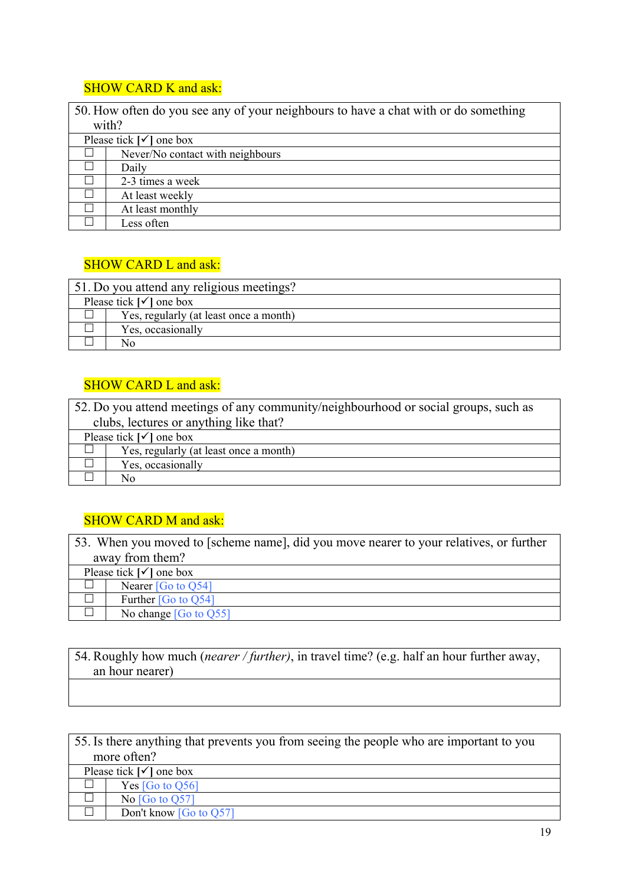SHOW CARD K and ask:

| 50. How often do you see any of your neighbours to have a chat with or do something with? | |
|---|---|
| Please tick [✓] one box | |
| ☐ | Never/No contact with neighbours |
| ☐ | Daily |
| ☐ | 2-3 times a week |
| ☐ | At least weekly |
| ☐ | At least monthly |
| ☐ | Less often |

SHOW CARD L and ask:

| 51. Do you attend any religious meetings? | |
|---|---|
| Please tick [✓] one box | |
| ☐ | Yes, regularly (at least once a month) |
| ☐ | Yes, occasionally |
| ☐ | No |

SHOW CARD L and ask:

| 52. Do you attend meetings of any community/neighbourhood or social groups, such as clubs, lectures or anything like that? | |
|---|---|
| Please tick [✓] one box | |
| ☐ | Yes, regularly (at least once a month) |
| ☐ | Yes, occasionally |
| ☐ | No |

SHOW CARD M and ask:

| 53. When you moved to [scheme name], did you move nearer to your relatives, or further away from them? | |
|---|---|
| Please tick [✓] one box | |
| ☐ | Nearer [Go to Q54] |
| ☐ | Further [Go to Q54] |
| ☐ | No change [Go to Q55] |

| 54. Roughly how much (*nearer / further)*, in travel time? (e.g. half an hour further away, an hour nearer) |
|---|
| |

| 55. Is there anything that prevents you from seeing the people who are important to you more often? | |
|---|---|
| Please tick [✓] one box | |
| ☐ | Yes [Go to Q56] |
| ☐ | No [Go to Q57] |
| ☐ | Don't know [Go to Q57] |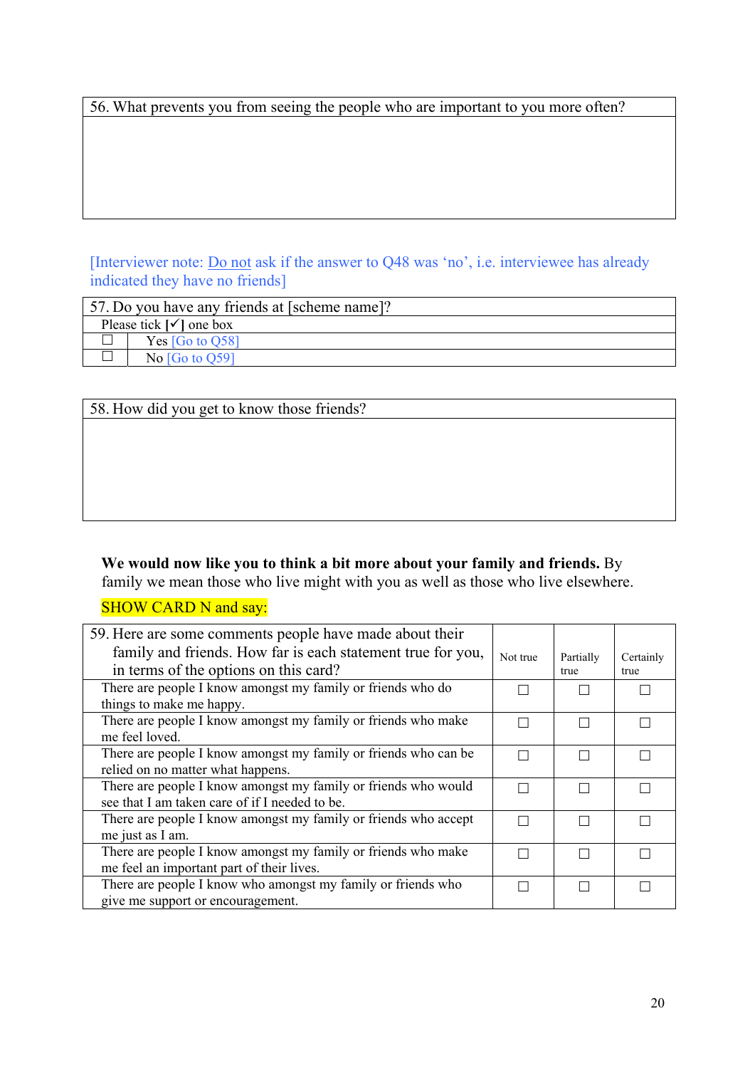| 56. What prevents you from seeing the people who are important to you more often? |
|---|
| |

[Interviewer note: Do not ask if the answer to Q48 was 'no', i.e. interviewee has already indicated they have no friends]

| 57. Do you have any friends at [scheme name]? | |
|---|---|
| Please tick [✓] one box | |
| ☐ | Yes [Go to Q58] |
| ☐ | No [Go to Q59] |

| 58. How did you get to know those friends? |
|---|
| |

**We would now like you to think a bit more about your family and friends.** By family we mean those who live might with you as well as those who live elsewhere.

SHOW CARD N and say:

| 59. Here are some comments people have made about their family and friends. How far is each statement true for you, in terms of the options on this card? | Not true | Partially true | Certainly true |
|---|---|---|---|
| There are people I know amongst my family or friends who do things to make me happy. | ☐ | ☐ | ☐ |
| There are people I know amongst my family or friends who make me feel loved. | ☐ | ☐ | ☐ |
| There are people I know amongst my family or friends who can be relied on no matter what happens. | ☐ | ☐ | ☐ |
| There are people I know amongst my family or friends who would see that I am taken care of if I needed to be. | ☐ | ☐ | ☐ |
| There are people I know amongst my family or friends who accept me just as I am. | ☐ | ☐ | ☐ |
| There are people I know amongst my family or friends who make me feel an important part of their lives. | ☐ | ☐ | ☐ |
| There are people I know who amongst my family or friends who give me support or encouragement. | ☐ | ☐ | ☐ |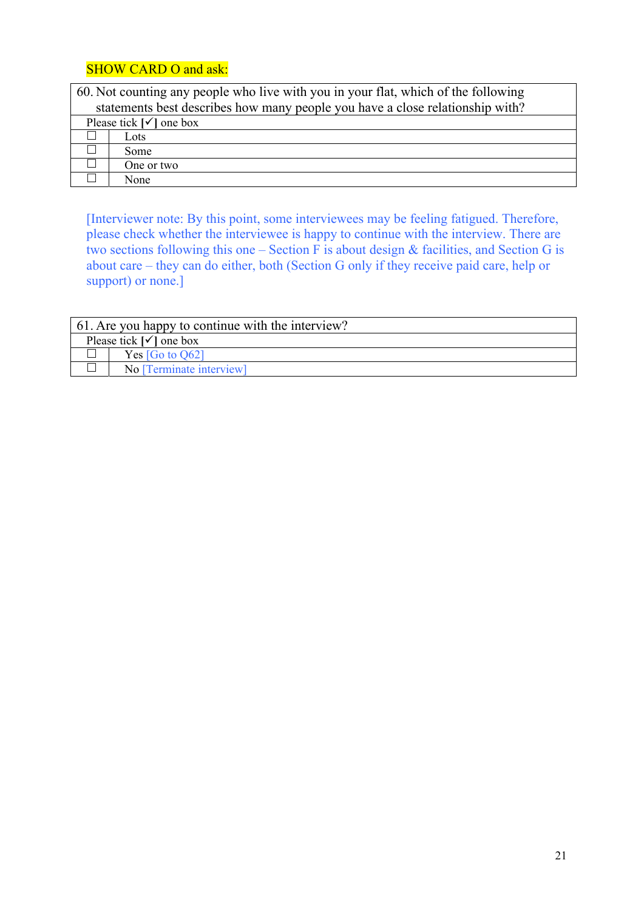SHOW CARD O and ask:

| 60. Not counting any people who live with you in your flat, which of the following statements best describes how many people you have a close relationship with? | |
|---|---|
| Please tick [✓] one box | |
| ☐ | Lots |
| ☐ | Some |
| ☐ | One or two |
| ☐ | None |

[Interviewer note: By this point, some interviewees may be feeling fatigued. Therefore, please check whether the interviewee is happy to continue with the interview. There are two sections following this one – Section F is about design & facilities, and Section G is about care – they can do either, both (Section G only if they receive paid care, help or support) or none.]

| 61. Are you happy to continue with the interview? | |
|---|---|
| Please tick [✓] one box | |
| ☐ | Yes [Go to Q62] |
| ☐ | No [Terminate interview] |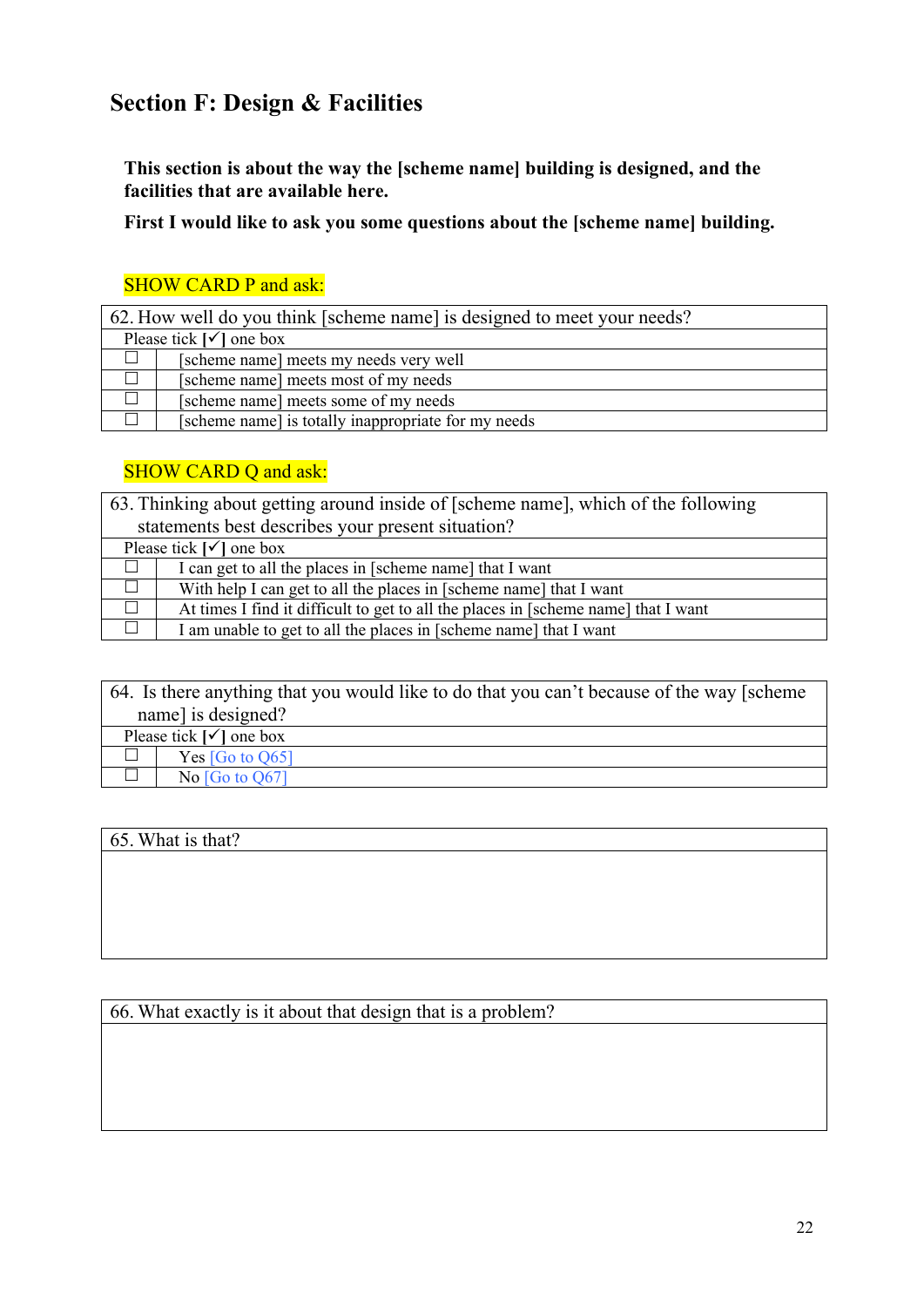## Section F: Design & Facilities

**This section is about the way the [scheme name] building is designed, and the facilities that are available here.**

**First I would like to ask you some questions about the [scheme name] building.**

SHOW CARD P and ask:

| 62. How well do you think [scheme name] is designed to meet your needs? | |
|---|---|
| Please tick **[✓]** one box | |
| ☐ | [scheme name] meets my needs very well |
| ☐ | [scheme name] meets most of my needs |
| ☐ | [scheme name] meets some of my needs |
| ☐ | [scheme name] is totally inappropriate for my needs |

SHOW CARD Q and ask:

| 63. Thinking about getting around inside of [scheme name], which of the following statements best describes your present situation? | |
|---|---|
| Please tick **[✓]** one box | |
| ☐ | I can get to all the places in [scheme name] that I want |
| ☐ | With help I can get to all the places in [scheme name] that I want |
| ☐ | At times I find it difficult to get to all the places in [scheme name] that I want |
| ☐ | I am unable to get to all the places in [scheme name] that I want |

| 64. Is there anything that you would like to do that you can't because of the way [scheme name] is designed? | |
|---|---|
| Please tick **[✓]** one box | |
| ☐ | Yes [Go to Q65] |
| ☐ | No [Go to Q67] |

| 65. What is that? |
|---|
| |

| 66. What exactly is it about that design that is a problem? |
|---|
| |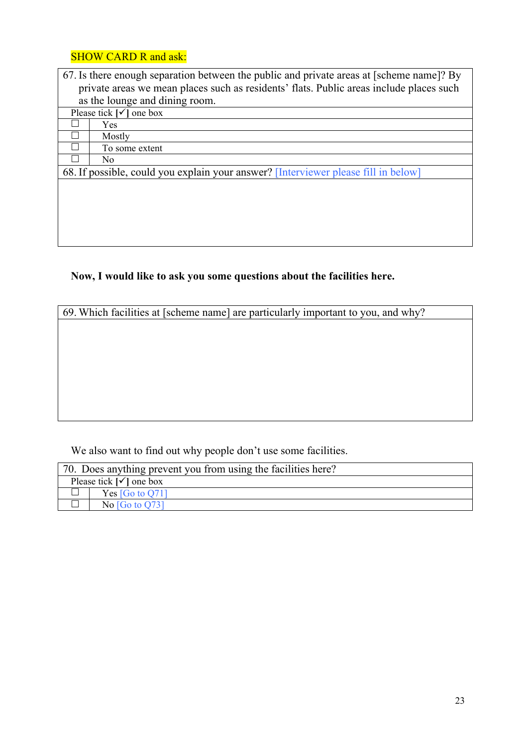SHOW CARD R and ask:

| 67. Is there enough separation between the public and private areas at [scheme name]? By private areas we mean places such as residents' flats. Public areas include places such as the lounge and dining room. | |
|---|---|
| Please tick [✓] one box | |
| ☐ | Yes |
| ☐ | Mostly |
| ☐ | To some extent |
| ☐ | No |
| 68. If possible, could you explain your answer? [Interviewer please fill in below] | |
| | |

**Now, I would like to ask you some questions about the facilities here.**

| 69. Which facilities at [scheme name] are particularly important to you, and why? |
|---|
| |

We also want to find out why people don't use some facilities.

| 70. Does anything prevent you from using the facilities here? | |
|---|---|
| Please tick [✓] one box | |
| ☐ | Yes [Go to Q71] |
| ☐ | No [Go to Q73] |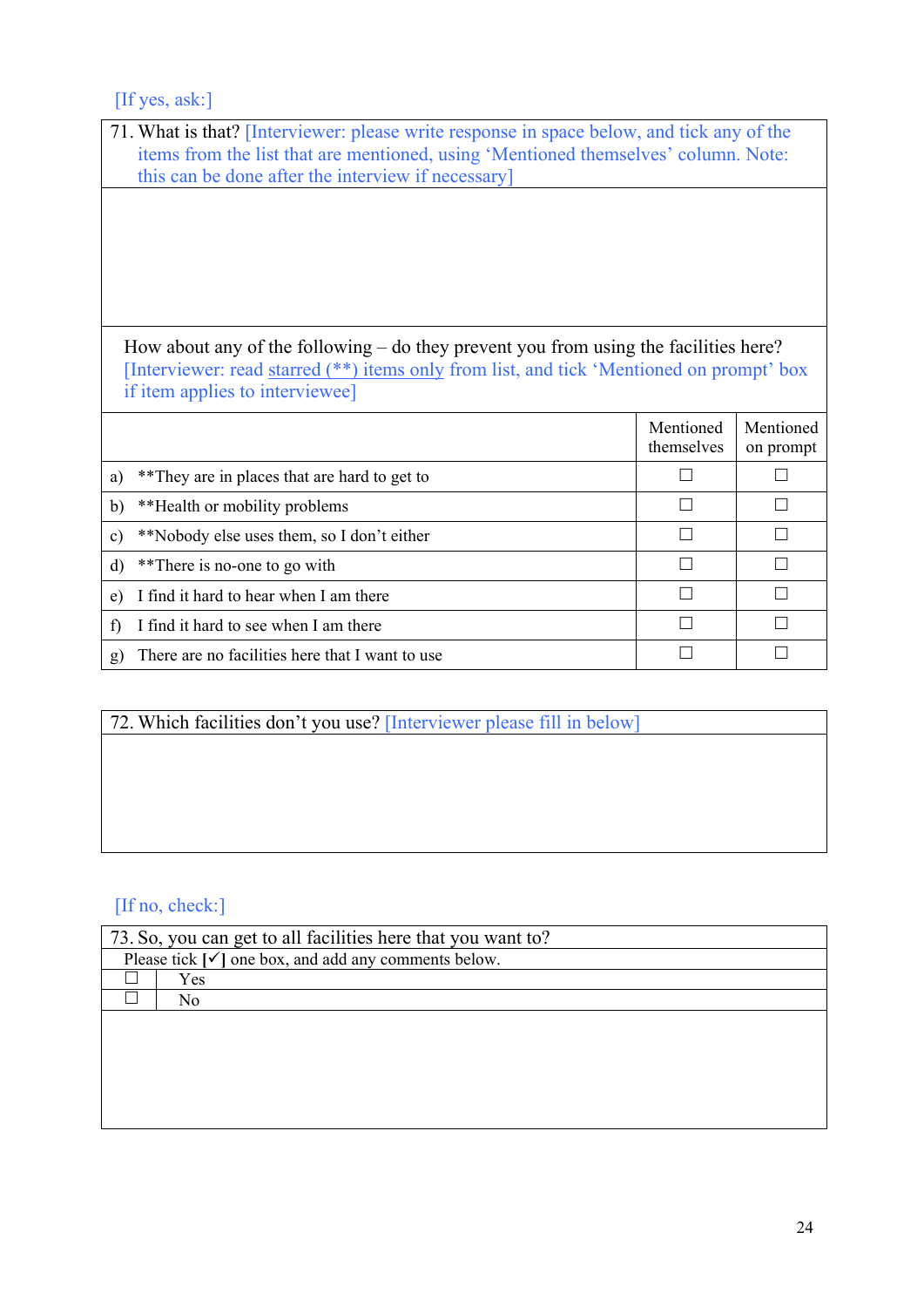[If yes, ask:]

71. What is that? [Interviewer: please write response in space below, and tick any of the items from the list that are mentioned, using 'Mentioned themselves' column. Note: this can be done after the interview if necessary]

How about any of the following – do they prevent you from using the facilities here? [Interviewer: read starred (**) items only from list, and tick 'Mentioned on prompt' box if item applies to interviewee]

| | Mentioned themselves | Mentioned on prompt |
|---|---|---|
| a) **They are in places that are hard to get to | ☐ | ☐ |
| b) **Health or mobility problems | ☐ | ☐ |
| c) **Nobody else uses them, so I don't either | ☐ | ☐ |
| d) **There is no-one to go with | ☐ | ☐ |
| e) I find it hard to hear when I am there | ☐ | ☐ |
| f) I find it hard to see when I am there | ☐ | ☐ |
| g) There are no facilities here that I want to use | ☐ | ☐ |

72. Which facilities don't you use? [Interviewer please fill in below]

[If no, check:]

73. So, you can get to all facilities here that you want to?

Please tick [✓] one box, and add any comments below.

- ☐ Yes
- ☐ No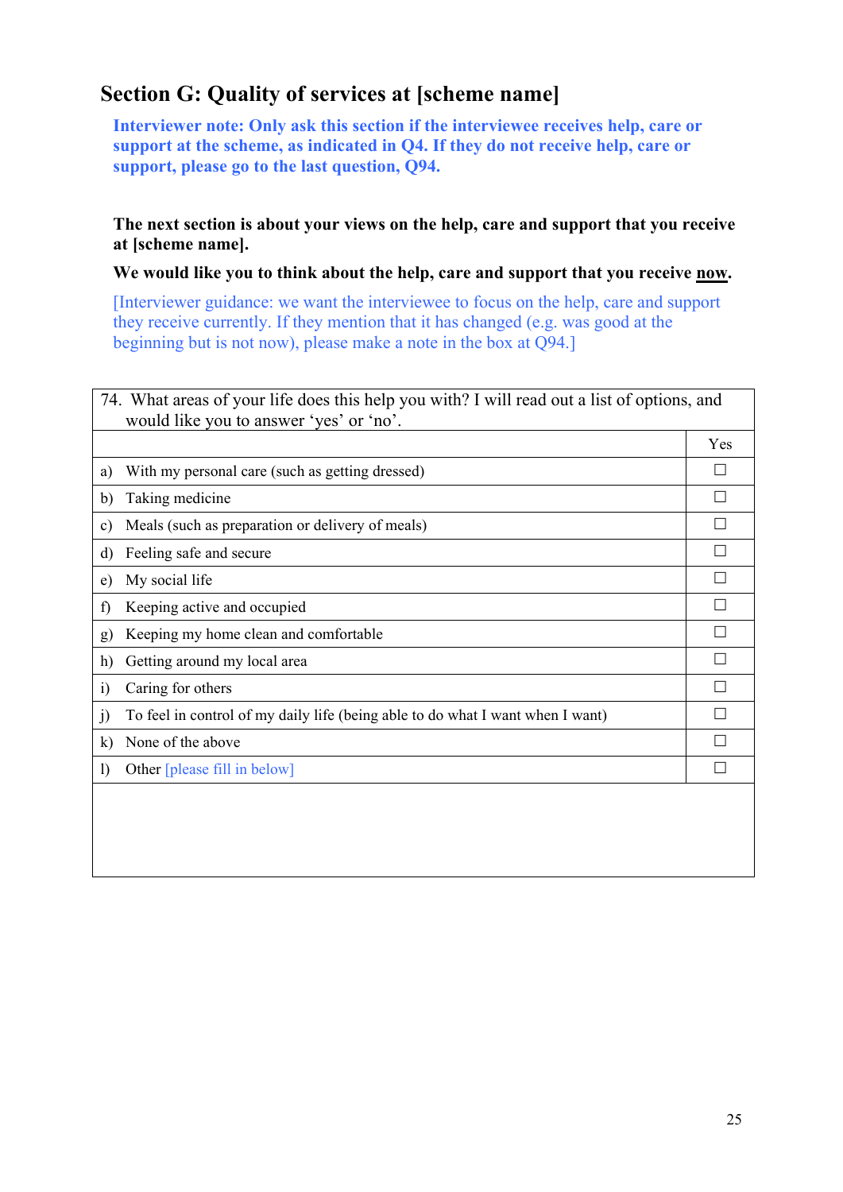## Section G: Quality of services at [scheme name]

**Interviewer note: Only ask this section if the interviewee receives help, care or support at the scheme, as indicated in Q4. If they do not receive help, care or support, please go to the last question, Q94.**

**The next section is about your views on the help, care and support that you receive at [scheme name].**

**We would like you to think about the help, care and support that you receive <u>now</u>.**

[Interviewer guidance: we want the interviewee to focus on the help, care and support they receive currently. If they mention that it has changed (e.g. was good at the beginning but is not now), please make a note in the box at Q94.]

| 74. What areas of your life does this help you with? I will read out a list of options, and would like you to answer 'yes' or 'no'. | |
|---|---|
| | Yes |
| a) With my personal care (such as getting dressed) | ☐ |
| b) Taking medicine | ☐ |
| c) Meals (such as preparation or delivery of meals) | ☐ |
| d) Feeling safe and secure | ☐ |
| e) My social life | ☐ |
| f) Keeping active and occupied | ☐ |
| g) Keeping my home clean and comfortable | ☐ |
| h) Getting around my local area | ☐ |
| i) Caring for others | ☐ |
| j) To feel in control of my daily life (being able to do what I want when I want) | ☐ |
| k) None of the above | ☐ |
| l) Other [please fill in below] | ☐ |
| | |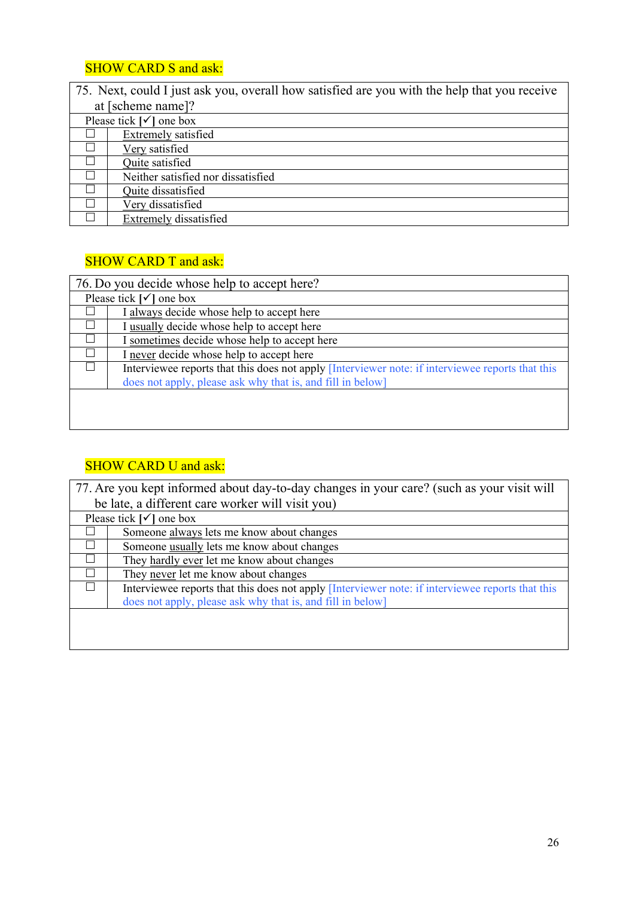SHOW CARD S and ask:

| 75. Next, could I just ask you, overall how satisfied are you with the help that you receive at [scheme name]? | |
|---|---|
| Please tick [✓] one box | |
| ☐ | Extremely satisfied |
| ☐ | Very satisfied |
| ☐ | Quite satisfied |
| ☐ | Neither satisfied nor dissatisfied |
| ☐ | Quite dissatisfied |
| ☐ | Very dissatisfied |
| ☐ | Extremely dissatisfied |

SHOW CARD T and ask:

| 76. Do you decide whose help to accept here? | |
|---|---|
| Please tick [✓] one box | |
| ☐ | I always decide whose help to accept here |
| ☐ | I usually decide whose help to accept here |
| ☐ | I sometimes decide whose help to accept here |
| ☐ | I never decide whose help to accept here |
| ☐ | Interviewee reports that this does not apply [Interviewer note: if interviewee reports that this does not apply, please ask why that is, and fill in below] |
| | |

SHOW CARD U and ask:

| 77. Are you kept informed about day-to-day changes in your care? (such as your visit will be late, a different care worker will visit you) | |
|---|---|
| Please tick [✓] one box | |
| ☐ | Someone always lets me know about changes |
| ☐ | Someone usually lets me know about changes |
| ☐ | They hardly ever let me know about changes |
| ☐ | They never let me know about changes |
| ☐ | Interviewee reports that this does not apply [Interviewer note: if interviewee reports that this does not apply, please ask why that is, and fill in below] |
| | |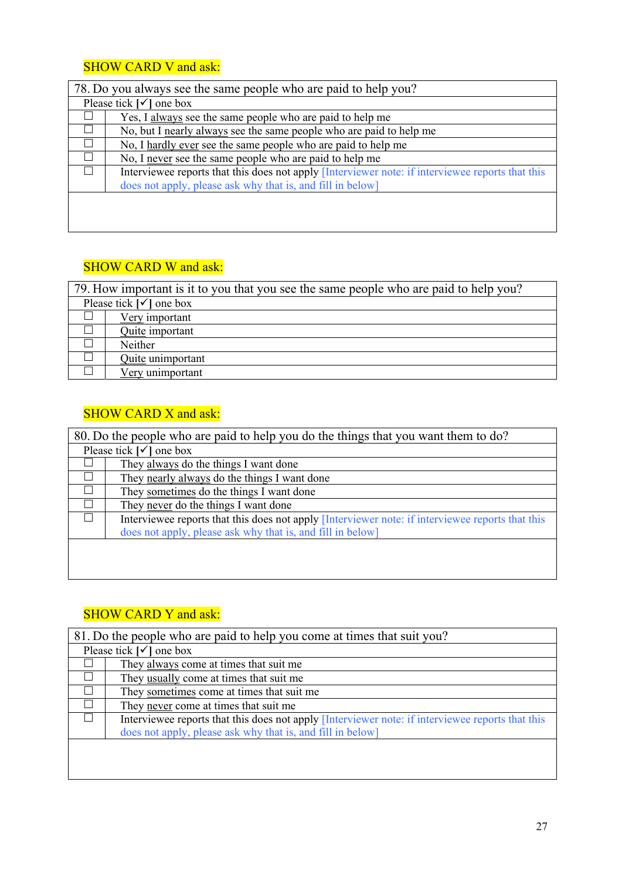SHOW CARD V and ask:

| 78. Do you always see the same people who are paid to help you? | |
|---|---|
| Please tick [✓] one box | |
| ☐ | Yes, I always see the same people who are paid to help me |
| ☐ | No, but I nearly always see the same people who are paid to help me |
| ☐ | No, I hardly ever see the same people who are paid to help me |
| ☐ | No, I never see the same people who are paid to help me |
| ☐ | Interviewee reports that this does not apply [Interviewer note: if interviewee reports that this does not apply, please ask why that is, and fill in below] |
| | |

SHOW CARD W and ask:

| 79. How important is it to you that you see the same people who are paid to help you? | |
|---|---|
| Please tick [✓] one box | |
| ☐ | Very important |
| ☐ | Quite important |
| ☐ | Neither |
| ☐ | Quite unimportant |
| ☐ | Very unimportant |

SHOW CARD X and ask:

| 80. Do the people who are paid to help you do the things that you want them to do? | |
|---|---|
| Please tick [✓] one box | |
| ☐ | They always do the things I want done |
| ☐ | They nearly always do the things I want done |
| ☐ | They sometimes do the things I want done |
| ☐ | They never do the things I want done |
| ☐ | Interviewee reports that this does not apply [Interviewer note: if interviewee reports that this does not apply, please ask why that is, and fill in below] |
| | |

SHOW CARD Y and ask:

| 81. Do the people who are paid to help you come at times that suit you? | |
|---|---|
| Please tick [✓] one box | |
| ☐ | They always come at times that suit me |
| ☐ | They usually come at times that suit me |
| ☐ | They sometimes come at times that suit me |
| ☐ | They never come at times that suit me |
| ☐ | Interviewee reports that this does not apply [Interviewer note: if interviewee reports that this does not apply, please ask why that is, and fill in below] |
| | |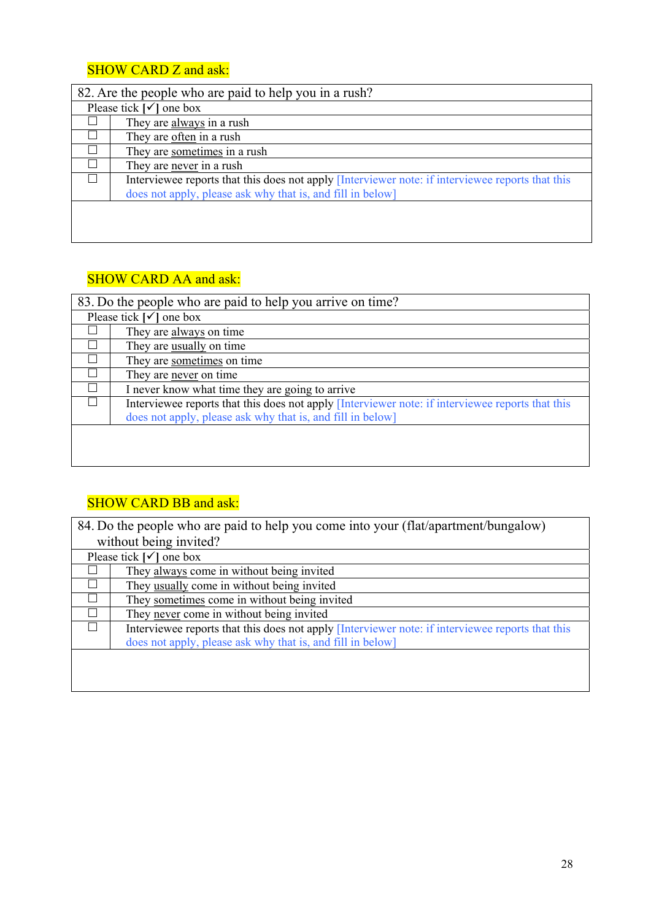SHOW CARD Z and ask:

| 82. Are the people who are paid to help you in a rush? | |
|---|---|
| Please tick [✓] one box | |
| ☐ | They are always in a rush |
| ☐ | They are often in a rush |
| ☐ | They are sometimes in a rush |
| ☐ | They are never in a rush |
| ☐ | Interviewee reports that this does not apply [Interviewer note: if interviewee reports that this does not apply, please ask why that is, and fill in below] |
| | |

SHOW CARD AA and ask:

| 83. Do the people who are paid to help you arrive on time? | |
|---|---|
| Please tick [✓] one box | |
| ☐ | They are always on time |
| ☐ | They are usually on time |
| ☐ | They are sometimes on time |
| ☐ | They are never on time |
| ☐ | I never know what time they are going to arrive |
| ☐ | Interviewee reports that this does not apply [Interviewer note: if interviewee reports that this does not apply, please ask why that is, and fill in below] |
| | |

SHOW CARD BB and ask:

| 84. Do the people who are paid to help you come into your (flat/apartment/bungalow) without being invited? | |
|---|---|
| Please tick [✓] one box | |
| ☐ | They always come in without being invited |
| ☐ | They usually come in without being invited |
| ☐ | They sometimes come in without being invited |
| ☐ | They never come in without being invited |
| ☐ | Interviewee reports that this does not apply [Interviewer note: if interviewee reports that this does not apply, please ask why that is, and fill in below] |
| | |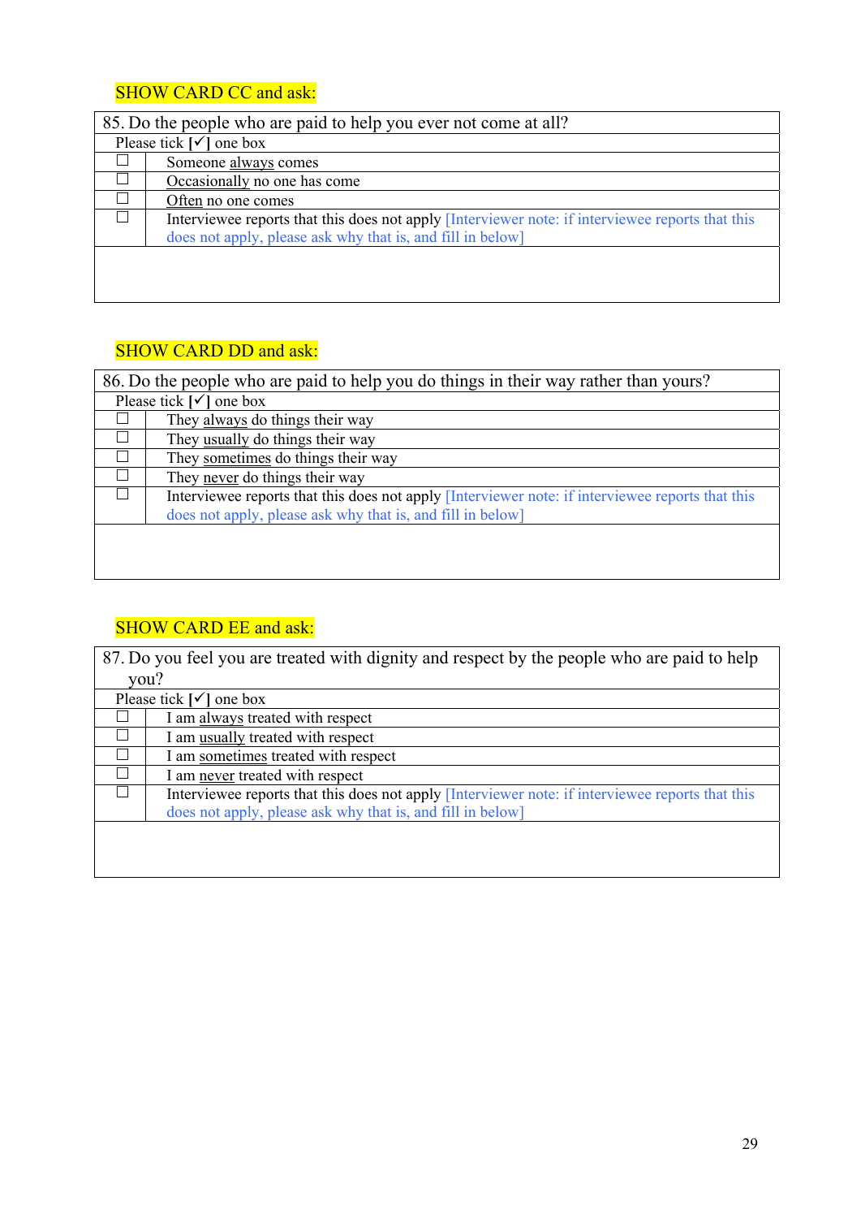SHOW CARD CC and ask:

| 85. Do the people who are paid to help you ever not come at all? | |
|---|---|
| Please tick [✓] one box | |
| ☐ | Someone <u>always</u> comes |
| ☐ | <u>Occasionally</u> no one has come |
| ☐ | <u>Often</u> no one comes |
| ☐ | Interviewee reports that this does not apply [Interviewer note: if interviewee reports that this does not apply, please ask why that is, and fill in below] |
| | |

SHOW CARD DD and ask:

| 86. Do the people who are paid to help you do things in their way rather than yours? | |
|---|---|
| Please tick [✓] one box | |
| ☐ | They <u>always</u> do things their way |
| ☐ | They <u>usually</u> do things their way |
| ☐ | They <u>sometimes</u> do things their way |
| ☐ | They <u>never</u> do things their way |
| ☐ | Interviewee reports that this does not apply [Interviewer note: if interviewee reports that this does not apply, please ask why that is, and fill in below] |
| | |

SHOW CARD EE and ask:

| 87. Do you feel you are treated with dignity and respect by the people who are paid to help you? | |
|---|---|
| Please tick [✓] one box | |
| ☐ | I am <u>always</u> treated with respect |
| ☐ | I am <u>usually</u> treated with respect |
| ☐ | I am <u>sometimes</u> treated with respect |
| ☐ | I am <u>never</u> treated with respect |
| ☐ | Interviewee reports that this does not apply [Interviewer note: if interviewee reports that this does not apply, please ask why that is, and fill in below] |
| | |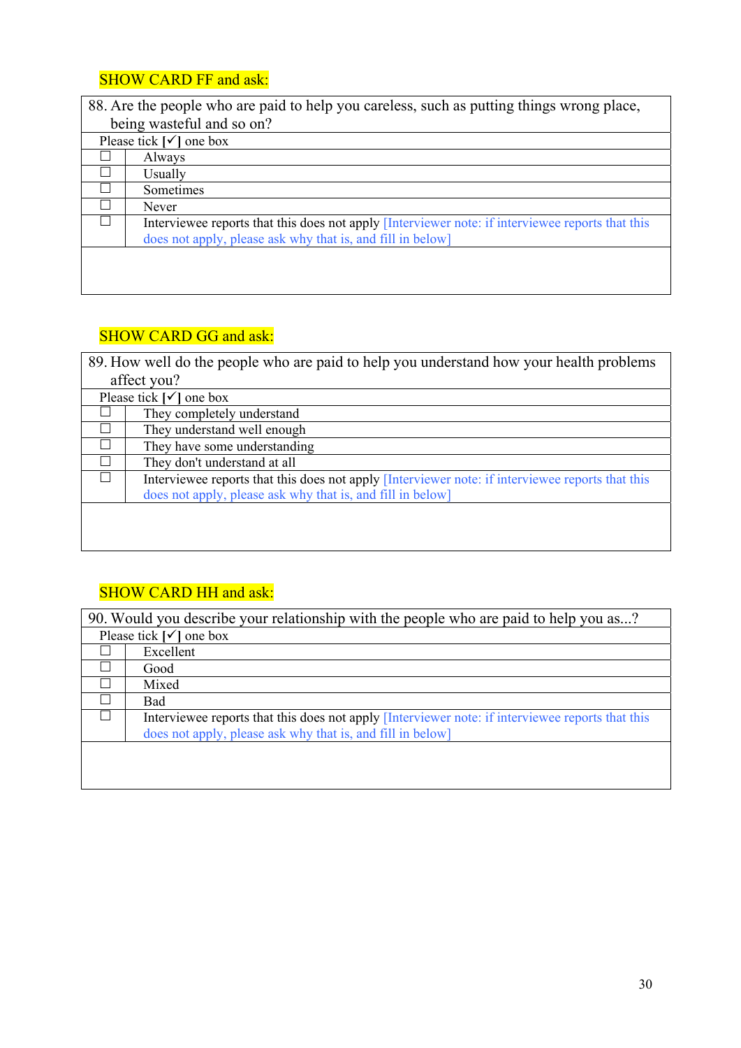SHOW CARD FF and ask:

| 88. Are the people who are paid to help you careless, such as putting things wrong place, being wasteful and so on? | |
|---|---|
| Please tick [✓] one box | |
| ☐ | Always |
| ☐ | Usually |
| ☐ | Sometimes |
| ☐ | Never |
| ☐ | Interviewee reports that this does not apply [Interviewer note: if interviewee reports that this does not apply, please ask why that is, and fill in below] |
| | |

SHOW CARD GG and ask:

| 89. How well do the people who are paid to help you understand how your health problems affect you? | |
|---|---|
| Please tick [✓] one box | |
| ☐ | They completely understand |
| ☐ | They understand well enough |
| ☐ | They have some understanding |
| ☐ | They don't understand at all |
| ☐ | Interviewee reports that this does not apply [Interviewer note: if interviewee reports that this does not apply, please ask why that is, and fill in below] |
| | |

SHOW CARD HH and ask:

| 90. Would you describe your relationship with the people who are paid to help you as...? | |
|---|---|
| Please tick [✓] one box | |
| ☐ | Excellent |
| ☐ | Good |
| ☐ | Mixed |
| ☐ | Bad |
| ☐ | Interviewee reports that this does not apply [Interviewer note: if interviewee reports that this does not apply, please ask why that is, and fill in below] |
| | |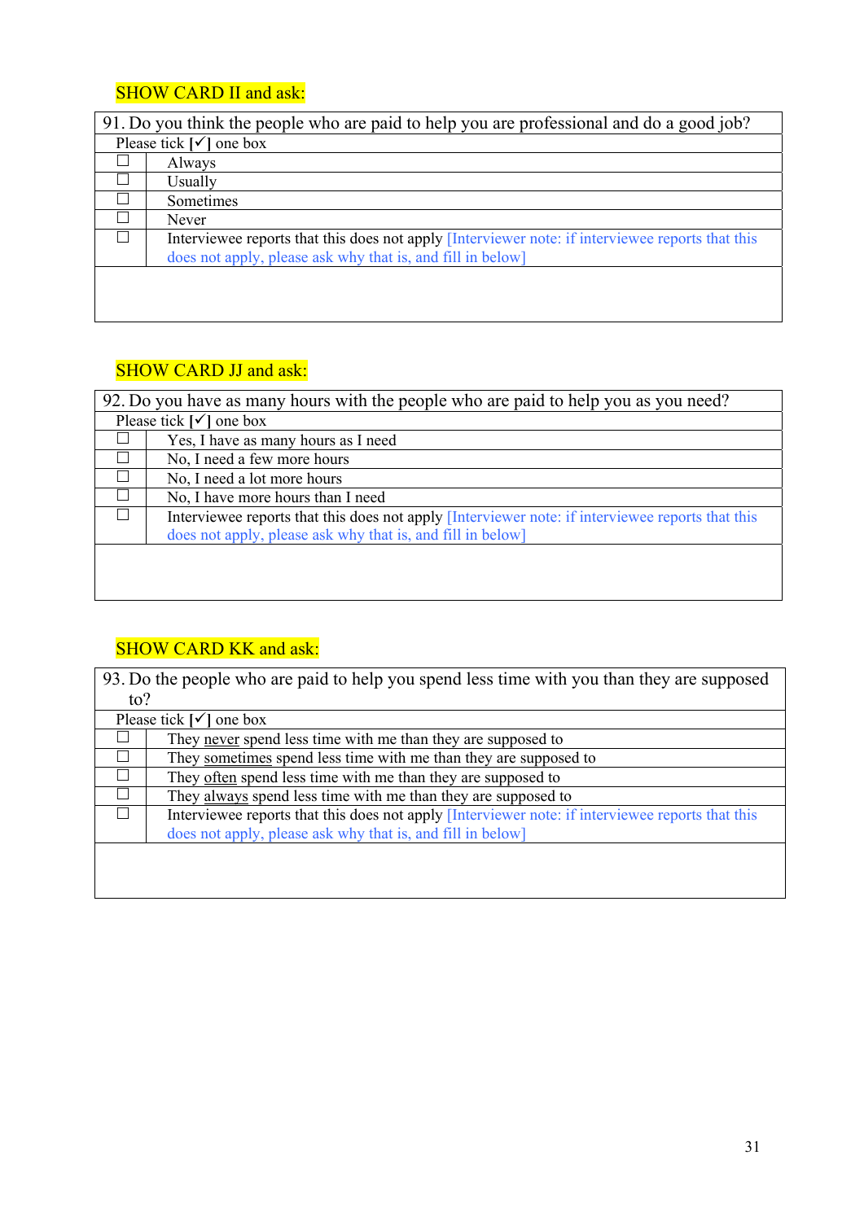SHOW CARD II and ask:

| 91. Do you think the people who are paid to help you are professional and do a good job? | |
|---|---|
| Please tick [✓] one box | |
| ☐ | Always |
| ☐ | Usually |
| ☐ | Sometimes |
| ☐ | Never |
| ☐ | Interviewee reports that this does not apply [Interviewer note: if interviewee reports that this does not apply, please ask why that is, and fill in below] |
| | |

SHOW CARD JJ and ask:

| 92. Do you have as many hours with the people who are paid to help you as you need? | |
|---|---|
| Please tick [✓] one box | |
| ☐ | Yes, I have as many hours as I need |
| ☐ | No, I need a few more hours |
| ☐ | No, I need a lot more hours |
| ☐ | No, I have more hours than I need |
| ☐ | Interviewee reports that this does not apply [Interviewer note: if interviewee reports that this does not apply, please ask why that is, and fill in below] |
| | |

SHOW CARD KK and ask:

| 93. Do the people who are paid to help you spend less time with you than they are supposed to? | |
|---|---|
| Please tick [✓] one box | |
| ☐ | They <u>never</u> spend less time with me than they are supposed to |
| ☐ | They <u>sometimes</u> spend less time with me than they are supposed to |
| ☐ | They <u>often</u> spend less time with me than they are supposed to |
| ☐ | They <u>always</u> spend less time with me than they are supposed to |
| ☐ | Interviewee reports that this does not apply [Interviewer note: if interviewee reports that this does not apply, please ask why that is, and fill in below] |
| | |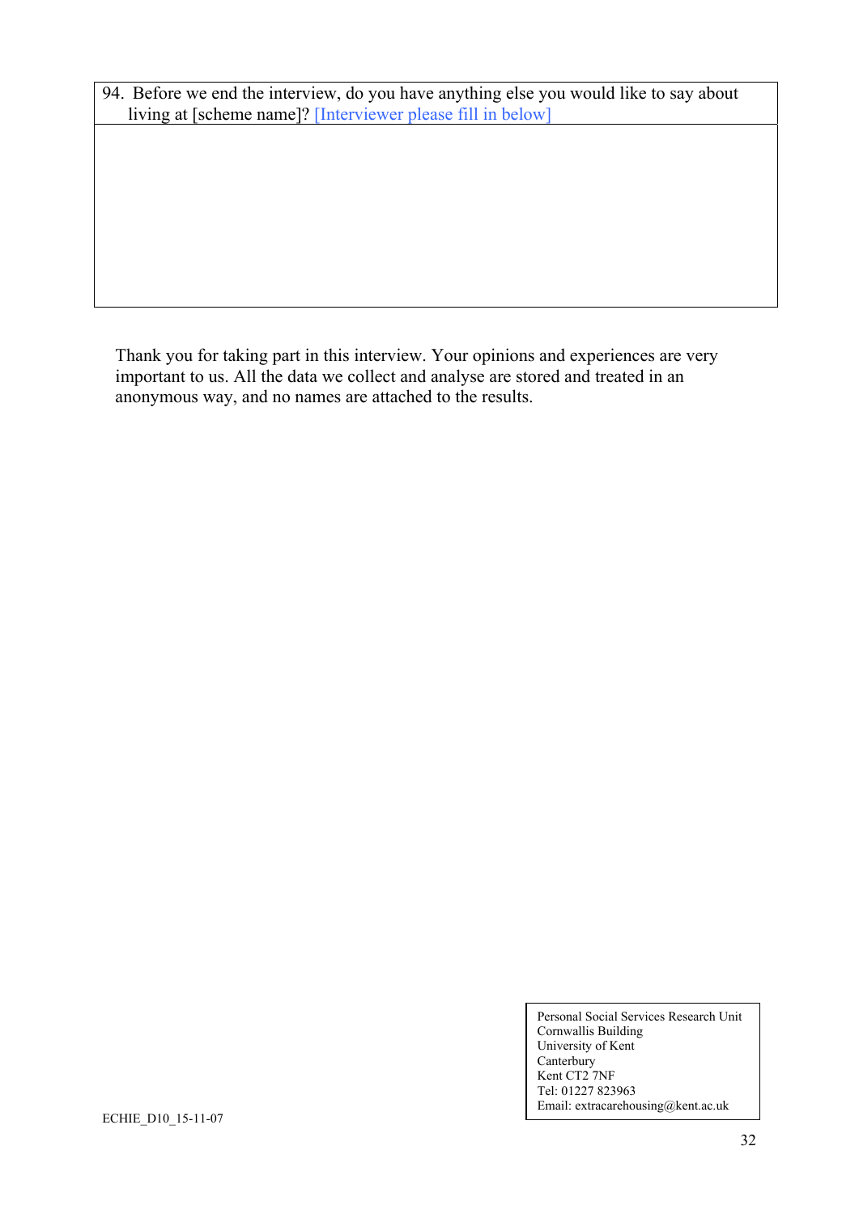| 94. Before we end the interview, do you have anything else you would like to say about living at [scheme name]? [Interviewer please fill in below] |
|---|
| |

Thank you for taking part in this interview. Your opinions and experiences are very important to us. All the data we collect and analyse are stored and treated in an anonymous way, and no names are attached to the results.

Personal Social Services Research Unit
Cornwallis Building
University of Kent
Canterbury
Kent CT2 7NF
Tel: 01227 823963
Email: extracarehousing@kent.ac.uk

ECHIE_D10_15-11-07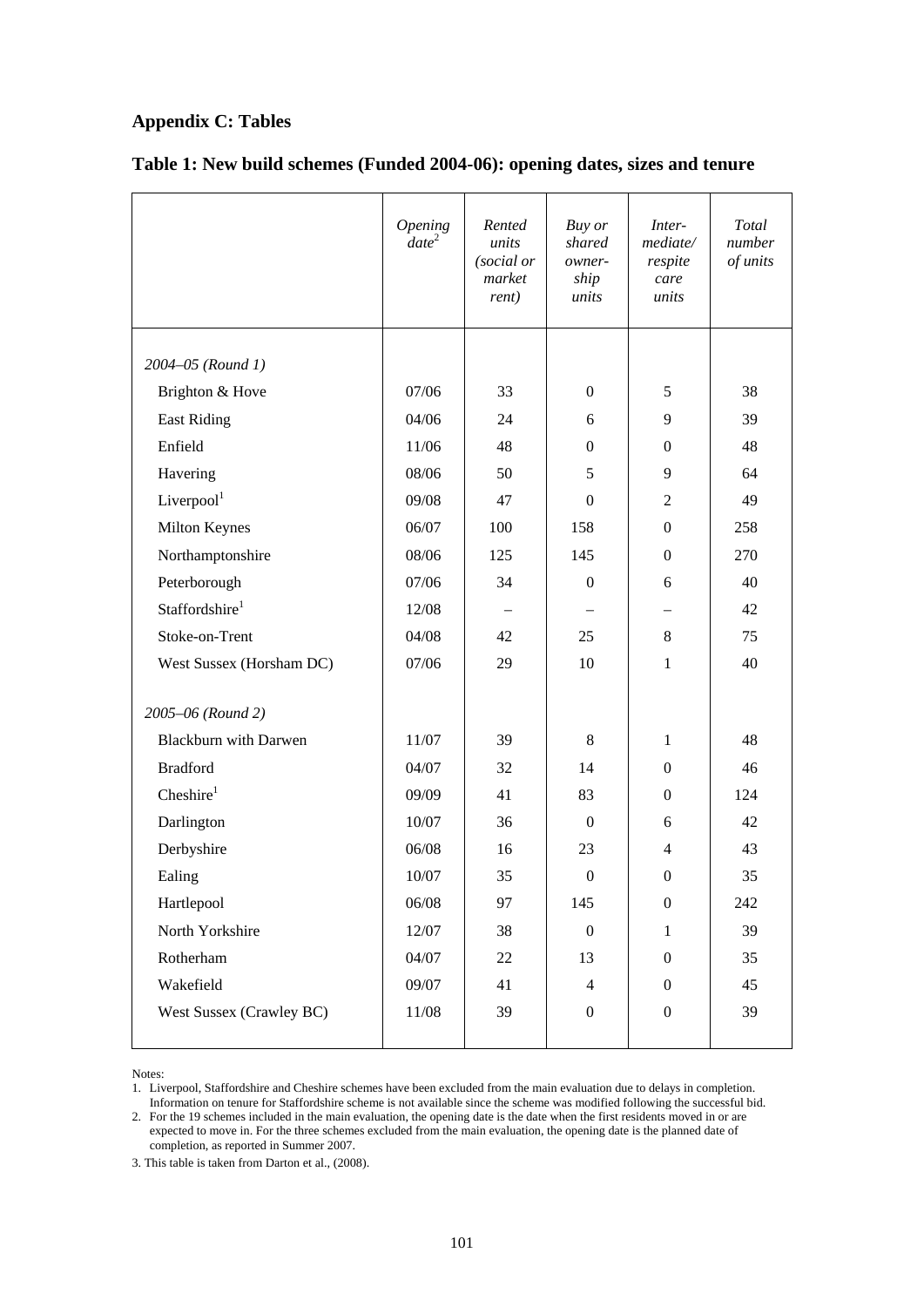## Appendix C: Tables

### Table 1: New build schemes (Funded 2004-06): opening dates, sizes and tenure

| | *Opening date*[2] | *Rented units (social or market rent)* | *Buy or shared owner-ship units* | *Inter-mediate/ respite care units* | *Total number of units* |
|---|---|---|---|---|---|
| *2004–05 (Round 1)* | | | | | |
| Brighton & Hove | 07/06 | 33 | 0 | 5 | 38 |
| East Riding | 04/06 | 24 | 6 | 9 | 39 |
| Enfield | 11/06 | 48 | 0 | 0 | 48 |
| Havering | 08/06 | 50 | 5 | 9 | 64 |
| Liverpool[1] | 09/08 | 47 | 0 | 2 | 49 |
| Milton Keynes | 06/07 | 100 | 158 | 0 | 258 |
| Northamptonshire | 08/06 | 125 | 145 | 0 | 270 |
| Peterborough | 07/06 | 34 | 0 | 6 | 40 |
| Staffordshire[1] | 12/08 | – | – | – | 42 |
| Stoke-on-Trent | 04/08 | 42 | 25 | 8 | 75 |
| West Sussex (Horsham DC) | 07/06 | 29 | 10 | 1 | 40 |
| *2005–06 (Round 2)* | | | | | |
| Blackburn with Darwen | 11/07 | 39 | 8 | 1 | 48 |
| Bradford | 04/07 | 32 | 14 | 0 | 46 |
| Cheshire[1] | 09/09 | 41 | 83 | 0 | 124 |
| Darlington | 10/07 | 36 | 0 | 6 | 42 |
| Derbyshire | 06/08 | 16 | 23 | 4 | 43 |
| Ealing | 10/07 | 35 | 0 | 0 | 35 |
| Hartlepool | 06/08 | 97 | 145 | 0 | 242 |
| North Yorkshire | 12/07 | 38 | 0 | 1 | 39 |
| Rotherham | 04/07 | 22 | 13 | 0 | 35 |
| Wakefield | 09/07 | 41 | 4 | 0 | 45 |
| West Sussex (Crawley BC) | 11/08 | 39 | 0 | 0 | 39 |

Notes:

1. Liverpool, Staffordshire and Cheshire schemes have been excluded from the main evaluation due to delays in completion. Information on tenure for Staffordshire scheme is not available since the scheme was modified following the successful bid.
2. For the 19 schemes included in the main evaluation, the opening date is the date when the first residents moved in or are expected to move in. For the three schemes excluded from the main evaluation, the opening date is the planned date of completion, as reported in Summer 2007.
3. This table is taken from Darton et al., (2008).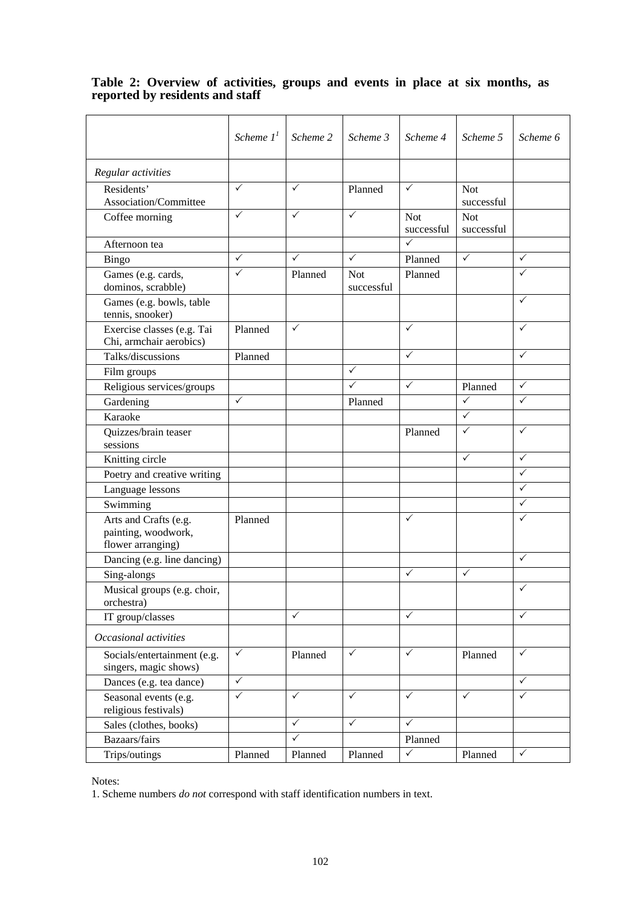**Table 2: Overview of activities, groups and events in place at six months, as reported by residents and staff**

| | *Scheme 1*[1] | *Scheme 2* | *Scheme 3* | *Scheme 4* | *Scheme 5* | *Scheme 6* |
|---|---|---|---|---|---|---|
| *Regular activities* | | | | | | |
| Residents' Association/Committee | ✓ | ✓ | Planned | ✓ | Not successful | |
| Coffee morning | ✓ | ✓ | ✓ | Not successful | Not successful | |
| Afternoon tea | | | | ✓ | | |
| Bingo | ✓ | ✓ | ✓ | Planned | ✓ | ✓ |
| Games (e.g. cards, dominos, scrabble) | ✓ | Planned | Not successful | Planned | | ✓ |
| Games (e.g. bowls, table tennis, snooker) | | | | | | ✓ |
| Exercise classes (e.g. Tai Chi, armchair aerobics) | Planned | ✓ | | ✓ | | ✓ |
| Talks/discussions | Planned | | | ✓ | | ✓ |
| Film groups | | | ✓ | | | |
| Religious services/groups | | | ✓ | ✓ | Planned | ✓ |
| Gardening | ✓ | | Planned | | ✓ | ✓ |
| Karaoke | | | | | ✓ | |
| Quizzes/brain teaser sessions | | | | Planned | ✓ | ✓ |
| Knitting circle | | | | | ✓ | ✓ |
| Poetry and creative writing | | | | | | ✓ |
| Language lessons | | | | | | ✓ |
| Swimming | | | | | | ✓ |
| Arts and Crafts (e.g. painting, woodwork, flower arranging) | Planned | | | ✓ | | ✓ |
| Dancing (e.g. line dancing) | | | | | | ✓ |
| Sing-alongs | | | | ✓ | ✓ | |
| Musical groups (e.g. choir, orchestra) | | | | | | ✓ |
| IT group/classes | | ✓ | | ✓ | | ✓ |
| *Occasional activities* | | | | | | |
| Socials/entertainment (e.g. singers, magic shows) | ✓ | Planned | ✓ | ✓ | Planned | ✓ |
| Dances (e.g. tea dance) | ✓ | | | | | ✓ |
| Seasonal events (e.g. religious festivals) | ✓ | ✓ | ✓ | ✓ | ✓ | ✓ |
| Sales (clothes, books) | | ✓ | ✓ | ✓ | | |
| Bazaars/fairs | | ✓ | | Planned | | |
| Trips/outings | Planned | Planned | Planned | ✓ | Planned | ✓ |

Notes:

1. Scheme numbers *do not* correspond with staff identification numbers in text.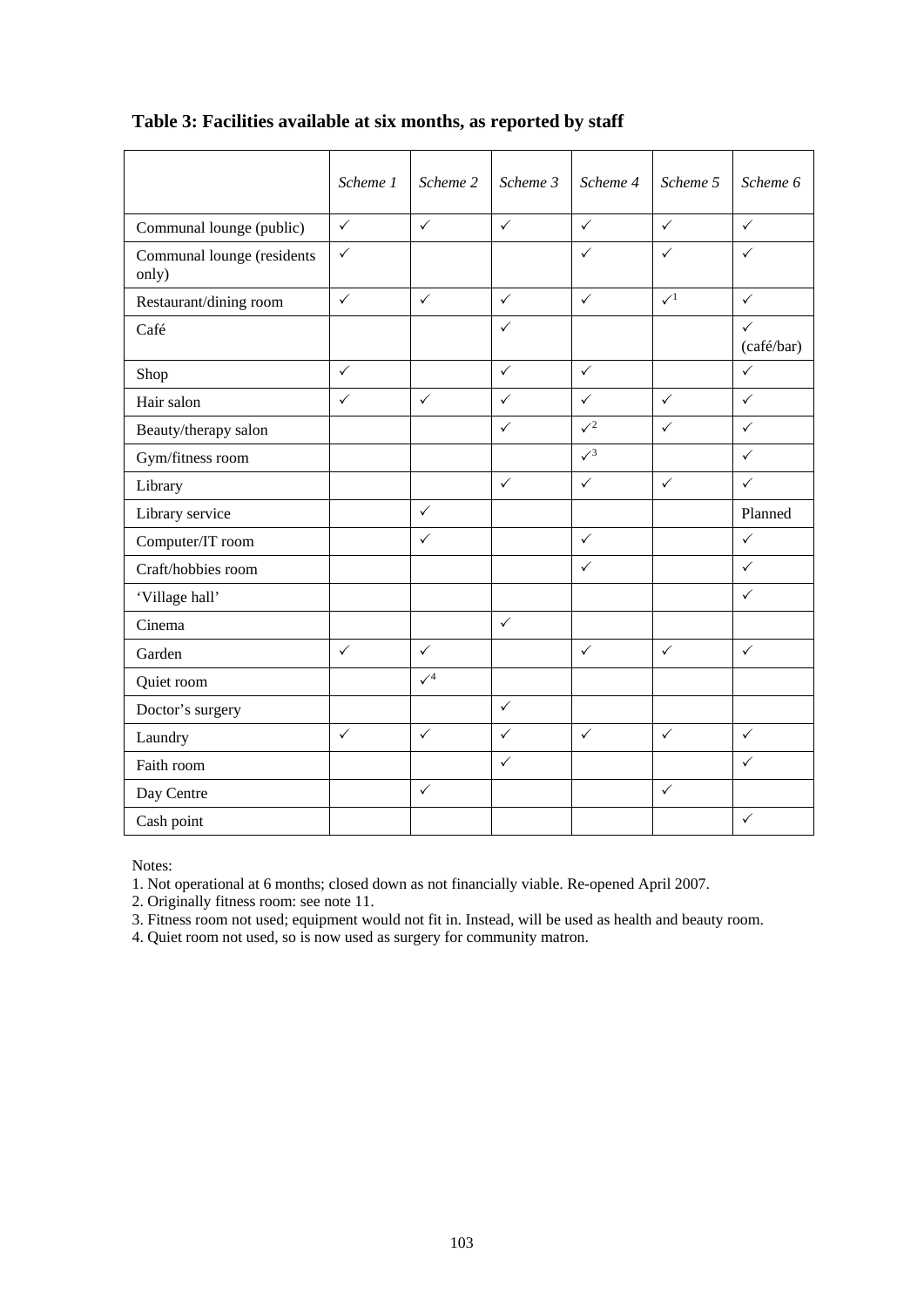**Table 3: Facilities available at six months, as reported by staff**

| | *Scheme 1* | *Scheme 2* | *Scheme 3* | *Scheme 4* | *Scheme 5* | *Scheme 6* |
|---|---|---|---|---|---|---|
| Communal lounge (public) | ✓ | ✓ | ✓ | ✓ | ✓ | ✓ |
| Communal lounge (residents only) | ✓ | | | ✓ | ✓ | ✓ |
| Restaurant/dining room | ✓ | ✓ | ✓ | ✓ | ✓[1] | ✓ |
| Café | | | ✓ | | | ✓ (café/bar) |
| Shop | ✓ | | ✓ | ✓ | | ✓ |
| Hair salon | ✓ | ✓ | ✓ | ✓ | ✓ | ✓ |
| Beauty/therapy salon | | | ✓ | ✓[2] | ✓ | ✓ |
| Gym/fitness room | | | | ✓[3] | | ✓ |
| Library | | | ✓ | ✓ | ✓ | ✓ |
| Library service | | ✓ | | | | Planned |
| Computer/IT room | | ✓ | | ✓ | | ✓ |
| Craft/hobbies room | | | | ✓ | | ✓ |
| 'Village hall' | | | | | | ✓ |
| Cinema | | | ✓ | | | |
| Garden | ✓ | ✓ | | ✓ | ✓ | ✓ |
| Quiet room | | ✓[4] | | | | |
| Doctor's surgery | | | ✓ | | | |
| Laundry | ✓ | ✓ | ✓ | ✓ | ✓ | ✓ |
| Faith room | | | ✓ | | | ✓ |
| Day Centre | | ✓ | | | ✓ | |
| Cash point | | | | | | ✓ |

Notes:

1. Not operational at 6 months; closed down as not financially viable. Re-opened April 2007.
2. Originally fitness room: see note 11.
3. Fitness room not used; equipment would not fit in. Instead, will be used as health and beauty room.
4. Quiet room not used, so is now used as surgery for community matron.